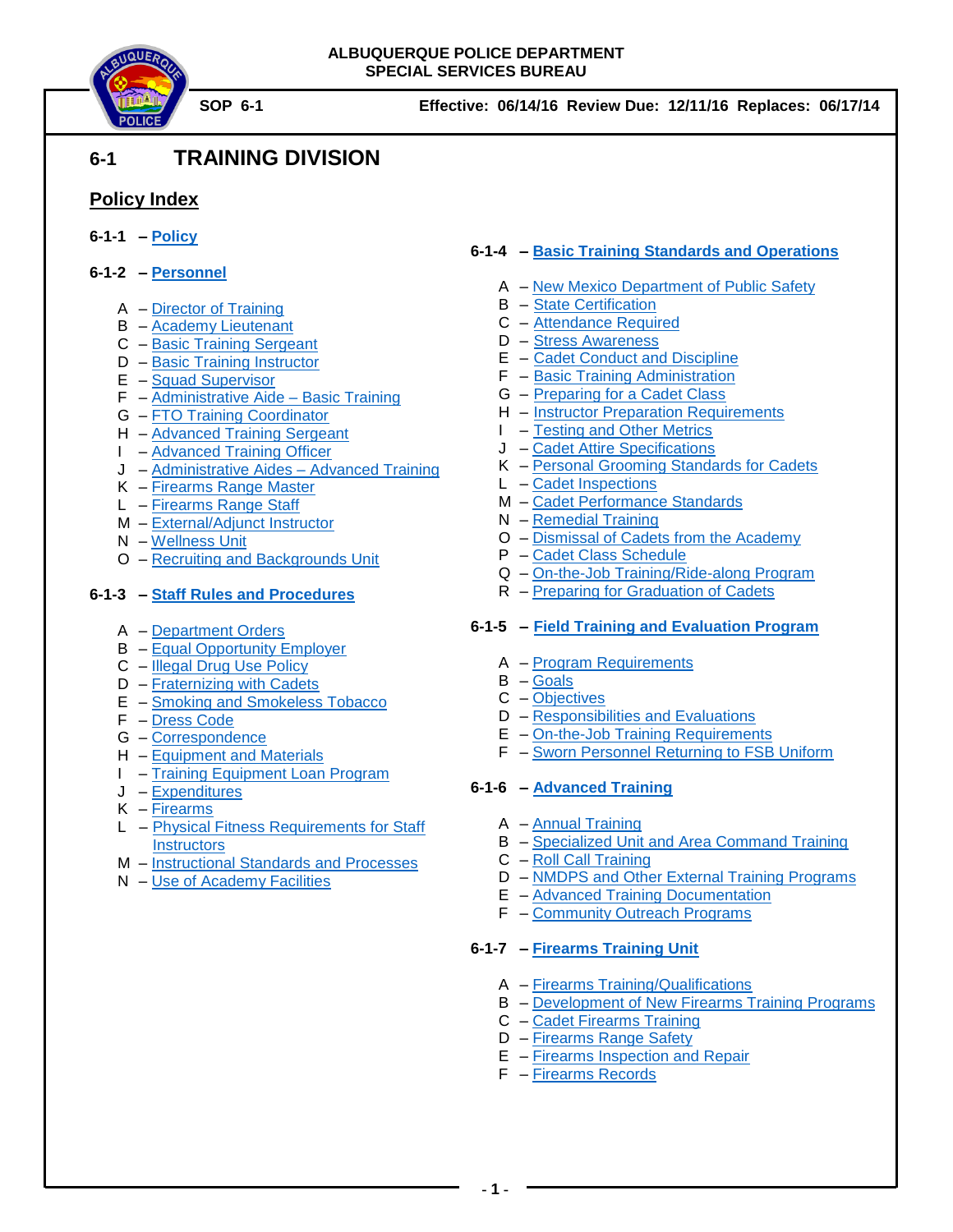ALBUQUERQUE POLICE DEPARTMENT
SPECIAL SERVICES BUREAU

**SOP 6-1** **Effective: 06/14/16 Review Due: 12/11/16 Replaces: 06/17/14**

# 6-1 TRAINING DIVISION

## Policy Index

**6-1-1 – Policy**

**6-1-2 – Personnel**

A – Director of Training
B – Academy Lieutenant
C – Basic Training Sergeant
D – Basic Training Instructor
E – Squad Supervisor
F – Administrative Aide – Basic Training
G – FTO Training Coordinator
H – Advanced Training Sergeant
I – Advanced Training Officer
J – Administrative Aides – Advanced Training
K – Firearms Range Master
L – Firearms Range Staff
M – External/Adjunct Instructor
N – Wellness Unit
O – Recruiting and Backgrounds Unit

**6-1-3 – Staff Rules and Procedures**

A – Department Orders
B – Equal Opportunity Employer
C – Illegal Drug Use Policy
D – Fraternizing with Cadets
E – Smoking and Smokeless Tobacco
F – Dress Code
G – Correspondence
H – Equipment and Materials
I – Training Equipment Loan Program
J – Expenditures
K – Firearms
L – Physical Fitness Requirements for Staff Instructors
M – Instructional Standards and Processes
N – Use of Academy Facilities

**6-1-4 – Basic Training Standards and Operations**

A – New Mexico Department of Public Safety
B – State Certification
C – Attendance Required
D – Stress Awareness
E – Cadet Conduct and Discipline
F – Basic Training Administration
G – Preparing for a Cadet Class
H – Instructor Preparation Requirements
I – Testing and Other Metrics
J – Cadet Attire Specifications
K – Personal Grooming Standards for Cadets
L – Cadet Inspections
M – Cadet Performance Standards
N – Remedial Training
O – Dismissal of Cadets from the Academy
P – Cadet Class Schedule
Q – On-the-Job Training/Ride-along Program
R – Preparing for Graduation of Cadets

**6-1-5 – Field Training and Evaluation Program**

A – Program Requirements
B – Goals
C – Objectives
D – Responsibilities and Evaluations
E – On-the-Job Training Requirements
F – Sworn Personnel Returning to FSB Uniform

**6-1-6 – Advanced Training**

A – Annual Training
B – Specialized Unit and Area Command Training
C – Roll Call Training
D – NMDPS and Other External Training Programs
E – Advanced Training Documentation
F – Community Outreach Programs

**6-1-7 – Firearms Training Unit**

A – Firearms Training/Qualifications
B – Development of New Firearms Training Programs
C – Cadet Firearms Training
D – Firearms Range Safety
E – Firearms Inspection and Repair
F – Firearms Records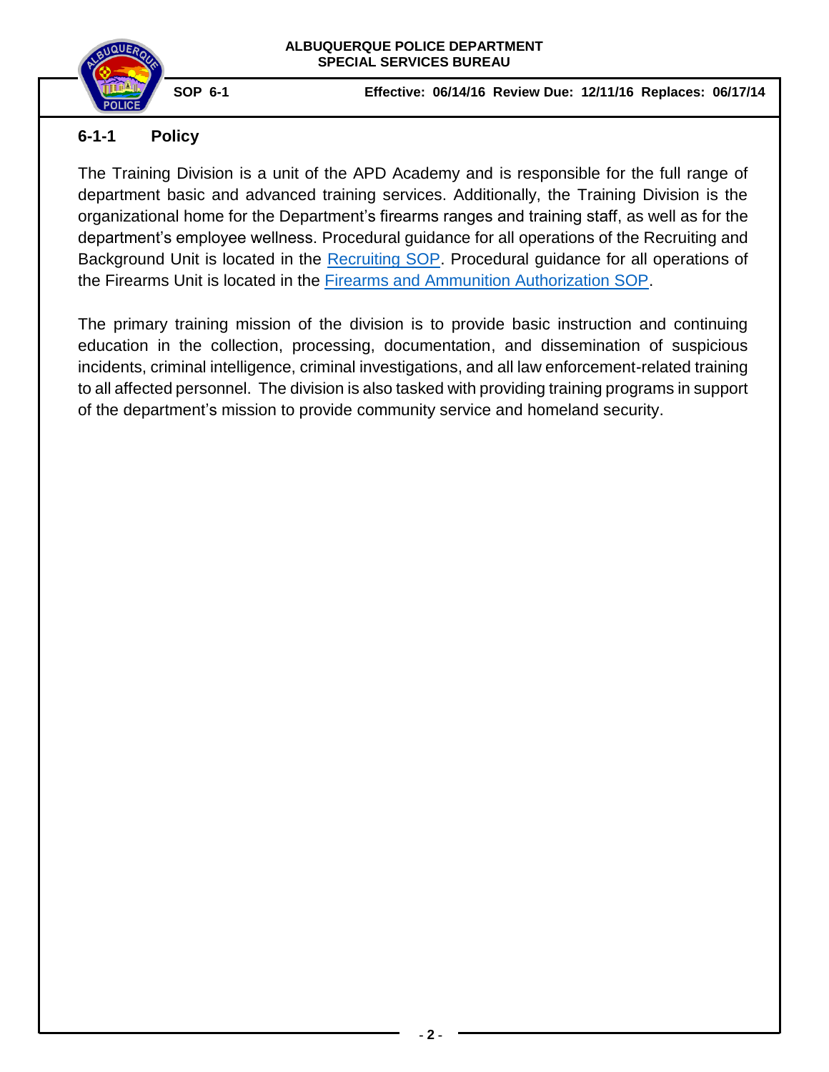## 6-1-1 Policy

The Training Division is a unit of the APD Academy and is responsible for the full range of department basic and advanced training services. Additionally, the Training Division is the organizational home for the Department's firearms ranges and training staff, as well as for the department's employee wellness. Procedural guidance for all operations of the Recruiting and Background Unit is located in the Recruiting SOP. Procedural guidance for all operations of the Firearms Unit is located in the Firearms and Ammunition Authorization SOP.

The primary training mission of the division is to provide basic instruction and continuing education in the collection, processing, documentation, and dissemination of suspicious incidents, criminal intelligence, criminal investigations, and all law enforcement-related training to all affected personnel. The division is also tasked with providing training programs in support of the department's mission to provide community service and homeland security.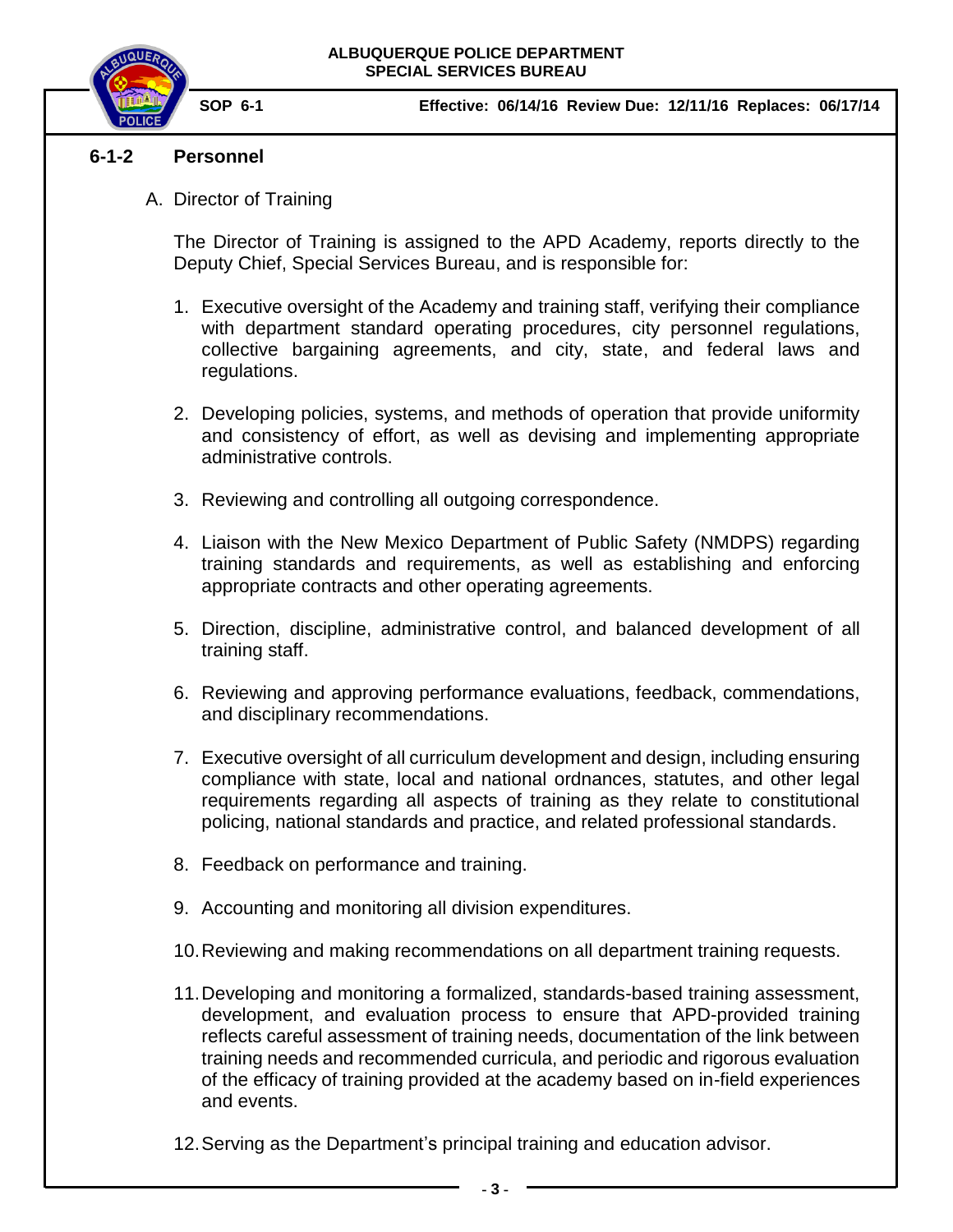## 6-1-2 Personnel

A. Director of Training

The Director of Training is assigned to the APD Academy, reports directly to the Deputy Chief, Special Services Bureau, and is responsible for:

1. Executive oversight of the Academy and training staff, verifying their compliance with department standard operating procedures, city personnel regulations, collective bargaining agreements, and city, state, and federal laws and regulations.

2. Developing policies, systems, and methods of operation that provide uniformity and consistency of effort, as well as devising and implementing appropriate administrative controls.

3. Reviewing and controlling all outgoing correspondence.

4. Liaison with the New Mexico Department of Public Safety (NMDPS) regarding training standards and requirements, as well as establishing and enforcing appropriate contracts and other operating agreements.

5. Direction, discipline, administrative control, and balanced development of all training staff.

6. Reviewing and approving performance evaluations, feedback, commendations, and disciplinary recommendations.

7. Executive oversight of all curriculum development and design, including ensuring compliance with state, local and national ordnances, statutes, and other legal requirements regarding all aspects of training as they relate to constitutional policing, national standards and practice, and related professional standards.

8. Feedback on performance and training.

9. Accounting and monitoring all division expenditures.

10. Reviewing and making recommendations on all department training requests.

11. Developing and monitoring a formalized, standards-based training assessment, development, and evaluation process to ensure that APD-provided training reflects careful assessment of training needs, documentation of the link between training needs and recommended curricula, and periodic and rigorous evaluation of the efficacy of training provided at the academy based on in-field experiences and events.

12. Serving as the Department's principal training and education advisor.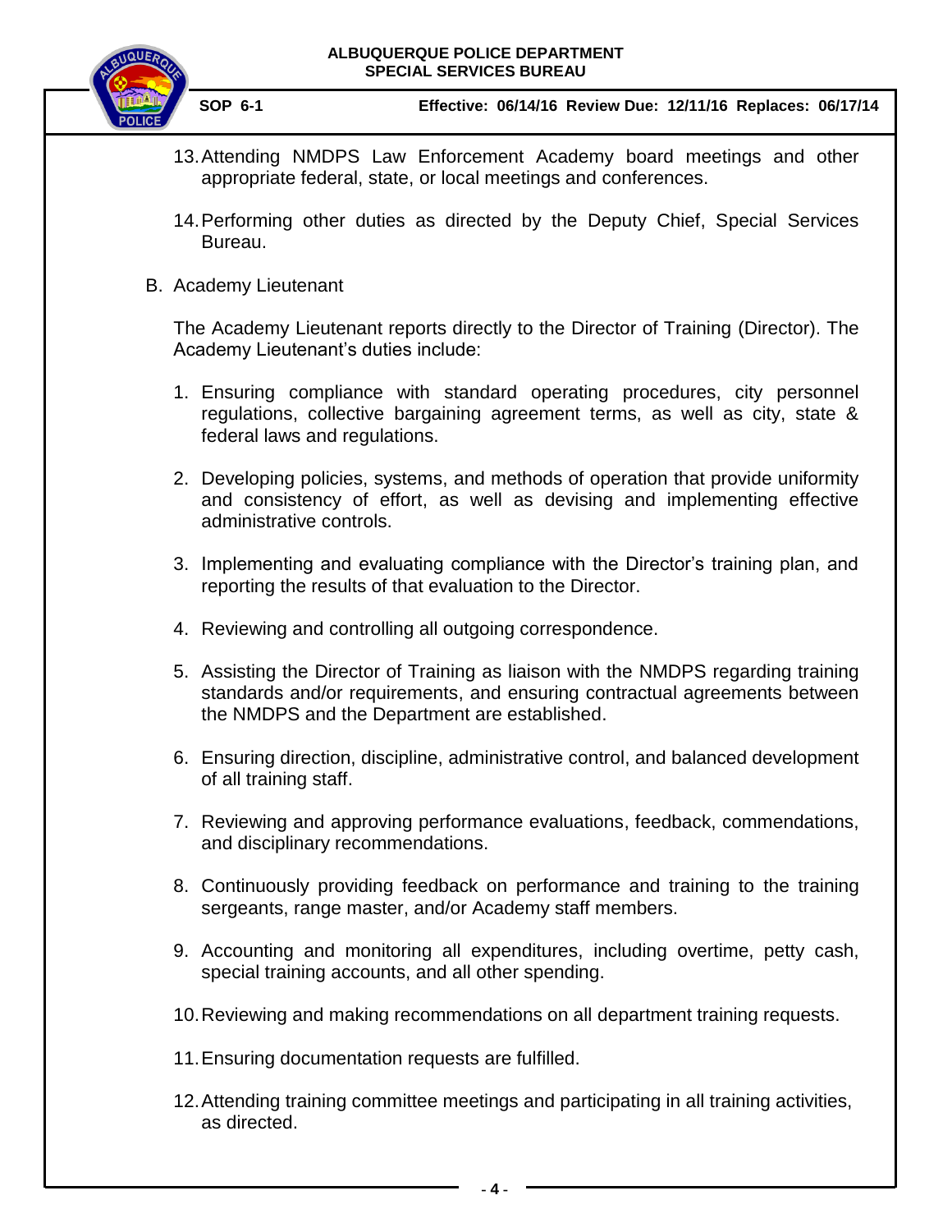13. Attending NMDPS Law Enforcement Academy board meetings and other appropriate federal, state, or local meetings and conferences.

14. Performing other duties as directed by the Deputy Chief, Special Services Bureau.

B. Academy Lieutenant

The Academy Lieutenant reports directly to the Director of Training (Director). The Academy Lieutenant's duties include:

1. Ensuring compliance with standard operating procedures, city personnel regulations, collective bargaining agreement terms, as well as city, state & federal laws and regulations.

2. Developing policies, systems, and methods of operation that provide uniformity and consistency of effort, as well as devising and implementing effective administrative controls.

3. Implementing and evaluating compliance with the Director's training plan, and reporting the results of that evaluation to the Director.

4. Reviewing and controlling all outgoing correspondence.

5. Assisting the Director of Training as liaison with the NMDPS regarding training standards and/or requirements, and ensuring contractual agreements between the NMDPS and the Department are established.

6. Ensuring direction, discipline, administrative control, and balanced development of all training staff.

7. Reviewing and approving performance evaluations, feedback, commendations, and disciplinary recommendations.

8. Continuously providing feedback on performance and training to the training sergeants, range master, and/or Academy staff members.

9. Accounting and monitoring all expenditures, including overtime, petty cash, special training accounts, and all other spending.

10. Reviewing and making recommendations on all department training requests.

11. Ensuring documentation requests are fulfilled.

12. Attending training committee meetings and participating in all training activities, as directed.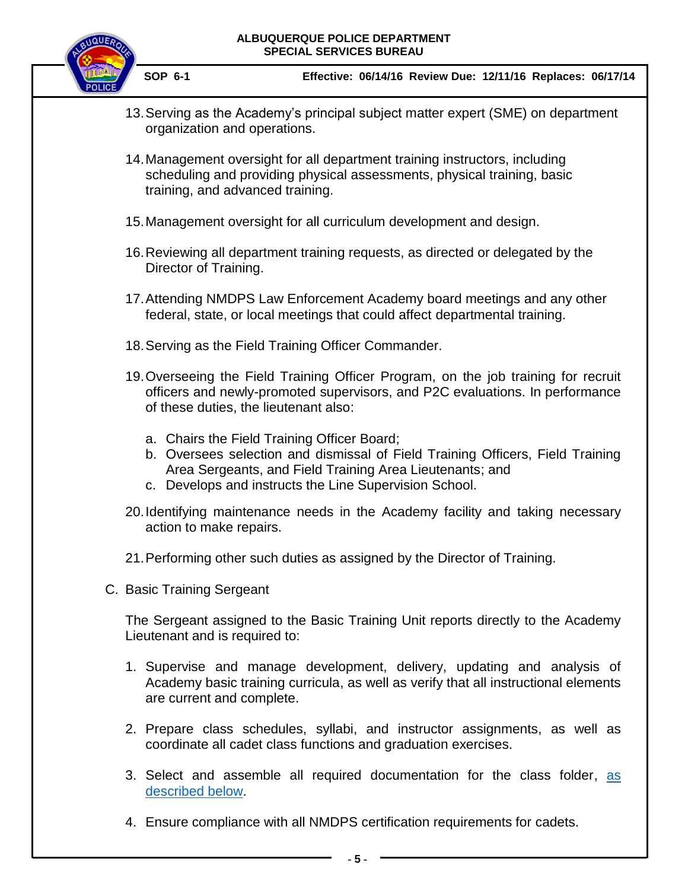13. Serving as the Academy's principal subject matter expert (SME) on department organization and operations.

14. Management oversight for all department training instructors, including scheduling and providing physical assessments, physical training, basic training, and advanced training.

15. Management oversight for all curriculum development and design.

16. Reviewing all department training requests, as directed or delegated by the Director of Training.

17. Attending NMDPS Law Enforcement Academy board meetings and any other federal, state, or local meetings that could affect departmental training.

18. Serving as the Field Training Officer Commander.

19. Overseeing the Field Training Officer Program, on the job training for recruit officers and newly-promoted supervisors, and P2C evaluations. In performance of these duties, the lieutenant also:

    a. Chairs the Field Training Officer Board;
    b. Oversees selection and dismissal of Field Training Officers, Field Training Area Sergeants, and Field Training Area Lieutenants; and
    c. Develops and instructs the Line Supervision School.

20. Identifying maintenance needs in the Academy facility and taking necessary action to make repairs.

21. Performing other such duties as assigned by the Director of Training.

C. Basic Training Sergeant

The Sergeant assigned to the Basic Training Unit reports directly to the Academy Lieutenant and is required to:

1. Supervise and manage development, delivery, updating and analysis of Academy basic training curricula, as well as verify that all instructional elements are current and complete.

2. Prepare class schedules, syllabi, and instructor assignments, as well as coordinate all cadet class functions and graduation exercises.

3. Select and assemble all required documentation for the class folder, as described below.

4. Ensure compliance with all NMDPS certification requirements for cadets.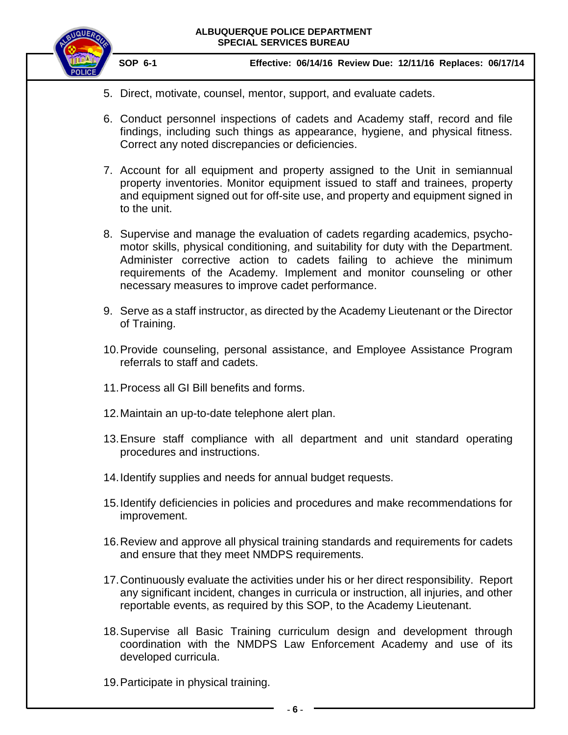5. Direct, motivate, counsel, mentor, support, and evaluate cadets.

6. Conduct personnel inspections of cadets and Academy staff, record and file findings, including such things as appearance, hygiene, and physical fitness. Correct any noted discrepancies or deficiencies.

7. Account for all equipment and property assigned to the Unit in semiannual property inventories. Monitor equipment issued to staff and trainees, property and equipment signed out for off-site use, and property and equipment signed in to the unit.

8. Supervise and manage the evaluation of cadets regarding academics, psycho-motor skills, physical conditioning, and suitability for duty with the Department. Administer corrective action to cadets failing to achieve the minimum requirements of the Academy. Implement and monitor counseling or other necessary measures to improve cadet performance.

9. Serve as a staff instructor, as directed by the Academy Lieutenant or the Director of Training.

10. Provide counseling, personal assistance, and Employee Assistance Program referrals to staff and cadets.

11. Process all GI Bill benefits and forms.

12. Maintain an up-to-date telephone alert plan.

13. Ensure staff compliance with all department and unit standard operating procedures and instructions.

14. Identify supplies and needs for annual budget requests.

15. Identify deficiencies in policies and procedures and make recommendations for improvement.

16. Review and approve all physical training standards and requirements for cadets and ensure that they meet NMDPS requirements.

17. Continuously evaluate the activities under his or her direct responsibility. Report any significant incident, changes in curricula or instruction, all injuries, and other reportable events, as required by this SOP, to the Academy Lieutenant.

18. Supervise all Basic Training curriculum design and development through coordination with the NMDPS Law Enforcement Academy and use of its developed curricula.

19. Participate in physical training.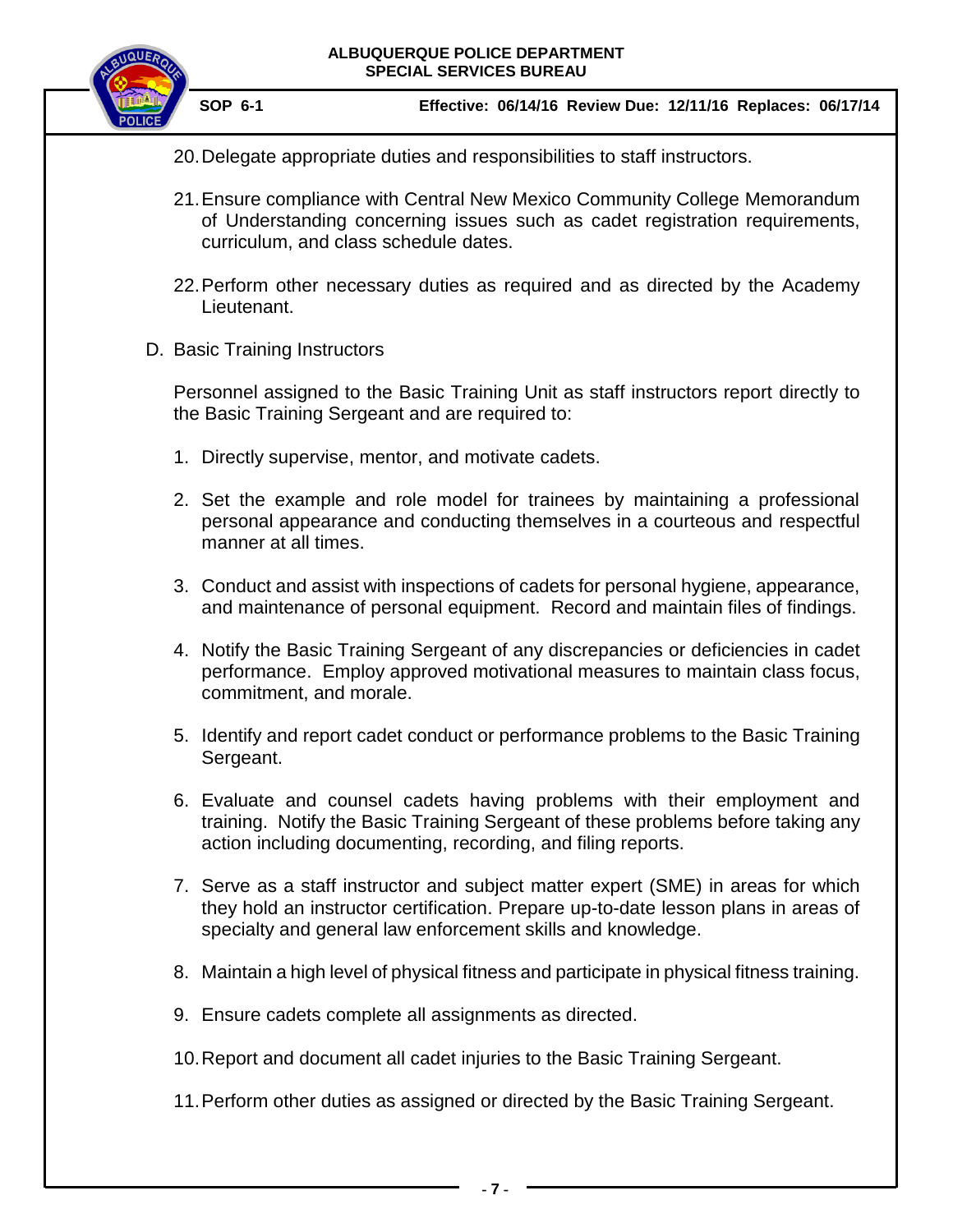20. Delegate appropriate duties and responsibilities to staff instructors.

21. Ensure compliance with Central New Mexico Community College Memorandum of Understanding concerning issues such as cadet registration requirements, curriculum, and class schedule dates.

22. Perform other necessary duties as required and as directed by the Academy Lieutenant.

D. Basic Training Instructors

Personnel assigned to the Basic Training Unit as staff instructors report directly to the Basic Training Sergeant and are required to:

1. Directly supervise, mentor, and motivate cadets.

2. Set the example and role model for trainees by maintaining a professional personal appearance and conducting themselves in a courteous and respectful manner at all times.

3. Conduct and assist with inspections of cadets for personal hygiene, appearance, and maintenance of personal equipment. Record and maintain files of findings.

4. Notify the Basic Training Sergeant of any discrepancies or deficiencies in cadet performance. Employ approved motivational measures to maintain class focus, commitment, and morale.

5. Identify and report cadet conduct or performance problems to the Basic Training Sergeant.

6. Evaluate and counsel cadets having problems with their employment and training. Notify the Basic Training Sergeant of these problems before taking any action including documenting, recording, and filing reports.

7. Serve as a staff instructor and subject matter expert (SME) in areas for which they hold an instructor certification. Prepare up-to-date lesson plans in areas of specialty and general law enforcement skills and knowledge.

8. Maintain a high level of physical fitness and participate in physical fitness training.

9. Ensure cadets complete all assignments as directed.

10. Report and document all cadet injuries to the Basic Training Sergeant.

11. Perform other duties as assigned or directed by the Basic Training Sergeant.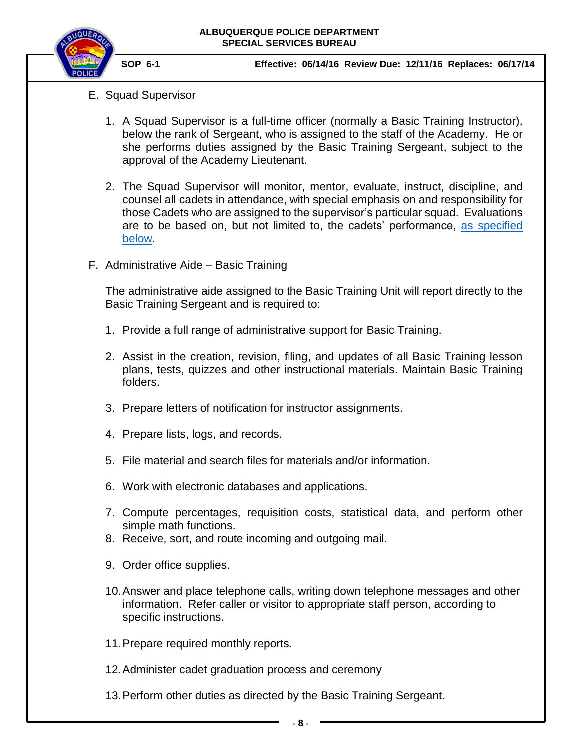E. Squad Supervisor

1. A Squad Supervisor is a full-time officer (normally a Basic Training Instructor), below the rank of Sergeant, who is assigned to the staff of the Academy. He or she performs duties assigned by the Basic Training Sergeant, subject to the approval of the Academy Lieutenant.

2. The Squad Supervisor will monitor, mentor, evaluate, instruct, discipline, and counsel all cadets in attendance, with special emphasis on and responsibility for those Cadets who are assigned to the supervisor's particular squad. Evaluations are to be based on, but not limited to, the cadets' performance, as specified below.

F. Administrative Aide – Basic Training

The administrative aide assigned to the Basic Training Unit will report directly to the Basic Training Sergeant and is required to:

1. Provide a full range of administrative support for Basic Training.

2. Assist in the creation, revision, filing, and updates of all Basic Training lesson plans, tests, quizzes and other instructional materials. Maintain Basic Training folders.

3. Prepare letters of notification for instructor assignments.

4. Prepare lists, logs, and records.

5. File material and search files for materials and/or information.

6. Work with electronic databases and applications.

7. Compute percentages, requisition costs, statistical data, and perform other simple math functions.

8. Receive, sort, and route incoming and outgoing mail.

9. Order office supplies.

10. Answer and place telephone calls, writing down telephone messages and other information. Refer caller or visitor to appropriate staff person, according to specific instructions.

11. Prepare required monthly reports.

12. Administer cadet graduation process and ceremony

13. Perform other duties as directed by the Basic Training Sergeant.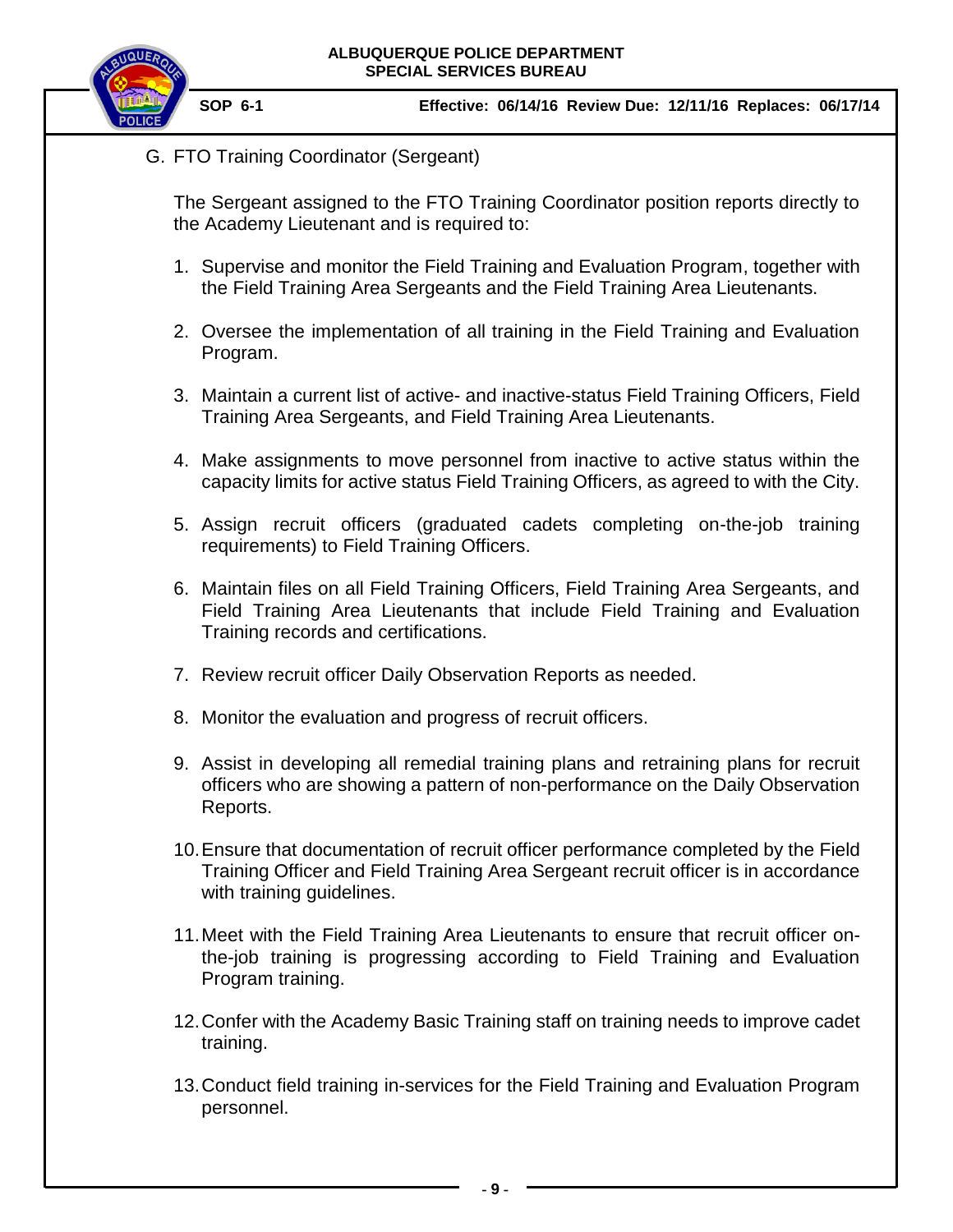G. FTO Training Coordinator (Sergeant)

The Sergeant assigned to the FTO Training Coordinator position reports directly to the Academy Lieutenant and is required to:

1. Supervise and monitor the Field Training and Evaluation Program, together with the Field Training Area Sergeants and the Field Training Area Lieutenants.

2. Oversee the implementation of all training in the Field Training and Evaluation Program.

3. Maintain a current list of active- and inactive-status Field Training Officers, Field Training Area Sergeants, and Field Training Area Lieutenants.

4. Make assignments to move personnel from inactive to active status within the capacity limits for active status Field Training Officers, as agreed to with the City.

5. Assign recruit officers (graduated cadets completing on-the-job training requirements) to Field Training Officers.

6. Maintain files on all Field Training Officers, Field Training Area Sergeants, and Field Training Area Lieutenants that include Field Training and Evaluation Training records and certifications.

7. Review recruit officer Daily Observation Reports as needed.

8. Monitor the evaluation and progress of recruit officers.

9. Assist in developing all remedial training plans and retraining plans for recruit officers who are showing a pattern of non-performance on the Daily Observation Reports.

10. Ensure that documentation of recruit officer performance completed by the Field Training Officer and Field Training Area Sergeant recruit officer is in accordance with training guidelines.

11. Meet with the Field Training Area Lieutenants to ensure that recruit officer on-the-job training is progressing according to Field Training and Evaluation Program training.

12. Confer with the Academy Basic Training staff on training needs to improve cadet training.

13. Conduct field training in-services for the Field Training and Evaluation Program personnel.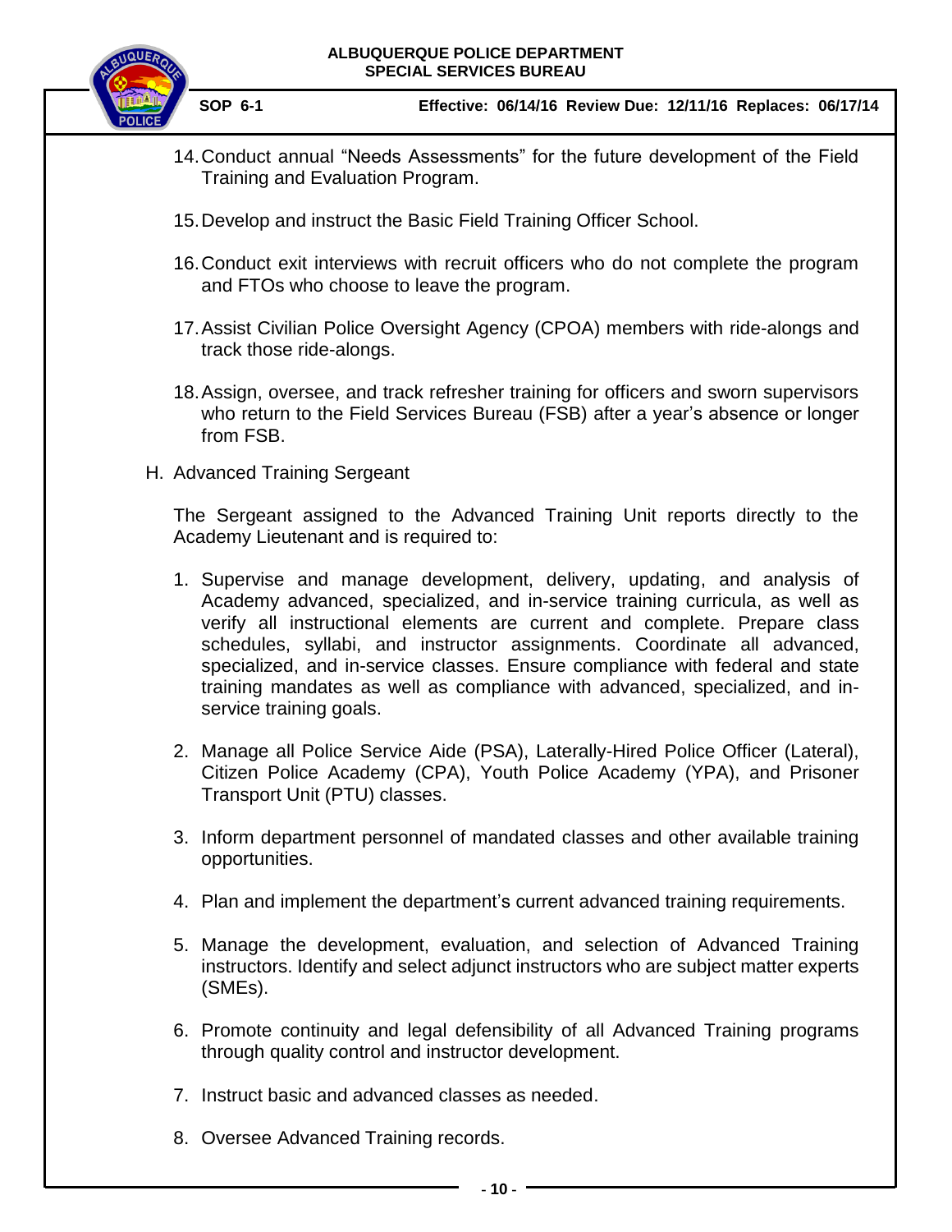14. Conduct annual “Needs Assessments” for the future development of the Field Training and Evaluation Program.

15. Develop and instruct the Basic Field Training Officer School.

16. Conduct exit interviews with recruit officers who do not complete the program and FTOs who choose to leave the program.

17. Assist Civilian Police Oversight Agency (CPOA) members with ride-alongs and track those ride-alongs.

18. Assign, oversee, and track refresher training for officers and sworn supervisors who return to the Field Services Bureau (FSB) after a year’s absence or longer from FSB.

H. Advanced Training Sergeant

The Sergeant assigned to the Advanced Training Unit reports directly to the Academy Lieutenant and is required to:

1. Supervise and manage development, delivery, updating, and analysis of Academy advanced, specialized, and in-service training curricula, as well as verify all instructional elements are current and complete. Prepare class schedules, syllabi, and instructor assignments. Coordinate all advanced, specialized, and in-service classes. Ensure compliance with federal and state training mandates as well as compliance with advanced, specialized, and in-service training goals.

2. Manage all Police Service Aide (PSA), Laterally-Hired Police Officer (Lateral), Citizen Police Academy (CPA), Youth Police Academy (YPA), and Prisoner Transport Unit (PTU) classes.

3. Inform department personnel of mandated classes and other available training opportunities.

4. Plan and implement the department’s current advanced training requirements.

5. Manage the development, evaluation, and selection of Advanced Training instructors. Identify and select adjunct instructors who are subject matter experts (SMEs).

6. Promote continuity and legal defensibility of all Advanced Training programs through quality control and instructor development.

7. Instruct basic and advanced classes as needed.

8. Oversee Advanced Training records.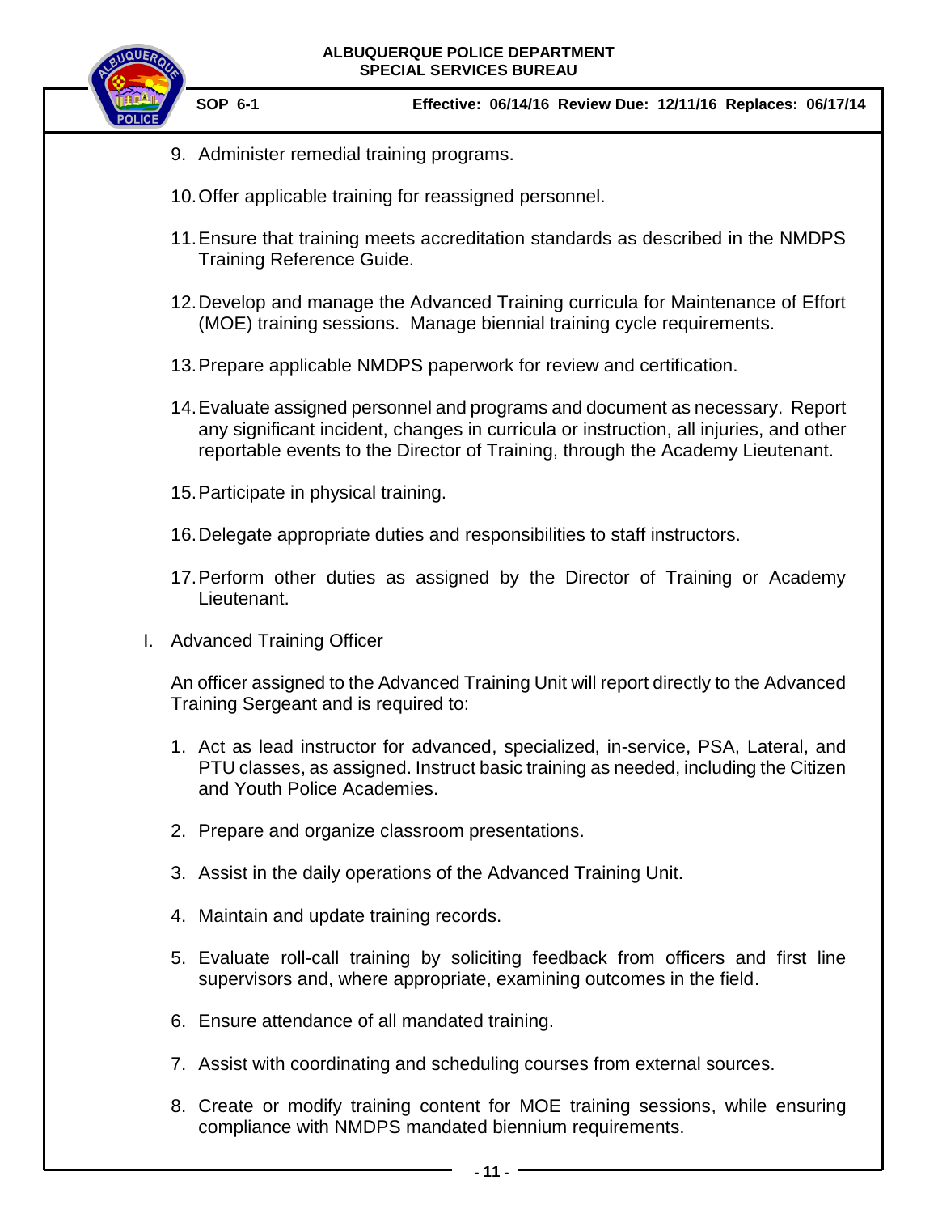9. Administer remedial training programs.

10. Offer applicable training for reassigned personnel.

11. Ensure that training meets accreditation standards as described in the NMDPS Training Reference Guide.

12. Develop and manage the Advanced Training curricula for Maintenance of Effort (MOE) training sessions. Manage biennial training cycle requirements.

13. Prepare applicable NMDPS paperwork for review and certification.

14. Evaluate assigned personnel and programs and document as necessary. Report any significant incident, changes in curricula or instruction, all injuries, and other reportable events to the Director of Training, through the Academy Lieutenant.

15. Participate in physical training.

16. Delegate appropriate duties and responsibilities to staff instructors.

17. Perform other duties as assigned by the Director of Training or Academy Lieutenant.

I. Advanced Training Officer

An officer assigned to the Advanced Training Unit will report directly to the Advanced Training Sergeant and is required to:

1. Act as lead instructor for advanced, specialized, in-service, PSA, Lateral, and PTU classes, as assigned. Instruct basic training as needed, including the Citizen and Youth Police Academies.

2. Prepare and organize classroom presentations.

3. Assist in the daily operations of the Advanced Training Unit.

4. Maintain and update training records.

5. Evaluate roll-call training by soliciting feedback from officers and first line supervisors and, where appropriate, examining outcomes in the field.

6. Ensure attendance of all mandated training.

7. Assist with coordinating and scheduling courses from external sources.

8. Create or modify training content for MOE training sessions, while ensuring compliance with NMDPS mandated biennium requirements.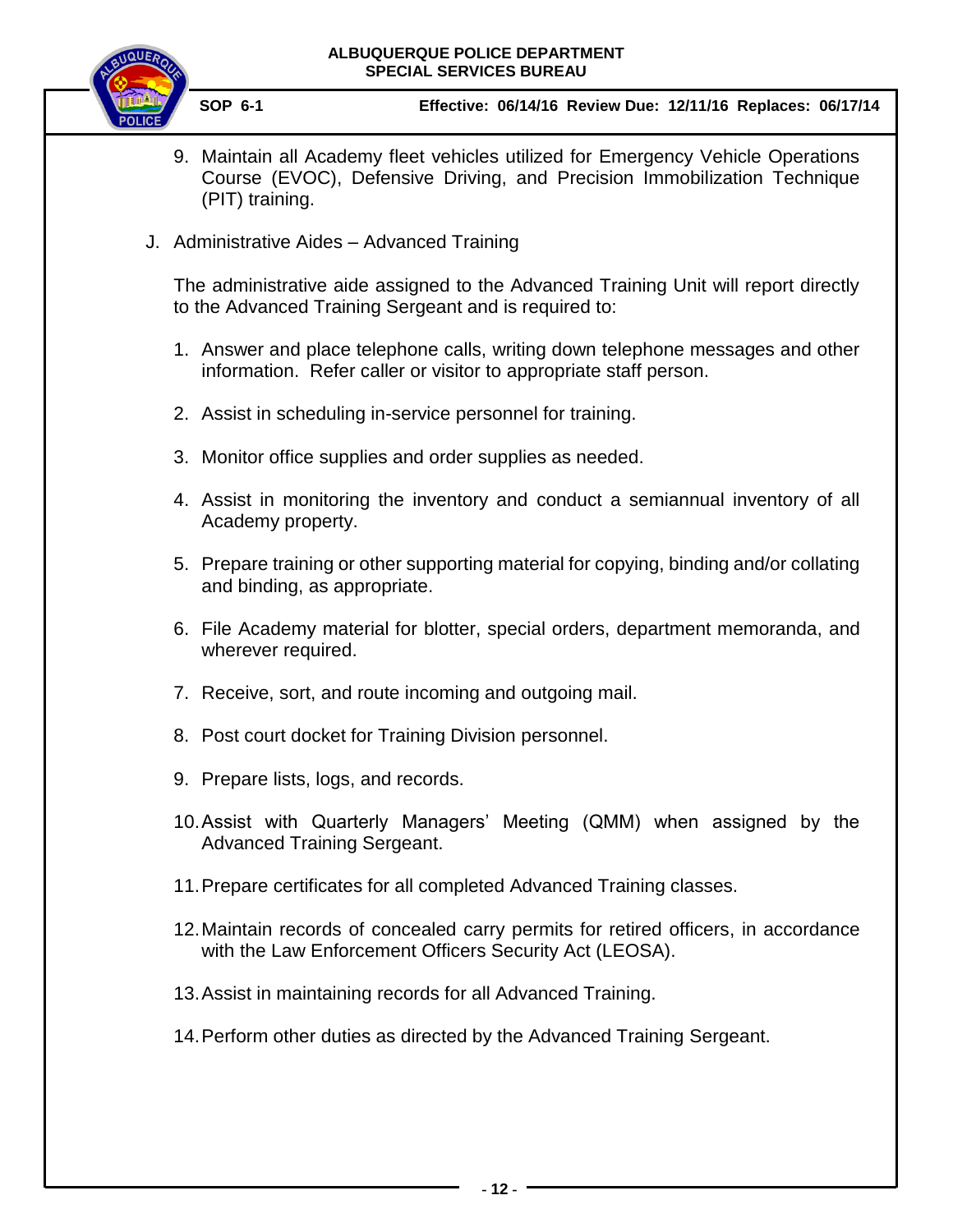9. Maintain all Academy fleet vehicles utilized for Emergency Vehicle Operations Course (EVOC), Defensive Driving, and Precision Immobilization Technique (PIT) training.

J. Administrative Aides – Advanced Training

The administrative aide assigned to the Advanced Training Unit will report directly to the Advanced Training Sergeant and is required to:

1. Answer and place telephone calls, writing down telephone messages and other information. Refer caller or visitor to appropriate staff person.

2. Assist in scheduling in-service personnel for training.

3. Monitor office supplies and order supplies as needed.

4. Assist in monitoring the inventory and conduct a semiannual inventory of all Academy property.

5. Prepare training or other supporting material for copying, binding and/or collating and binding, as appropriate.

6. File Academy material for blotter, special orders, department memoranda, and wherever required.

7. Receive, sort, and route incoming and outgoing mail.

8. Post court docket for Training Division personnel.

9. Prepare lists, logs, and records.

10. Assist with Quarterly Managers' Meeting (QMM) when assigned by the Advanced Training Sergeant.

11. Prepare certificates for all completed Advanced Training classes.

12. Maintain records of concealed carry permits for retired officers, in accordance with the Law Enforcement Officers Security Act (LEOSA).

13. Assist in maintaining records for all Advanced Training.

14. Perform other duties as directed by the Advanced Training Sergeant.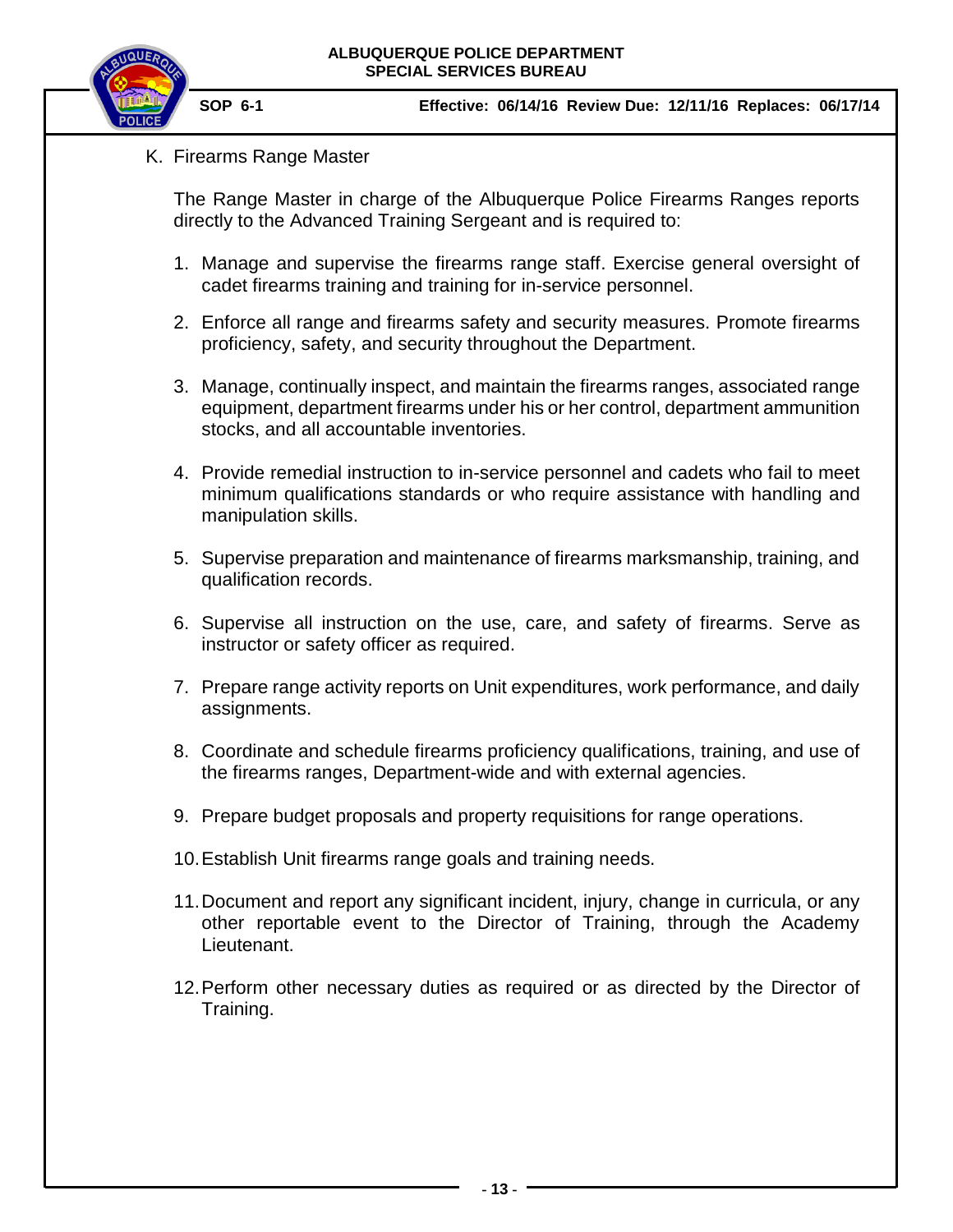K. Firearms Range Master

The Range Master in charge of the Albuquerque Police Firearms Ranges reports directly to the Advanced Training Sergeant and is required to:

1. Manage and supervise the firearms range staff. Exercise general oversight of cadet firearms training and training for in-service personnel.

2. Enforce all range and firearms safety and security measures. Promote firearms proficiency, safety, and security throughout the Department.

3. Manage, continually inspect, and maintain the firearms ranges, associated range equipment, department firearms under his or her control, department ammunition stocks, and all accountable inventories.

4. Provide remedial instruction to in-service personnel and cadets who fail to meet minimum qualifications standards or who require assistance with handling and manipulation skills.

5. Supervise preparation and maintenance of firearms marksmanship, training, and qualification records.

6. Supervise all instruction on the use, care, and safety of firearms. Serve as instructor or safety officer as required.

7. Prepare range activity reports on Unit expenditures, work performance, and daily assignments.

8. Coordinate and schedule firearms proficiency qualifications, training, and use of the firearms ranges, Department-wide and with external agencies.

9. Prepare budget proposals and property requisitions for range operations.

10. Establish Unit firearms range goals and training needs.

11. Document and report any significant incident, injury, change in curricula, or any other reportable event to the Director of Training, through the Academy Lieutenant.

12. Perform other necessary duties as required or as directed by the Director of Training.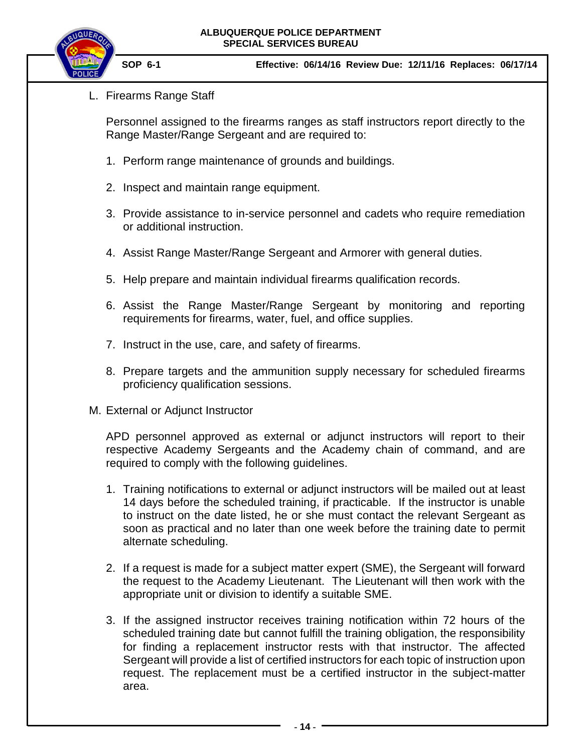L. Firearms Range Staff

Personnel assigned to the firearms ranges as staff instructors report directly to the Range Master/Range Sergeant and are required to:

1. Perform range maintenance of grounds and buildings.

2. Inspect and maintain range equipment.

3. Provide assistance to in-service personnel and cadets who require remediation or additional instruction.

4. Assist Range Master/Range Sergeant and Armorer with general duties.

5. Help prepare and maintain individual firearms qualification records.

6. Assist the Range Master/Range Sergeant by monitoring and reporting requirements for firearms, water, fuel, and office supplies.

7. Instruct in the use, care, and safety of firearms.

8. Prepare targets and the ammunition supply necessary for scheduled firearms proficiency qualification sessions.

M. External or Adjunct Instructor

APD personnel approved as external or adjunct instructors will report to their respective Academy Sergeants and the Academy chain of command, and are required to comply with the following guidelines.

1. Training notifications to external or adjunct instructors will be mailed out at least 14 days before the scheduled training, if practicable. If the instructor is unable to instruct on the date listed, he or she must contact the relevant Sergeant as soon as practical and no later than one week before the training date to permit alternate scheduling.

2. If a request is made for a subject matter expert (SME), the Sergeant will forward the request to the Academy Lieutenant. The Lieutenant will then work with the appropriate unit or division to identify a suitable SME.

3. If the assigned instructor receives training notification within 72 hours of the scheduled training date but cannot fulfill the training obligation, the responsibility for finding a replacement instructor rests with that instructor. The affected Sergeant will provide a list of certified instructors for each topic of instruction upon request. The replacement must be a certified instructor in the subject-matter area.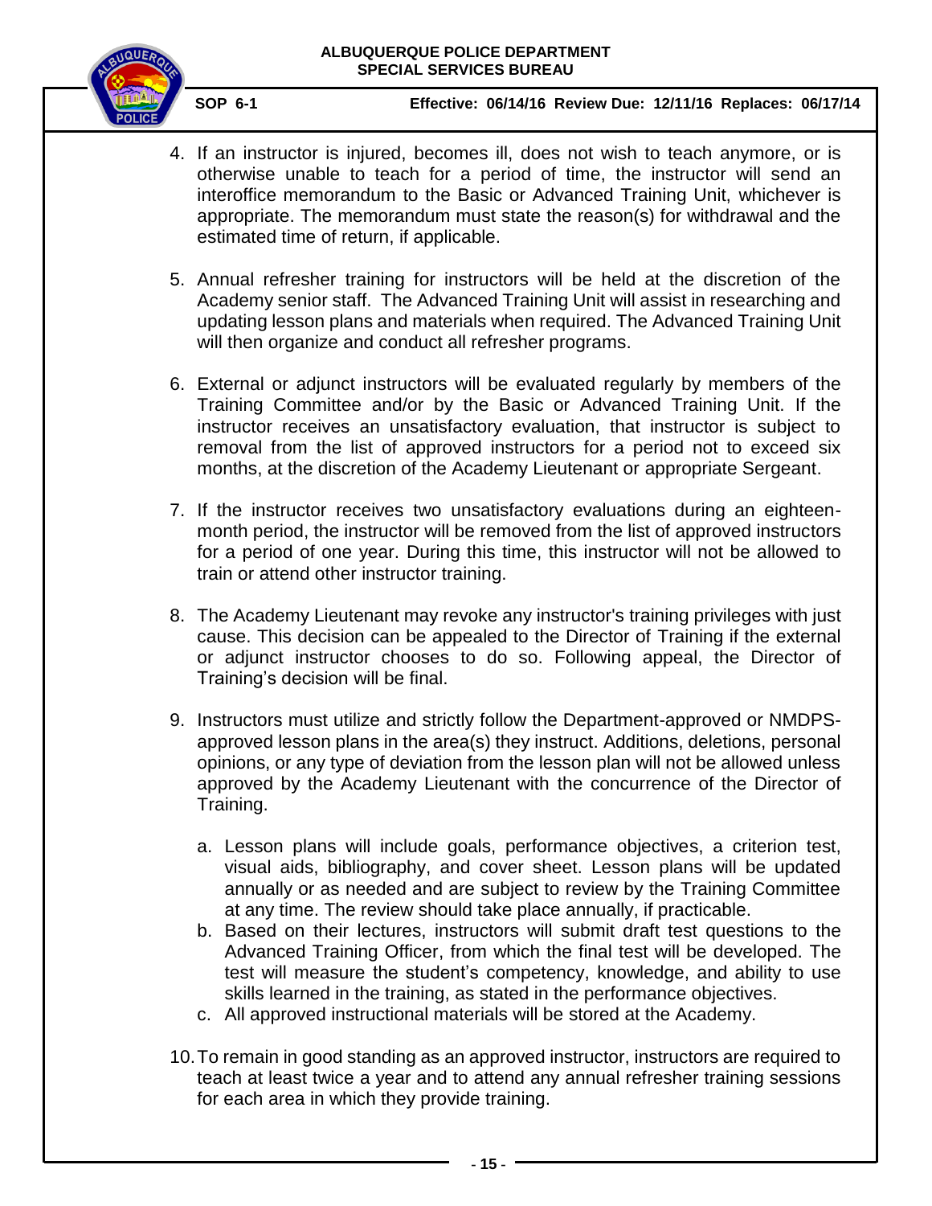4. If an instructor is injured, becomes ill, does not wish to teach anymore, or is otherwise unable to teach for a period of time, the instructor will send an interoffice memorandum to the Basic or Advanced Training Unit, whichever is appropriate. The memorandum must state the reason(s) for withdrawal and the estimated time of return, if applicable.

5. Annual refresher training for instructors will be held at the discretion of the Academy senior staff. The Advanced Training Unit will assist in researching and updating lesson plans and materials when required. The Advanced Training Unit will then organize and conduct all refresher programs.

6. External or adjunct instructors will be evaluated regularly by members of the Training Committee and/or by the Basic or Advanced Training Unit. If the instructor receives an unsatisfactory evaluation, that instructor is subject to removal from the list of approved instructors for a period not to exceed six months, at the discretion of the Academy Lieutenant or appropriate Sergeant.

7. If the instructor receives two unsatisfactory evaluations during an eighteen-month period, the instructor will be removed from the list of approved instructors for a period of one year. During this time, this instructor will not be allowed to train or attend other instructor training.

8. The Academy Lieutenant may revoke any instructor's training privileges with just cause. This decision can be appealed to the Director of Training if the external or adjunct instructor chooses to do so. Following appeal, the Director of Training's decision will be final.

9. Instructors must utilize and strictly follow the Department-approved or NMDPS-approved lesson plans in the area(s) they instruct. Additions, deletions, personal opinions, or any type of deviation from the lesson plan will not be allowed unless approved by the Academy Lieutenant with the concurrence of the Director of Training.

   a. Lesson plans will include goals, performance objectives, a criterion test, visual aids, bibliography, and cover sheet. Lesson plans will be updated annually or as needed and are subject to review by the Training Committee at any time. The review should take place annually, if practicable.
   b. Based on their lectures, instructors will submit draft test questions to the Advanced Training Officer, from which the final test will be developed. The test will measure the student's competency, knowledge, and ability to use skills learned in the training, as stated in the performance objectives.
   c. All approved instructional materials will be stored at the Academy.

10. To remain in good standing as an approved instructor, instructors are required to teach at least twice a year and to attend any annual refresher training sessions for each area in which they provide training.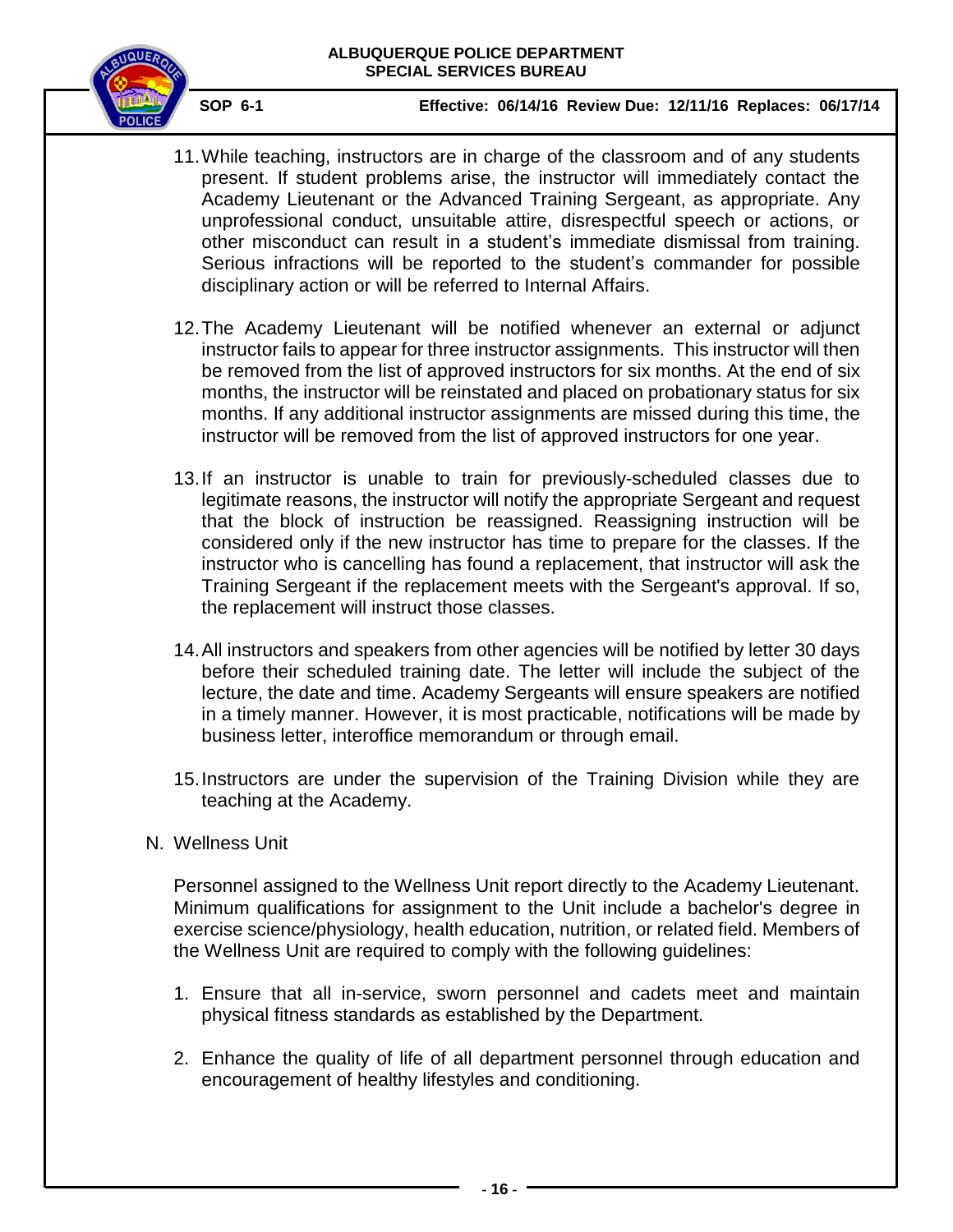11. While teaching, instructors are in charge of the classroom and of any students present. If student problems arise, the instructor will immediately contact the Academy Lieutenant or the Advanced Training Sergeant, as appropriate. Any unprofessional conduct, unsuitable attire, disrespectful speech or actions, or other misconduct can result in a student's immediate dismissal from training. Serious infractions will be reported to the student's commander for possible disciplinary action or will be referred to Internal Affairs.

12. The Academy Lieutenant will be notified whenever an external or adjunct instructor fails to appear for three instructor assignments. This instructor will then be removed from the list of approved instructors for six months. At the end of six months, the instructor will be reinstated and placed on probationary status for six months. If any additional instructor assignments are missed during this time, the instructor will be removed from the list of approved instructors for one year.

13. If an instructor is unable to train for previously-scheduled classes due to legitimate reasons, the instructor will notify the appropriate Sergeant and request that the block of instruction be reassigned. Reassigning instruction will be considered only if the new instructor has time to prepare for the classes. If the instructor who is cancelling has found a replacement, that instructor will ask the Training Sergeant if the replacement meets with the Sergeant's approval. If so, the replacement will instruct those classes.

14. All instructors and speakers from other agencies will be notified by letter 30 days before their scheduled training date. The letter will include the subject of the lecture, the date and time. Academy Sergeants will ensure speakers are notified in a timely manner. However, it is most practicable, notifications will be made by business letter, interoffice memorandum or through email.

15. Instructors are under the supervision of the Training Division while they are teaching at the Academy.

N. Wellness Unit

Personnel assigned to the Wellness Unit report directly to the Academy Lieutenant. Minimum qualifications for assignment to the Unit include a bachelor's degree in exercise science/physiology, health education, nutrition, or related field. Members of the Wellness Unit are required to comply with the following guidelines:

1. Ensure that all in-service, sworn personnel and cadets meet and maintain physical fitness standards as established by the Department.

2. Enhance the quality of life of all department personnel through education and encouragement of healthy lifestyles and conditioning.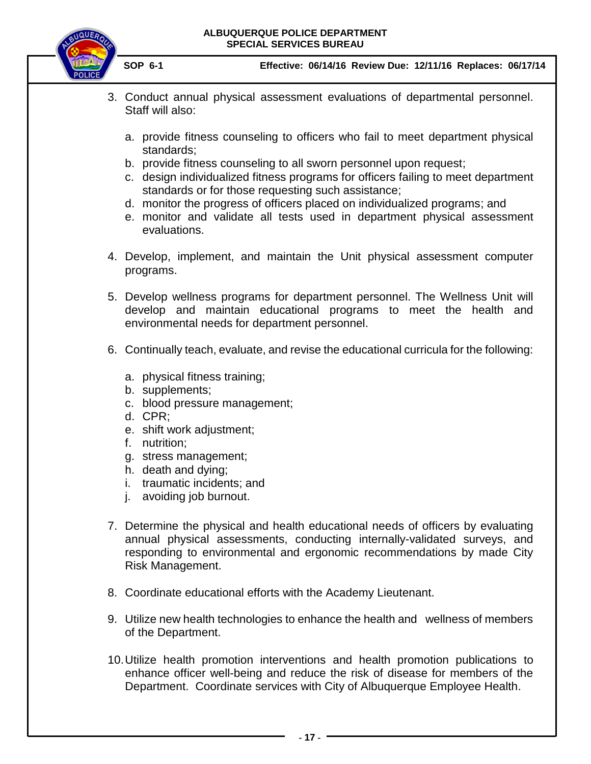3. Conduct annual physical assessment evaluations of departmental personnel. Staff will also:

    a. provide fitness counseling to officers who fail to meet department physical standards;
    b. provide fitness counseling to all sworn personnel upon request;
    c. design individualized fitness programs for officers failing to meet department standards or for those requesting such assistance;
    d. monitor the progress of officers placed on individualized programs; and
    e. monitor and validate all tests used in department physical assessment evaluations.

4. Develop, implement, and maintain the Unit physical assessment computer programs.

5. Develop wellness programs for department personnel. The Wellness Unit will develop and maintain educational programs to meet the health and environmental needs for department personnel.

6. Continually teach, evaluate, and revise the educational curricula for the following:

    a. physical fitness training;
    b. supplements;
    c. blood pressure management;
    d. CPR;
    e. shift work adjustment;
    f. nutrition;
    g. stress management;
    h. death and dying;
    i. traumatic incidents; and
    j. avoiding job burnout.

7. Determine the physical and health educational needs of officers by evaluating annual physical assessments, conducting internally-validated surveys, and responding to environmental and ergonomic recommendations by made City Risk Management.

8. Coordinate educational efforts with the Academy Lieutenant.

9. Utilize new health technologies to enhance the health and wellness of members of the Department.

10. Utilize health promotion interventions and health promotion publications to enhance officer well-being and reduce the risk of disease for members of the Department. Coordinate services with City of Albuquerque Employee Health.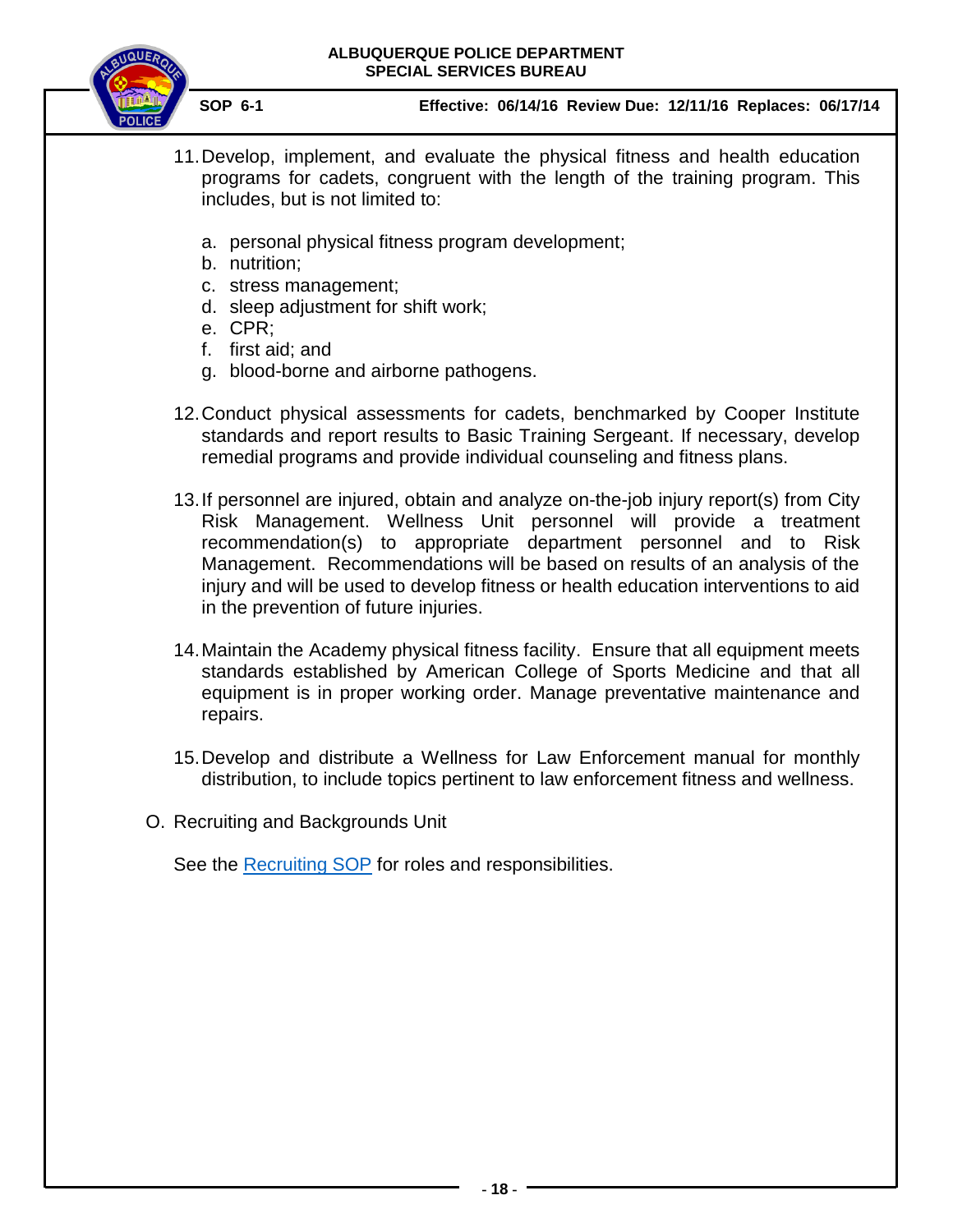11. Develop, implement, and evaluate the physical fitness and health education programs for cadets, congruent with the length of the training program. This includes, but is not limited to:

    a. personal physical fitness program development;
    b. nutrition;
    c. stress management;
    d. sleep adjustment for shift work;
    e. CPR;
    f. first aid; and
    g. blood-borne and airborne pathogens.

12. Conduct physical assessments for cadets, benchmarked by Cooper Institute standards and report results to Basic Training Sergeant. If necessary, develop remedial programs and provide individual counseling and fitness plans.

13. If personnel are injured, obtain and analyze on-the-job injury report(s) from City Risk Management. Wellness Unit personnel will provide a treatment recommendation(s) to appropriate department personnel and to Risk Management. Recommendations will be based on results of an analysis of the injury and will be used to develop fitness or health education interventions to aid in the prevention of future injuries.

14. Maintain the Academy physical fitness facility. Ensure that all equipment meets standards established by American College of Sports Medicine and that all equipment is in proper working order. Manage preventative maintenance and repairs.

15. Develop and distribute a Wellness for Law Enforcement manual for monthly distribution, to include topics pertinent to law enforcement fitness and wellness.

O. Recruiting and Backgrounds Unit

See the Recruiting SOP for roles and responsibilities.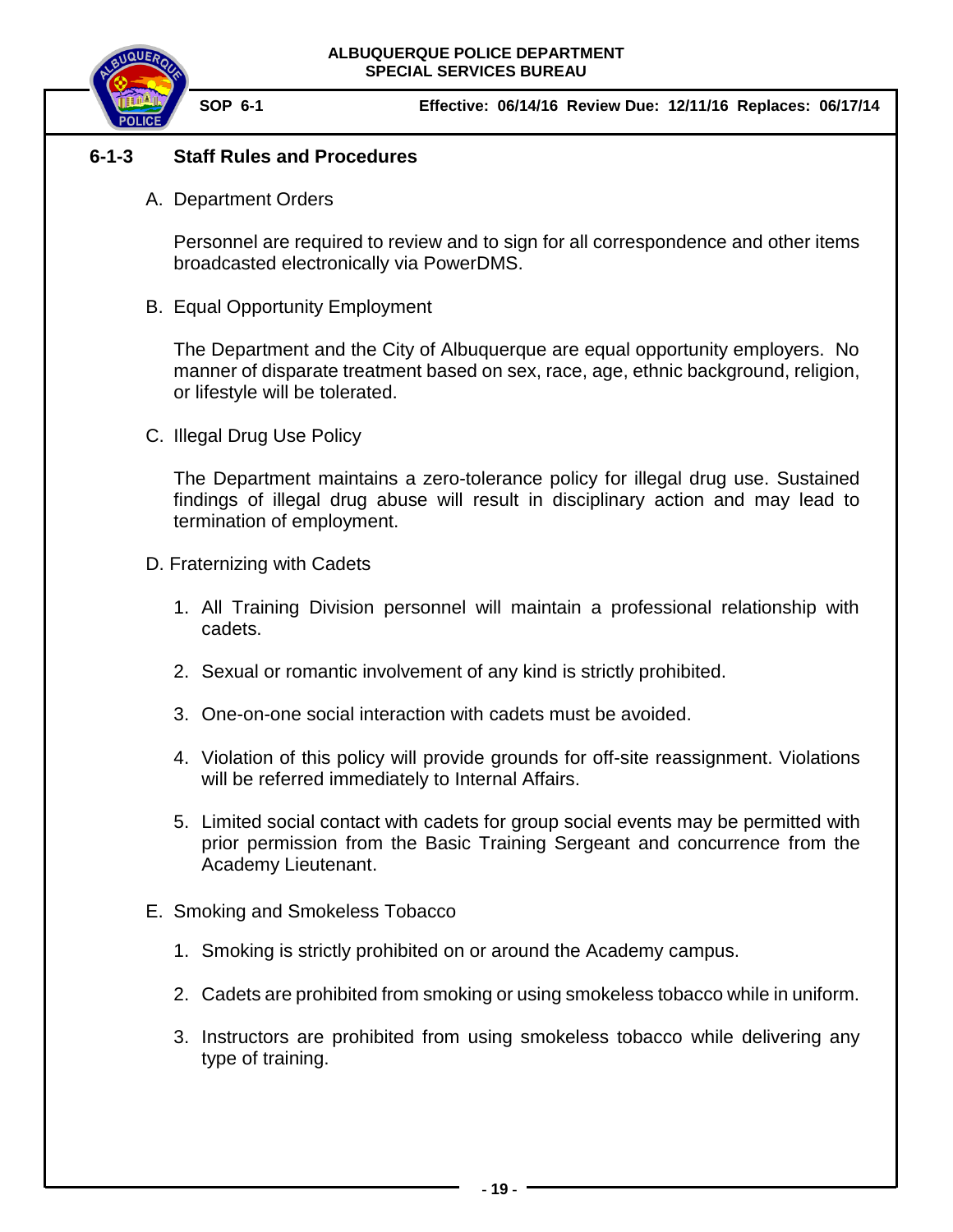## 6-1-3 Staff Rules and Procedures

A. Department Orders

Personnel are required to review and to sign for all correspondence and other items broadcasted electronically via PowerDMS.

B. Equal Opportunity Employment

The Department and the City of Albuquerque are equal opportunity employers. No manner of disparate treatment based on sex, race, age, ethnic background, religion, or lifestyle will be tolerated.

C. Illegal Drug Use Policy

The Department maintains a zero-tolerance policy for illegal drug use. Sustained findings of illegal drug abuse will result in disciplinary action and may lead to termination of employment.

D. Fraternizing with Cadets

1. All Training Division personnel will maintain a professional relationship with cadets.

2. Sexual or romantic involvement of any kind is strictly prohibited.

3. One-on-one social interaction with cadets must be avoided.

4. Violation of this policy will provide grounds for off-site reassignment. Violations will be referred immediately to Internal Affairs.

5. Limited social contact with cadets for group social events may be permitted with prior permission from the Basic Training Sergeant and concurrence from the Academy Lieutenant.

E. Smoking and Smokeless Tobacco

1. Smoking is strictly prohibited on or around the Academy campus.

2. Cadets are prohibited from smoking or using smokeless tobacco while in uniform.

3. Instructors are prohibited from using smokeless tobacco while delivering any type of training.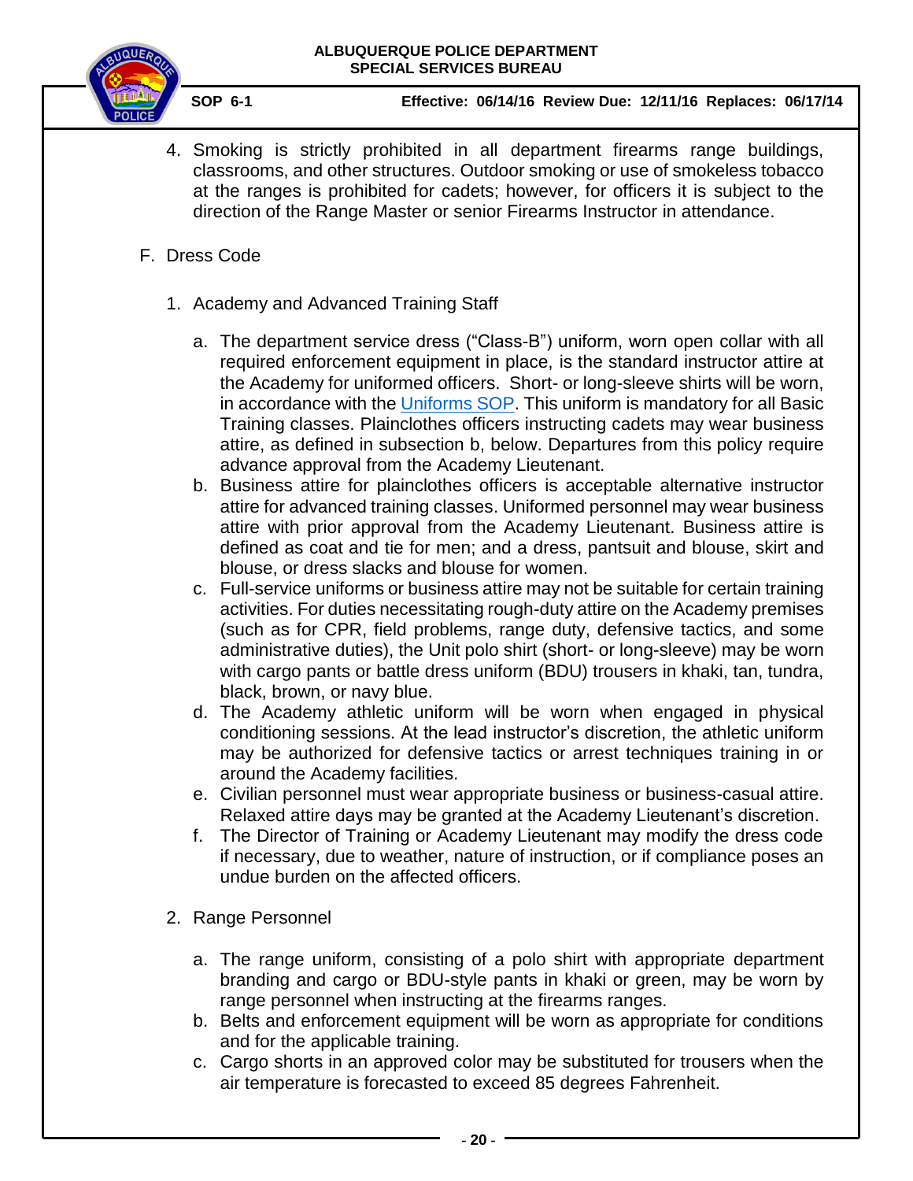4. Smoking is strictly prohibited in all department firearms range buildings, classrooms, and other structures. Outdoor smoking or use of smokeless tobacco at the ranges is prohibited for cadets; however, for officers it is subject to the direction of the Range Master or senior Firearms Instructor in attendance.

F. Dress Code

1. Academy and Advanced Training Staff

   a. The department service dress ("Class-B") uniform, worn open collar with all required enforcement equipment in place, is the standard instructor attire at the Academy for uniformed officers. Short- or long-sleeve shirts will be worn, in accordance with the Uniforms SOP. This uniform is mandatory for all Basic Training classes. Plainclothes officers instructing cadets may wear business attire, as defined in subsection b, below. Departures from this policy require advance approval from the Academy Lieutenant.
   b. Business attire for plainclothes officers is acceptable alternative instructor attire for advanced training classes. Uniformed personnel may wear business attire with prior approval from the Academy Lieutenant. Business attire is defined as coat and tie for men; and a dress, pantsuit and blouse, skirt and blouse, or dress slacks and blouse for women.
   c. Full-service uniforms or business attire may not be suitable for certain training activities. For duties necessitating rough-duty attire on the Academy premises (such as for CPR, field problems, range duty, defensive tactics, and some administrative duties), the Unit polo shirt (short- or long-sleeve) may be worn with cargo pants or battle dress uniform (BDU) trousers in khaki, tan, tundra, black, brown, or navy blue.
   d. The Academy athletic uniform will be worn when engaged in physical conditioning sessions. At the lead instructor's discretion, the athletic uniform may be authorized for defensive tactics or arrest techniques training in or around the Academy facilities.
   e. Civilian personnel must wear appropriate business or business-casual attire. Relaxed attire days may be granted at the Academy Lieutenant's discretion.
   f. The Director of Training or Academy Lieutenant may modify the dress code if necessary, due to weather, nature of instruction, or if compliance poses an undue burden on the affected officers.

2. Range Personnel

   a. The range uniform, consisting of a polo shirt with appropriate department branding and cargo or BDU-style pants in khaki or green, may be worn by range personnel when instructing at the firearms ranges.
   b. Belts and enforcement equipment will be worn as appropriate for conditions and for the applicable training.
   c. Cargo shorts in an approved color may be substituted for trousers when the air temperature is forecasted to exceed 85 degrees Fahrenheit.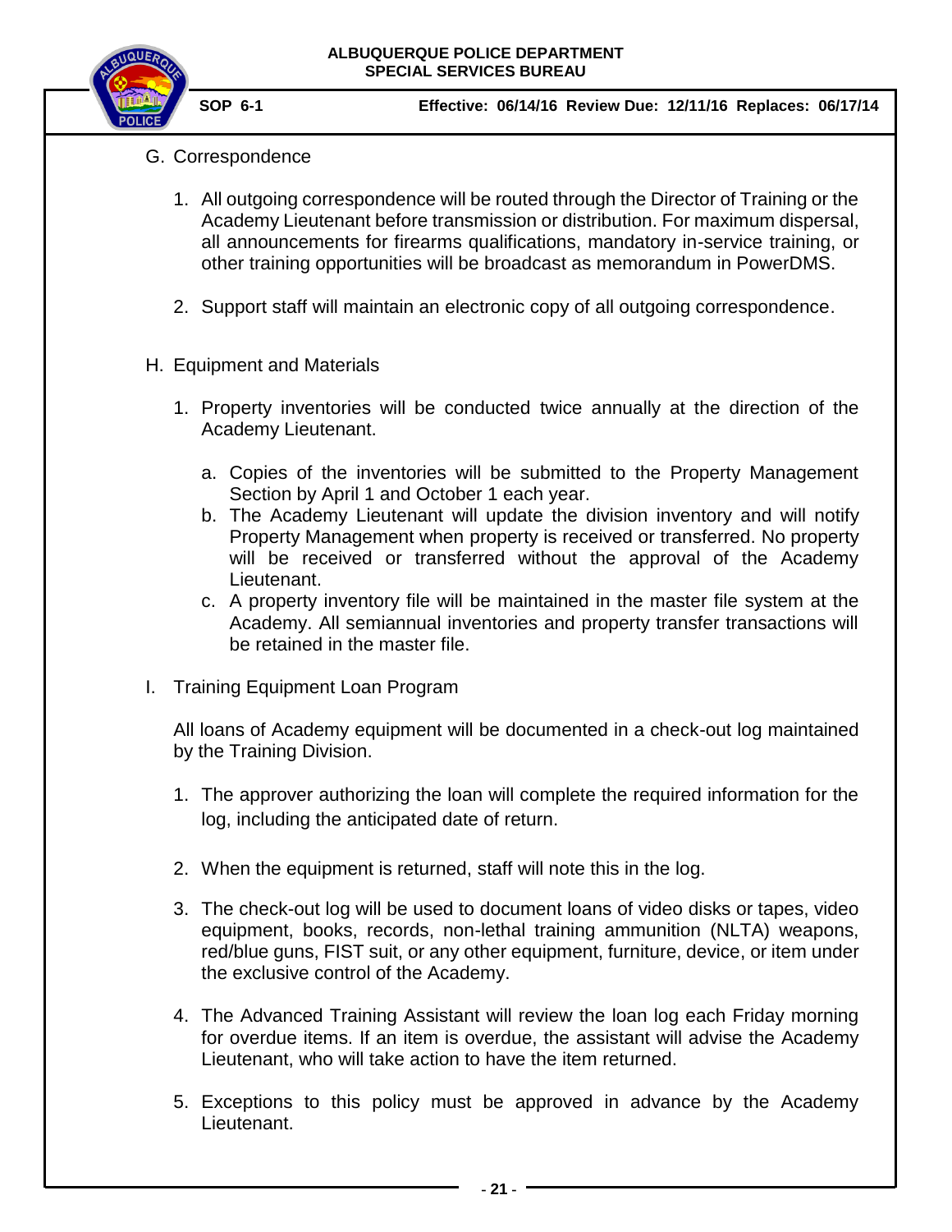G. Correspondence

1. All outgoing correspondence will be routed through the Director of Training or the Academy Lieutenant before transmission or distribution. For maximum dispersal, all announcements for firearms qualifications, mandatory in-service training, or other training opportunities will be broadcast as memorandum in PowerDMS.

2. Support staff will maintain an electronic copy of all outgoing correspondence.

H. Equipment and Materials

1. Property inventories will be conducted twice annually at the direction of the Academy Lieutenant.

   a. Copies of the inventories will be submitted to the Property Management Section by April 1 and October 1 each year.
   b. The Academy Lieutenant will update the division inventory and will notify Property Management when property is received or transferred. No property will be received or transferred without the approval of the Academy Lieutenant.
   c. A property inventory file will be maintained in the master file system at the Academy. All semiannual inventories and property transfer transactions will be retained in the master file.

I. Training Equipment Loan Program

All loans of Academy equipment will be documented in a check-out log maintained by the Training Division.

1. The approver authorizing the loan will complete the required information for the log, including the anticipated date of return.

2. When the equipment is returned, staff will note this in the log.

3. The check-out log will be used to document loans of video disks or tapes, video equipment, books, records, non-lethal training ammunition (NLTA) weapons, red/blue guns, FIST suit, or any other equipment, furniture, device, or item under the exclusive control of the Academy.

4. The Advanced Training Assistant will review the loan log each Friday morning for overdue items. If an item is overdue, the assistant will advise the Academy Lieutenant, who will take action to have the item returned.

5. Exceptions to this policy must be approved in advance by the Academy Lieutenant.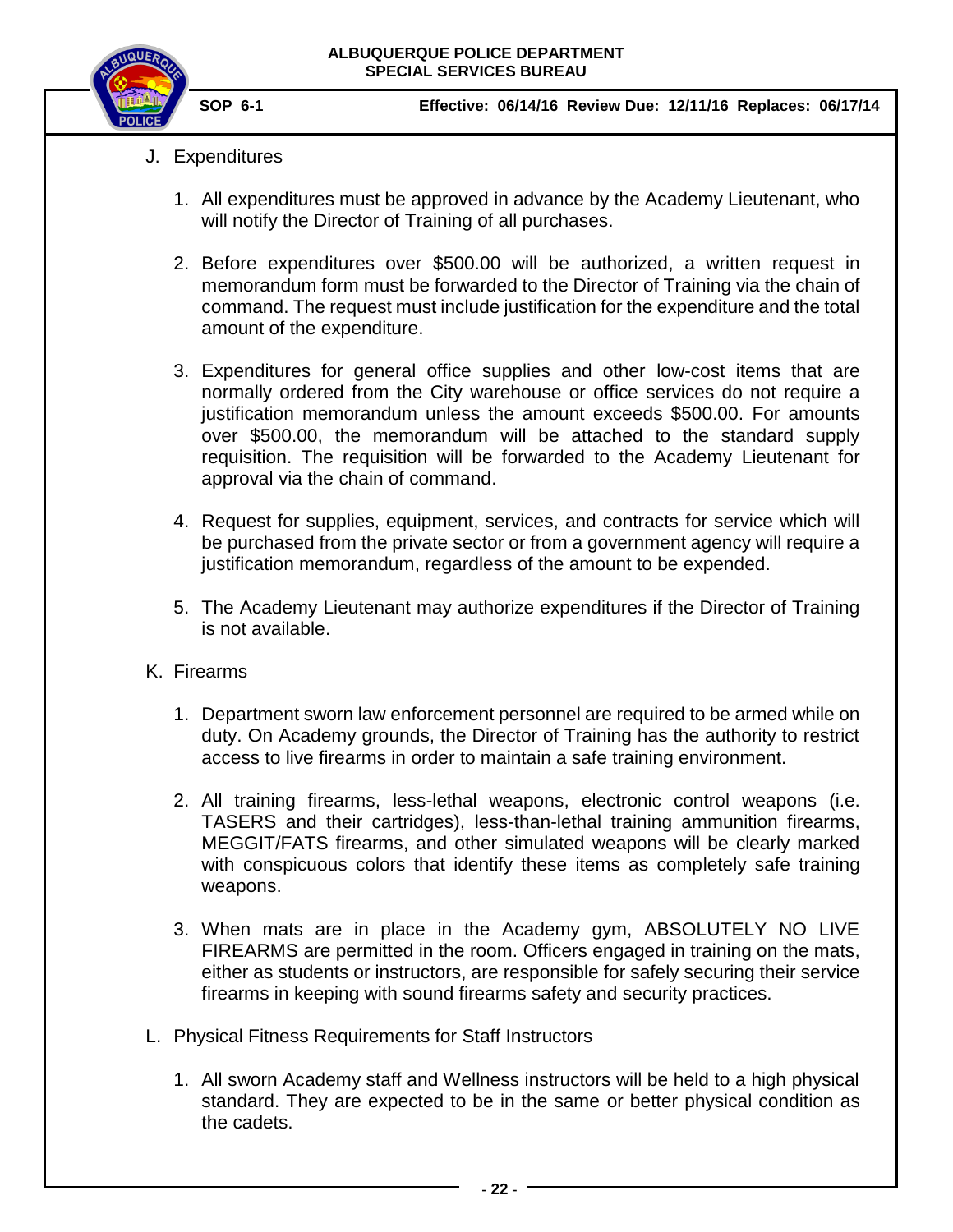J. Expenditures

1. All expenditures must be approved in advance by the Academy Lieutenant, who will notify the Director of Training of all purchases.

2. Before expenditures over $500.00 will be authorized, a written request in memorandum form must be forwarded to the Director of Training via the chain of command. The request must include justification for the expenditure and the total amount of the expenditure.

3. Expenditures for general office supplies and other low-cost items that are normally ordered from the City warehouse or office services do not require a justification memorandum unless the amount exceeds $500.00. For amounts over $500.00, the memorandum will be attached to the standard supply requisition. The requisition will be forwarded to the Academy Lieutenant for approval via the chain of command.

4. Request for supplies, equipment, services, and contracts for service which will be purchased from the private sector or from a government agency will require a justification memorandum, regardless of the amount to be expended.

5. The Academy Lieutenant may authorize expenditures if the Director of Training is not available.

K. Firearms

1. Department sworn law enforcement personnel are required to be armed while on duty. On Academy grounds, the Director of Training has the authority to restrict access to live firearms in order to maintain a safe training environment.

2. All training firearms, less-lethal weapons, electronic control weapons (i.e. TASERS and their cartridges), less-than-lethal training ammunition firearms, MEGGIT/FATS firearms, and other simulated weapons will be clearly marked with conspicuous colors that identify these items as completely safe training weapons.

3. When mats are in place in the Academy gym, ABSOLUTELY NO LIVE FIREARMS are permitted in the room. Officers engaged in training on the mats, either as students or instructors, are responsible for safely securing their service firearms in keeping with sound firearms safety and security practices.

L. Physical Fitness Requirements for Staff Instructors

1. All sworn Academy staff and Wellness instructors will be held to a high physical standard. They are expected to be in the same or better physical condition as the cadets.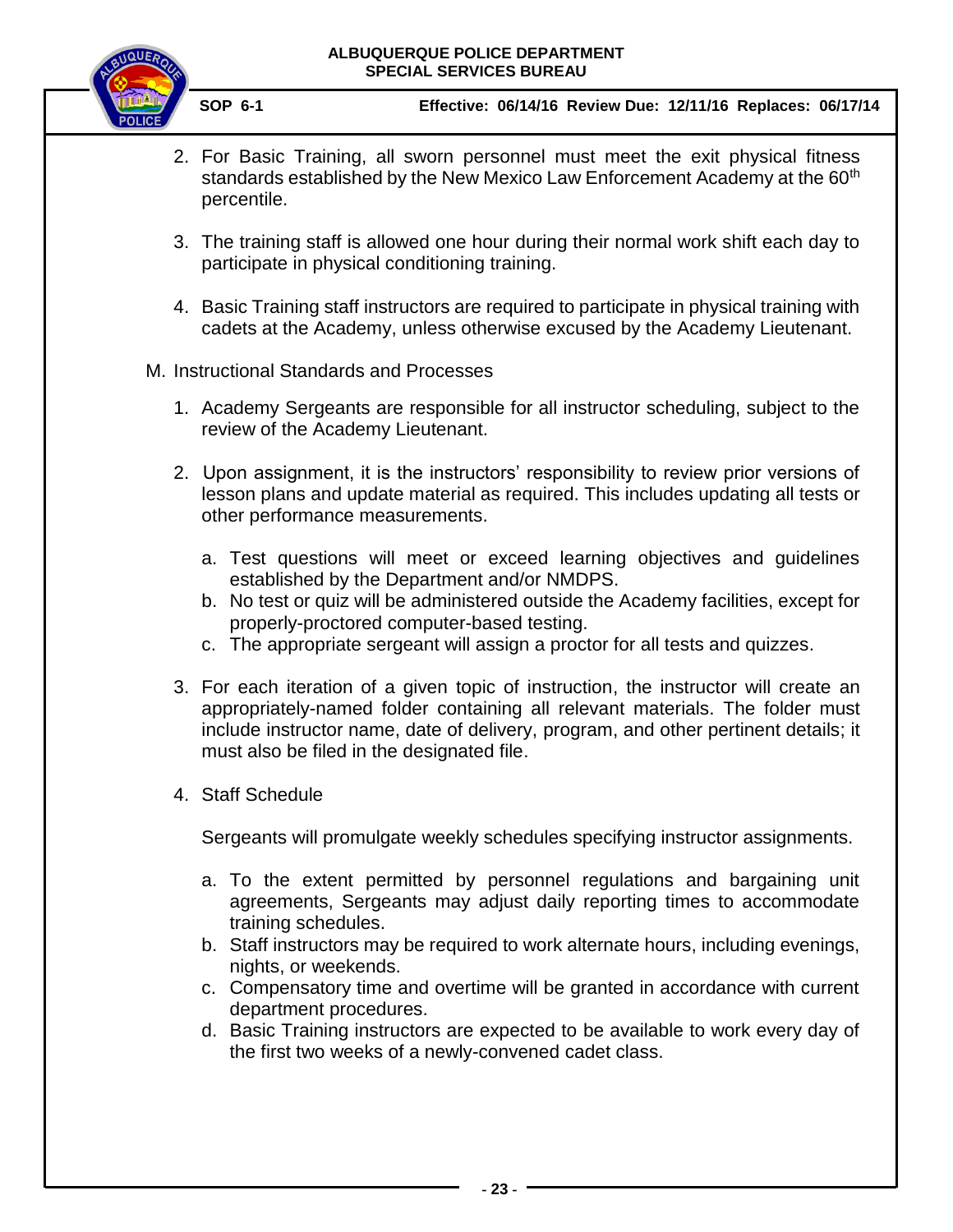2. For Basic Training, all sworn personnel must meet the exit physical fitness standards established by the New Mexico Law Enforcement Academy at the 60th percentile.

3. The training staff is allowed one hour during their normal work shift each day to participate in physical conditioning training.

4. Basic Training staff instructors are required to participate in physical training with cadets at the Academy, unless otherwise excused by the Academy Lieutenant.

M. Instructional Standards and Processes

1. Academy Sergeants are responsible for all instructor scheduling, subject to the review of the Academy Lieutenant.

2. Upon assignment, it is the instructors' responsibility to review prior versions of lesson plans and update material as required. This includes updating all tests or other performance measurements.

   a. Test questions will meet or exceed learning objectives and guidelines established by the Department and/or NMDPS.
   b. No test or quiz will be administered outside the Academy facilities, except for properly-proctored computer-based testing.
   c. The appropriate sergeant will assign a proctor for all tests and quizzes.

3. For each iteration of a given topic of instruction, the instructor will create an appropriately-named folder containing all relevant materials. The folder must include instructor name, date of delivery, program, and other pertinent details; it must also be filed in the designated file.

4. Staff Schedule

   Sergeants will promulgate weekly schedules specifying instructor assignments.

   a. To the extent permitted by personnel regulations and bargaining unit agreements, Sergeants may adjust daily reporting times to accommodate training schedules.
   b. Staff instructors may be required to work alternate hours, including evenings, nights, or weekends.
   c. Compensatory time and overtime will be granted in accordance with current department procedures.
   d. Basic Training instructors are expected to be available to work every day of the first two weeks of a newly-convened cadet class.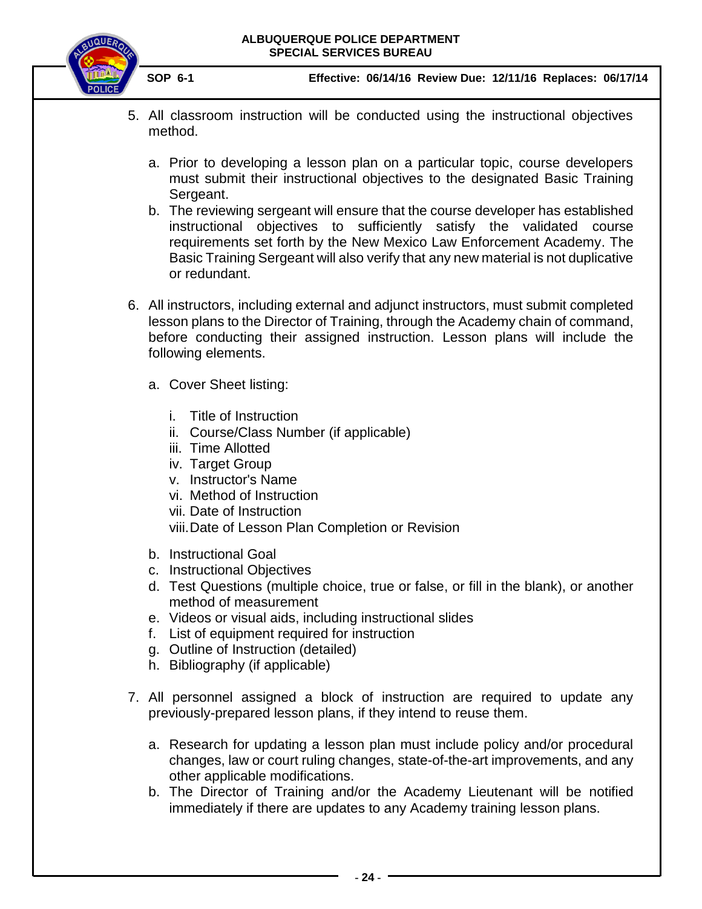5. All classroom instruction will be conducted using the instructional objectives method.

   a. Prior to developing a lesson plan on a particular topic, course developers must submit their instructional objectives to the designated Basic Training Sergeant.
   b. The reviewing sergeant will ensure that the course developer has established instructional objectives to sufficiently satisfy the validated course requirements set forth by the New Mexico Law Enforcement Academy. The Basic Training Sergeant will also verify that any new material is not duplicative or redundant.

6. All instructors, including external and adjunct instructors, must submit completed lesson plans to the Director of Training, through the Academy chain of command, before conducting their assigned instruction. Lesson plans will include the following elements.

   a. Cover Sheet listing:

      i. Title of Instruction
      ii. Course/Class Number (if applicable)
      iii. Time Allotted
      iv. Target Group
      v. Instructor's Name
      vi. Method of Instruction
      vii. Date of Instruction
      viii. Date of Lesson Plan Completion or Revision

   b. Instructional Goal
   c. Instructional Objectives
   d. Test Questions (multiple choice, true or false, or fill in the blank), or another method of measurement
   e. Videos or visual aids, including instructional slides
   f. List of equipment required for instruction
   g. Outline of Instruction (detailed)
   h. Bibliography (if applicable)

7. All personnel assigned a block of instruction are required to update any previously-prepared lesson plans, if they intend to reuse them.

   a. Research for updating a lesson plan must include policy and/or procedural changes, law or court ruling changes, state-of-the-art improvements, and any other applicable modifications.
   b. The Director of Training and/or the Academy Lieutenant will be notified immediately if there are updates to any Academy training lesson plans.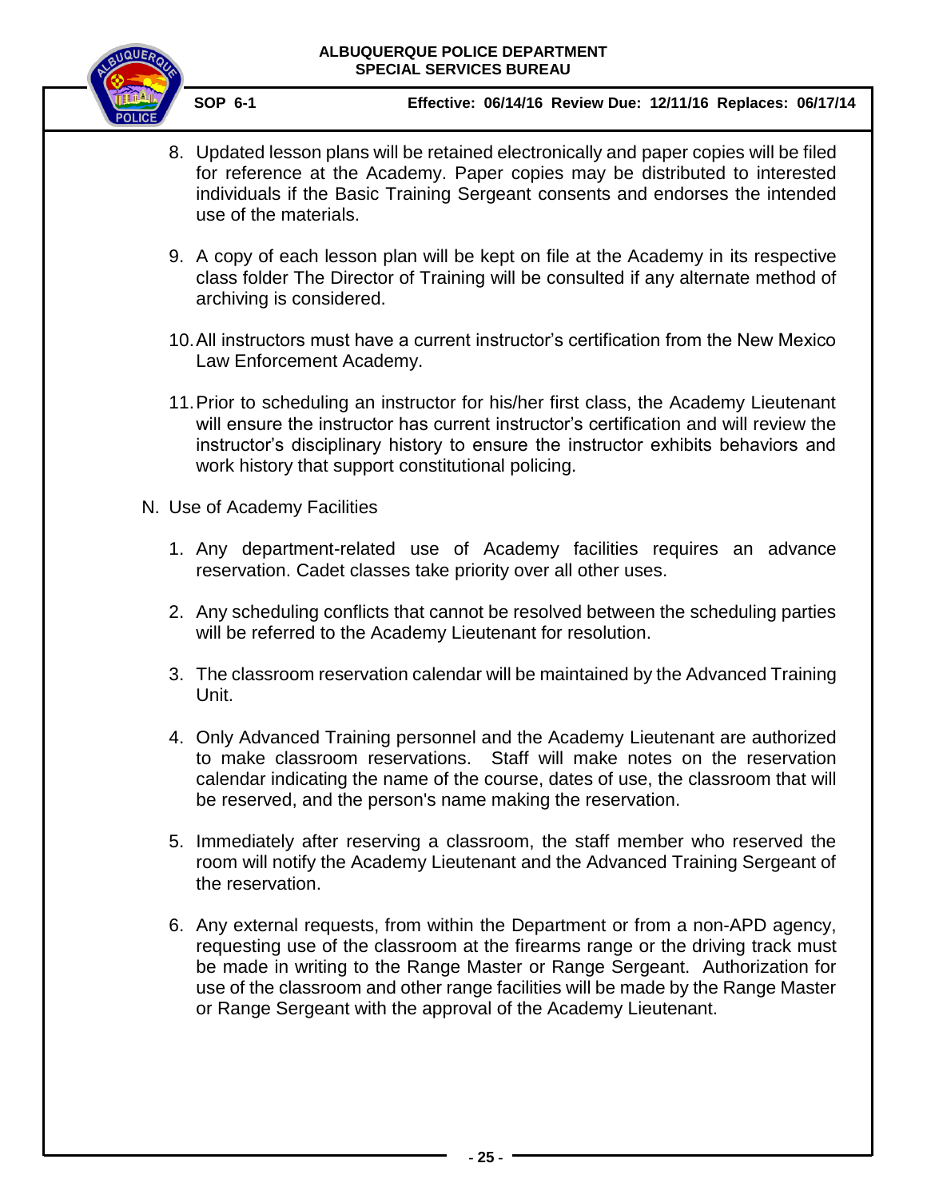8. Updated lesson plans will be retained electronically and paper copies will be filed for reference at the Academy. Paper copies may be distributed to interested individuals if the Basic Training Sergeant consents and endorses the intended use of the materials.

9. A copy of each lesson plan will be kept on file at the Academy in its respective class folder The Director of Training will be consulted if any alternate method of archiving is considered.

10. All instructors must have a current instructor's certification from the New Mexico Law Enforcement Academy.

11. Prior to scheduling an instructor for his/her first class, the Academy Lieutenant will ensure the instructor has current instructor's certification and will review the instructor's disciplinary history to ensure the instructor exhibits behaviors and work history that support constitutional policing.

N. Use of Academy Facilities

1. Any department-related use of Academy facilities requires an advance reservation. Cadet classes take priority over all other uses.

2. Any scheduling conflicts that cannot be resolved between the scheduling parties will be referred to the Academy Lieutenant for resolution.

3. The classroom reservation calendar will be maintained by the Advanced Training Unit.

4. Only Advanced Training personnel and the Academy Lieutenant are authorized to make classroom reservations. Staff will make notes on the reservation calendar indicating the name of the course, dates of use, the classroom that will be reserved, and the person's name making the reservation.

5. Immediately after reserving a classroom, the staff member who reserved the room will notify the Academy Lieutenant and the Advanced Training Sergeant of the reservation.

6. Any external requests, from within the Department or from a non-APD agency, requesting use of the classroom at the firearms range or the driving track must be made in writing to the Range Master or Range Sergeant. Authorization for use of the classroom and other range facilities will be made by the Range Master or Range Sergeant with the approval of the Academy Lieutenant.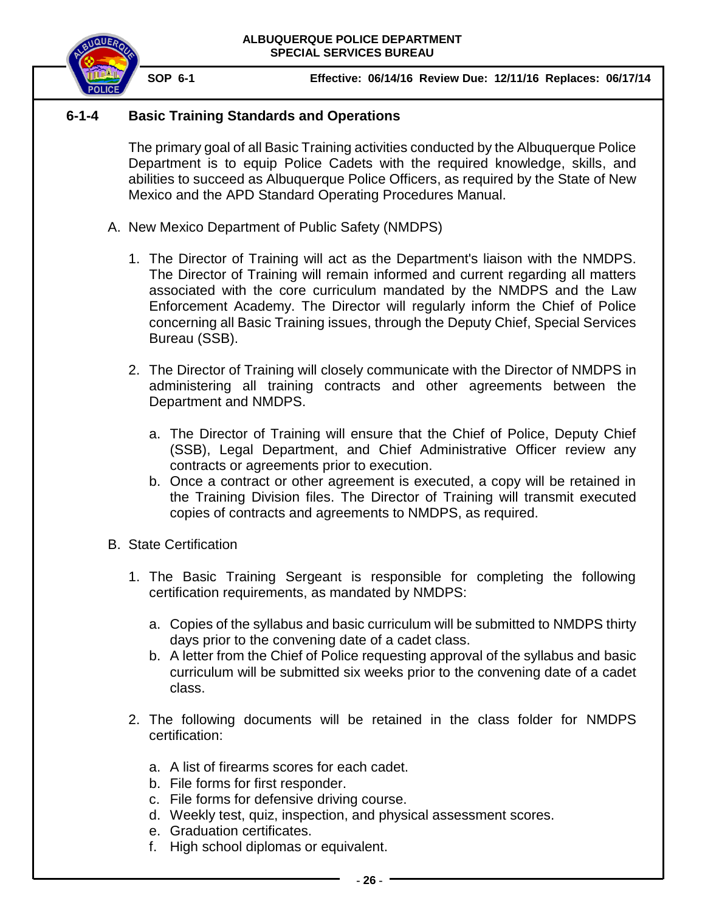## 6-1-4 Basic Training Standards and Operations

The primary goal of all Basic Training activities conducted by the Albuquerque Police Department is to equip Police Cadets with the required knowledge, skills, and abilities to succeed as Albuquerque Police Officers, as required by the State of New Mexico and the APD Standard Operating Procedures Manual.

A. New Mexico Department of Public Safety (NMDPS)

1. The Director of Training will act as the Department's liaison with the NMDPS. The Director of Training will remain informed and current regarding all matters associated with the core curriculum mandated by the NMDPS and the Law Enforcement Academy. The Director will regularly inform the Chief of Police concerning all Basic Training issues, through the Deputy Chief, Special Services Bureau (SSB).

2. The Director of Training will closely communicate with the Director of NMDPS in administering all training contracts and other agreements between the Department and NMDPS.

   a. The Director of Training will ensure that the Chief of Police, Deputy Chief (SSB), Legal Department, and Chief Administrative Officer review any contracts or agreements prior to execution.
   b. Once a contract or other agreement is executed, a copy will be retained in the Training Division files. The Director of Training will transmit executed copies of contracts and agreements to NMDPS, as required.

B. State Certification

1. The Basic Training Sergeant is responsible for completing the following certification requirements, as mandated by NMDPS:

   a. Copies of the syllabus and basic curriculum will be submitted to NMDPS thirty days prior to the convening date of a cadet class.
   b. A letter from the Chief of Police requesting approval of the syllabus and basic curriculum will be submitted six weeks prior to the convening date of a cadet class.

2. The following documents will be retained in the class folder for NMDPS certification:

   a. A list of firearms scores for each cadet.
   b. File forms for first responder.
   c. File forms for defensive driving course.
   d. Weekly test, quiz, inspection, and physical assessment scores.
   e. Graduation certificates.
   f. High school diplomas or equivalent.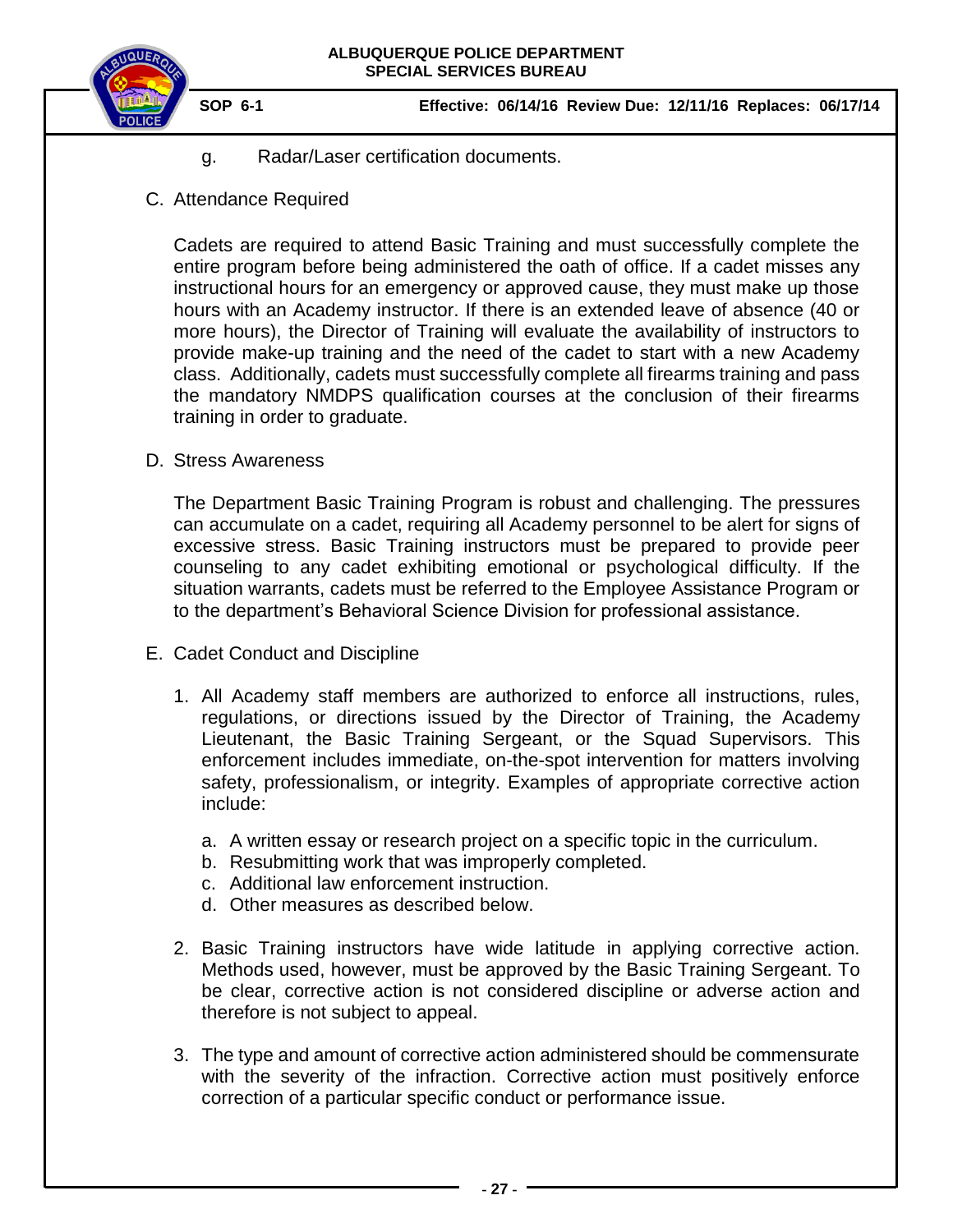g. Radar/Laser certification documents.

C. Attendance Required

Cadets are required to attend Basic Training and must successfully complete the entire program before being administered the oath of office. If a cadet misses any instructional hours for an emergency or approved cause, they must make up those hours with an Academy instructor. If there is an extended leave of absence (40 or more hours), the Director of Training will evaluate the availability of instructors to provide make-up training and the need of the cadet to start with a new Academy class. Additionally, cadets must successfully complete all firearms training and pass the mandatory NMDPS qualification courses at the conclusion of their firearms training in order to graduate.

D. Stress Awareness

The Department Basic Training Program is robust and challenging. The pressures can accumulate on a cadet, requiring all Academy personnel to be alert for signs of excessive stress. Basic Training instructors must be prepared to provide peer counseling to any cadet exhibiting emotional or psychological difficulty. If the situation warrants, cadets must be referred to the Employee Assistance Program or to the department's Behavioral Science Division for professional assistance.

E. Cadet Conduct and Discipline

1. All Academy staff members are authorized to enforce all instructions, rules, regulations, or directions issued by the Director of Training, the Academy Lieutenant, the Basic Training Sergeant, or the Squad Supervisors. This enforcement includes immediate, on-the-spot intervention for matters involving safety, professionalism, or integrity. Examples of appropriate corrective action include:

   a. A written essay or research project on a specific topic in the curriculum.
   b. Resubmitting work that was improperly completed.
   c. Additional law enforcement instruction.
   d. Other measures as described below.

2. Basic Training instructors have wide latitude in applying corrective action. Methods used, however, must be approved by the Basic Training Sergeant. To be clear, corrective action is not considered discipline or adverse action and therefore is not subject to appeal.

3. The type and amount of corrective action administered should be commensurate with the severity of the infraction. Corrective action must positively enforce correction of a particular specific conduct or performance issue.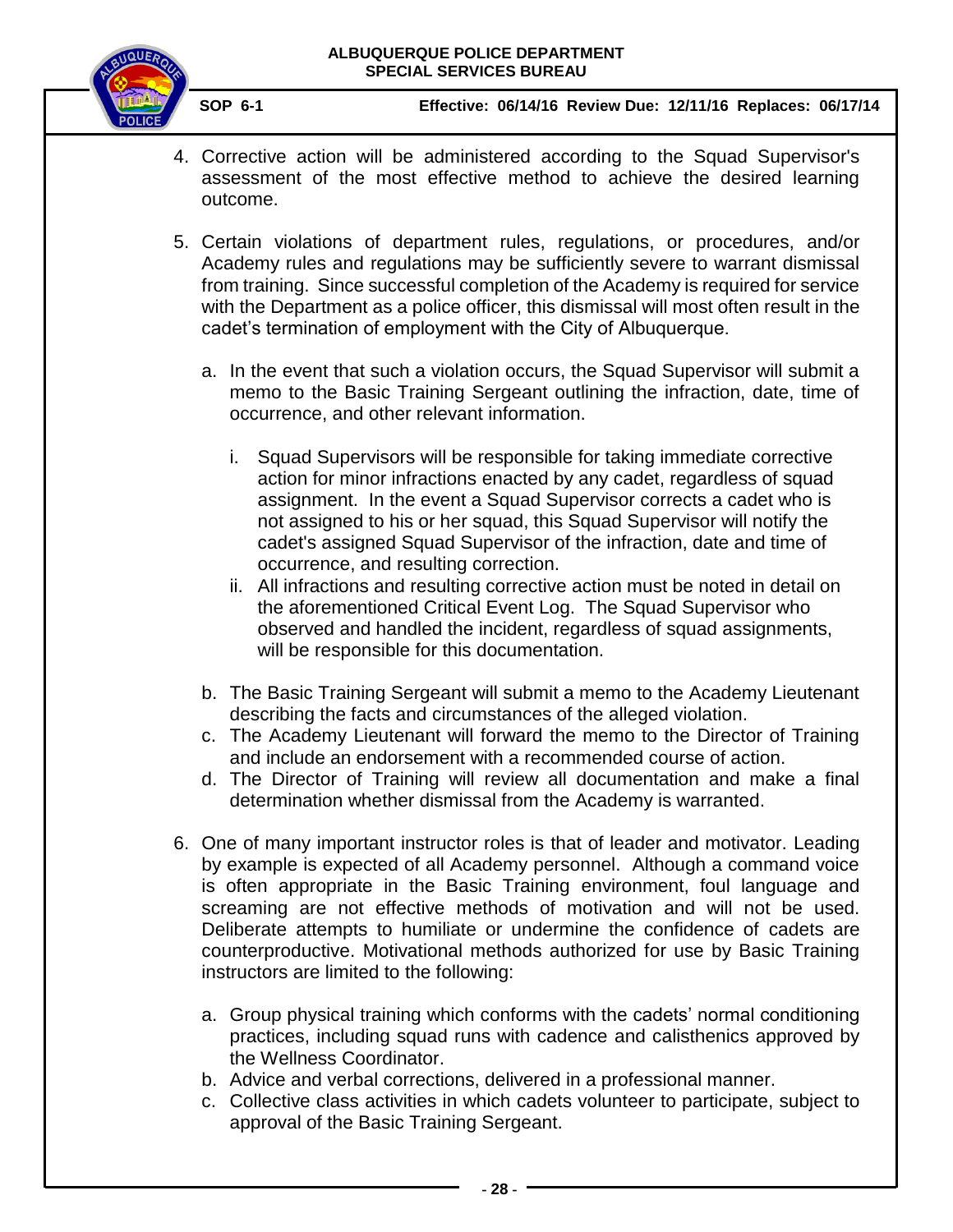4. Corrective action will be administered according to the Squad Supervisor's assessment of the most effective method to achieve the desired learning outcome.

5. Certain violations of department rules, regulations, or procedures, and/or Academy rules and regulations may be sufficiently severe to warrant dismissal from training. Since successful completion of the Academy is required for service with the Department as a police officer, this dismissal will most often result in the cadet's termination of employment with the City of Albuquerque.

   a. In the event that such a violation occurs, the Squad Supervisor will submit a memo to the Basic Training Sergeant outlining the infraction, date, time of occurrence, and other relevant information.

      i. Squad Supervisors will be responsible for taking immediate corrective action for minor infractions enacted by any cadet, regardless of squad assignment. In the event a Squad Supervisor corrects a cadet who is not assigned to his or her squad, this Squad Supervisor will notify the cadet's assigned Squad Supervisor of the infraction, date and time of occurrence, and resulting correction.
      ii. All infractions and resulting corrective action must be noted in detail on the aforementioned Critical Event Log. The Squad Supervisor who observed and handled the incident, regardless of squad assignments, will be responsible for this documentation.

   b. The Basic Training Sergeant will submit a memo to the Academy Lieutenant describing the facts and circumstances of the alleged violation.
   c. The Academy Lieutenant will forward the memo to the Director of Training and include an endorsement with a recommended course of action.
   d. The Director of Training will review all documentation and make a final determination whether dismissal from the Academy is warranted.

6. One of many important instructor roles is that of leader and motivator. Leading by example is expected of all Academy personnel. Although a command voice is often appropriate in the Basic Training environment, foul language and screaming are not effective methods of motivation and will not be used. Deliberate attempts to humiliate or undermine the confidence of cadets are counterproductive. Motivational methods authorized for use by Basic Training instructors are limited to the following:

   a. Group physical training which conforms with the cadets' normal conditioning practices, including squad runs with cadence and calisthenics approved by the Wellness Coordinator.
   b. Advice and verbal corrections, delivered in a professional manner.
   c. Collective class activities in which cadets volunteer to participate, subject to approval of the Basic Training Sergeant.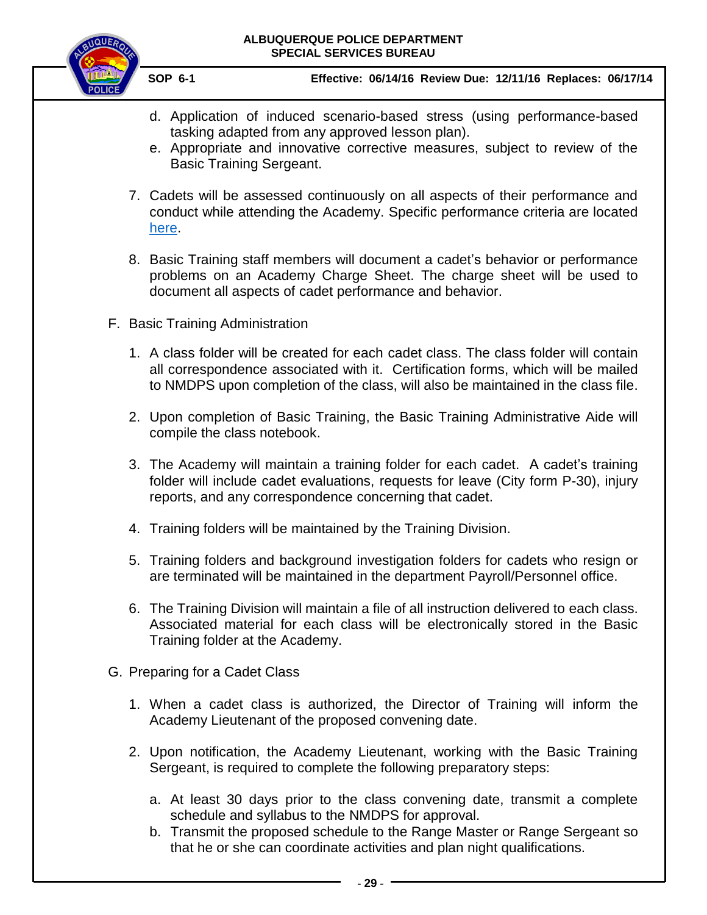d. Application of induced scenario-based stress (using performance-based tasking adapted from any approved lesson plan).
e. Appropriate and innovative corrective measures, subject to review of the Basic Training Sergeant.

7. Cadets will be assessed continuously on all aspects of their performance and conduct while attending the Academy. Specific performance criteria are located here.

8. Basic Training staff members will document a cadet's behavior or performance problems on an Academy Charge Sheet. The charge sheet will be used to document all aspects of cadet performance and behavior.

F. Basic Training Administration

1. A class folder will be created for each cadet class. The class folder will contain all correspondence associated with it. Certification forms, which will be mailed to NMDPS upon completion of the class, will also be maintained in the class file.

2. Upon completion of Basic Training, the Basic Training Administrative Aide will compile the class notebook.

3. The Academy will maintain a training folder for each cadet. A cadet's training folder will include cadet evaluations, requests for leave (City form P-30), injury reports, and any correspondence concerning that cadet.

4. Training folders will be maintained by the Training Division.

5. Training folders and background investigation folders for cadets who resign or are terminated will be maintained in the department Payroll/Personnel office.

6. The Training Division will maintain a file of all instruction delivered to each class. Associated material for each class will be electronically stored in the Basic Training folder at the Academy.

G. Preparing for a Cadet Class

1. When a cadet class is authorized, the Director of Training will inform the Academy Lieutenant of the proposed convening date.

2. Upon notification, the Academy Lieutenant, working with the Basic Training Sergeant, is required to complete the following preparatory steps:

   a. At least 30 days prior to the class convening date, transmit a complete schedule and syllabus to the NMDPS for approval.
   b. Transmit the proposed schedule to the Range Master or Range Sergeant so that he or she can coordinate activities and plan night qualifications.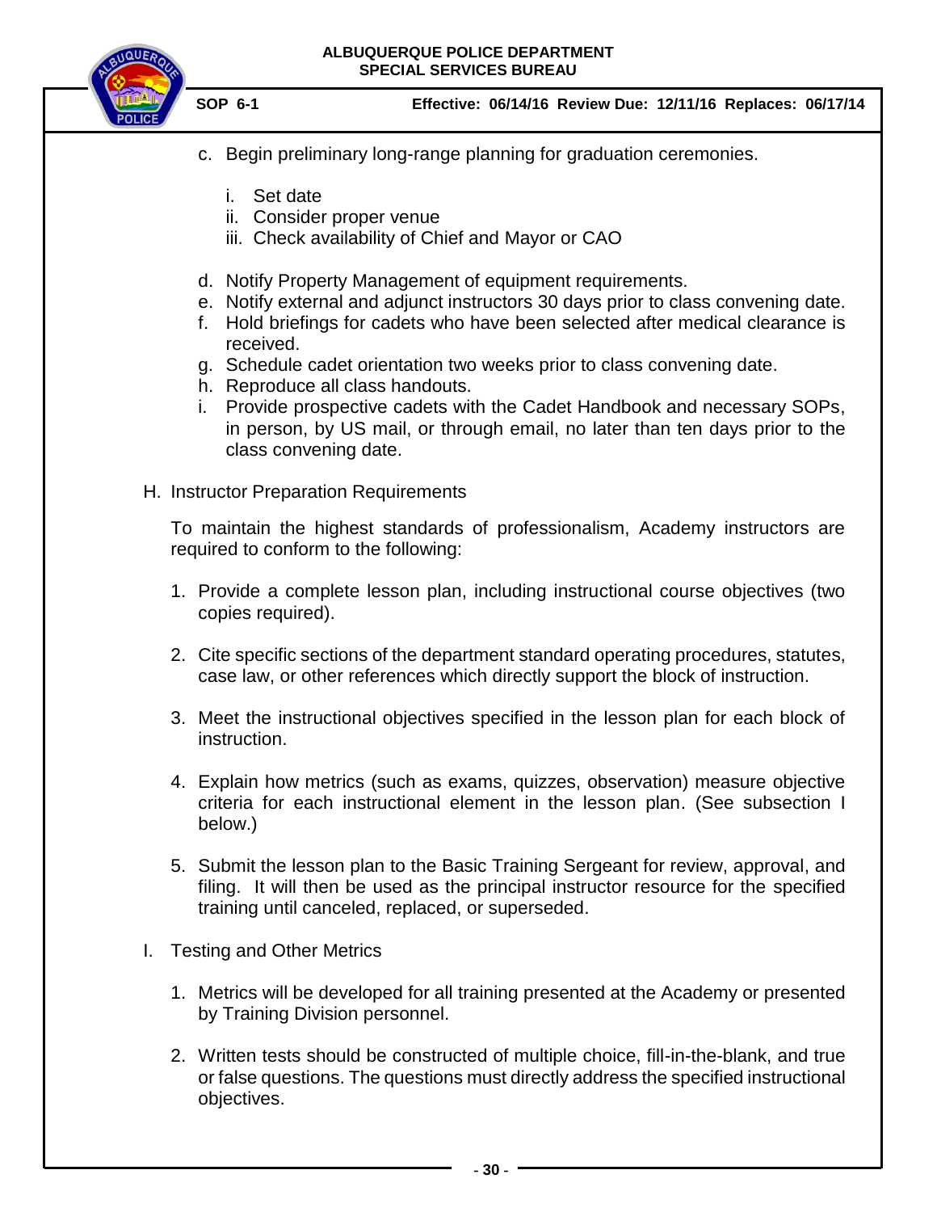c. Begin preliminary long-range planning for graduation ceremonies.

   i. Set date
   ii. Consider proper venue
   iii. Check availability of Chief and Mayor or CAO

d. Notify Property Management of equipment requirements.
e. Notify external and adjunct instructors 30 days prior to class convening date.
f. Hold briefings for cadets who have been selected after medical clearance is received.
g. Schedule cadet orientation two weeks prior to class convening date.
h. Reproduce all class handouts.
i. Provide prospective cadets with the Cadet Handbook and necessary SOPs, in person, by US mail, or through email, no later than ten days prior to the class convening date.

H. Instructor Preparation Requirements

To maintain the highest standards of professionalism, Academy instructors are required to conform to the following:

1. Provide a complete lesson plan, including instructional course objectives (two copies required).

2. Cite specific sections of the department standard operating procedures, statutes, case law, or other references which directly support the block of instruction.

3. Meet the instructional objectives specified in the lesson plan for each block of instruction.

4. Explain how metrics (such as exams, quizzes, observation) measure objective criteria for each instructional element in the lesson plan. (See subsection I below.)

5. Submit the lesson plan to the Basic Training Sergeant for review, approval, and filing. It will then be used as the principal instructor resource for the specified training until canceled, replaced, or superseded.

I. Testing and Other Metrics

1. Metrics will be developed for all training presented at the Academy or presented by Training Division personnel.

2. Written tests should be constructed of multiple choice, fill-in-the-blank, and true or false questions. The questions must directly address the specified instructional objectives.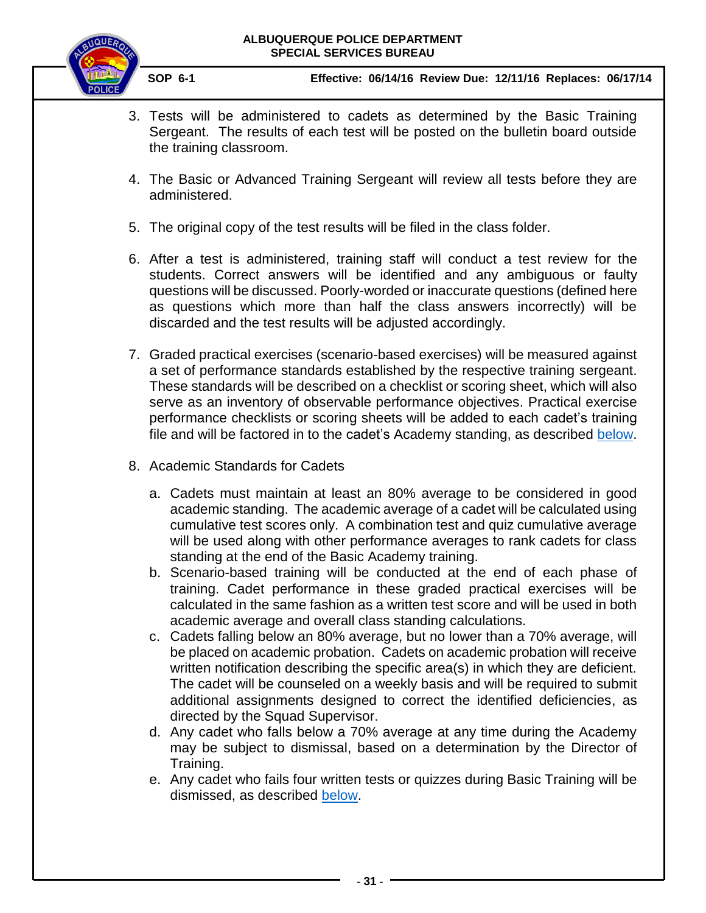3. Tests will be administered to cadets as determined by the Basic Training Sergeant. The results of each test will be posted on the bulletin board outside the training classroom.

4. The Basic or Advanced Training Sergeant will review all tests before they are administered.

5. The original copy of the test results will be filed in the class folder.

6. After a test is administered, training staff will conduct a test review for the students. Correct answers will be identified and any ambiguous or faulty questions will be discussed. Poorly-worded or inaccurate questions (defined here as questions which more than half the class answers incorrectly) will be discarded and the test results will be adjusted accordingly.

7. Graded practical exercises (scenario-based exercises) will be measured against a set of performance standards established by the respective training sergeant. These standards will be described on a checklist or scoring sheet, which will also serve as an inventory of observable performance objectives. Practical exercise performance checklists or scoring sheets will be added to each cadet's training file and will be factored in to the cadet's Academy standing, as described below.

8. Academic Standards for Cadets

   a. Cadets must maintain at least an 80% average to be considered in good academic standing. The academic average of a cadet will be calculated using cumulative test scores only. A combination test and quiz cumulative average will be used along with other performance averages to rank cadets for class standing at the end of the Basic Academy training.
   b. Scenario-based training will be conducted at the end of each phase of training. Cadet performance in these graded practical exercises will be calculated in the same fashion as a written test score and will be used in both academic average and overall class standing calculations.
   c. Cadets falling below an 80% average, but no lower than a 70% average, will be placed on academic probation. Cadets on academic probation will receive written notification describing the specific area(s) in which they are deficient. The cadet will be counseled on a weekly basis and will be required to submit additional assignments designed to correct the identified deficiencies, as directed by the Squad Supervisor.
   d. Any cadet who falls below a 70% average at any time during the Academy may be subject to dismissal, based on a determination by the Director of Training.
   e. Any cadet who fails four written tests or quizzes during Basic Training will be dismissed, as described below.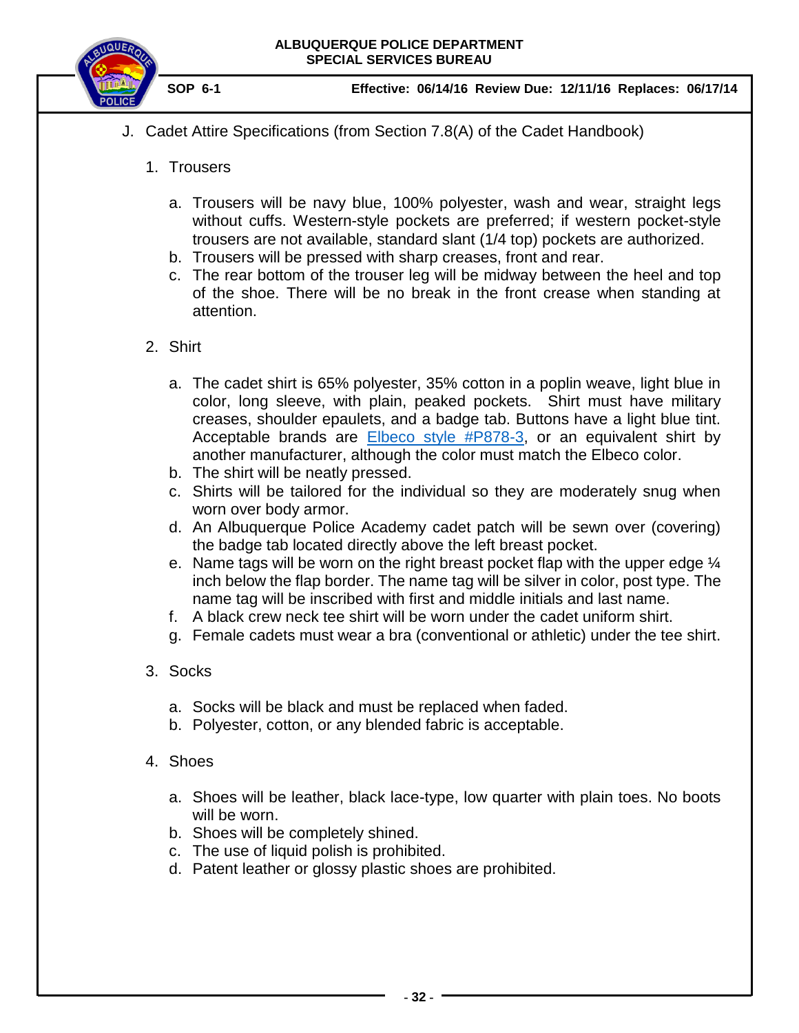J. Cadet Attire Specifications (from Section 7.8(A) of the Cadet Handbook)

1. Trousers

   a. Trousers will be navy blue, 100% polyester, wash and wear, straight legs without cuffs. Western-style pockets are preferred; if western pocket-style trousers are not available, standard slant (1/4 top) pockets are authorized.
   b. Trousers will be pressed with sharp creases, front and rear.
   c. The rear bottom of the trouser leg will be midway between the heel and top of the shoe. There will be no break in the front crease when standing at attention.

2. Shirt

   a. The cadet shirt is 65% polyester, 35% cotton in a poplin weave, light blue in color, long sleeve, with plain, peaked pockets. Shirt must have military creases, shoulder epaulets, and a badge tab. Buttons have a light blue tint. Acceptable brands are Elbeco style #P878-3, or an equivalent shirt by another manufacturer, although the color must match the Elbeco color.
   b. The shirt will be neatly pressed.
   c. Shirts will be tailored for the individual so they are moderately snug when worn over body armor.
   d. An Albuquerque Police Academy cadet patch will be sewn over (covering) the badge tab located directly above the left breast pocket.
   e. Name tags will be worn on the right breast pocket flap with the upper edge ¼ inch below the flap border. The name tag will be silver in color, post type. The name tag will be inscribed with first and middle initials and last name.
   f. A black crew neck tee shirt will be worn under the cadet uniform shirt.
   g. Female cadets must wear a bra (conventional or athletic) under the tee shirt.

3. Socks

   a. Socks will be black and must be replaced when faded.
   b. Polyester, cotton, or any blended fabric is acceptable.

4. Shoes

   a. Shoes will be leather, black lace-type, low quarter with plain toes. No boots will be worn.
   b. Shoes will be completely shined.
   c. The use of liquid polish is prohibited.
   d. Patent leather or glossy plastic shoes are prohibited.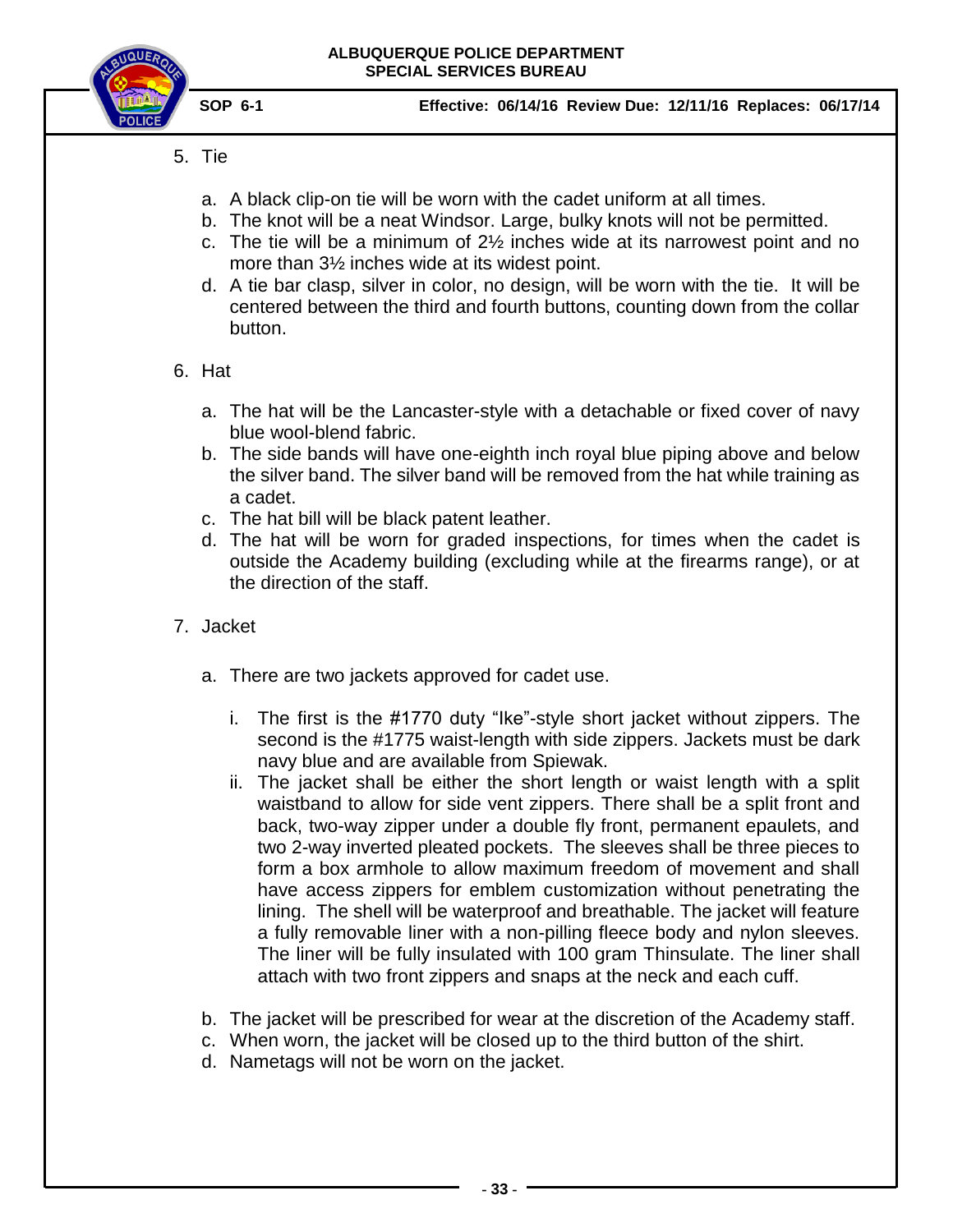5. Tie

    a. A black clip-on tie will be worn with the cadet uniform at all times.
    b. The knot will be a neat Windsor. Large, bulky knots will not be permitted.
    c. The tie will be a minimum of 2½ inches wide at its narrowest point and no more than 3½ inches wide at its widest point.
    d. A tie bar clasp, silver in color, no design, will be worn with the tie. It will be centered between the third and fourth buttons, counting down from the collar button.

6. Hat

    a. The hat will be the Lancaster-style with a detachable or fixed cover of navy blue wool-blend fabric.
    b. The side bands will have one-eighth inch royal blue piping above and below the silver band. The silver band will be removed from the hat while training as a cadet.
    c. The hat bill will be black patent leather.
    d. The hat will be worn for graded inspections, for times when the cadet is outside the Academy building (excluding while at the firearms range), or at the direction of the staff.

7. Jacket

    a. There are two jackets approved for cadet use.

        i. The first is the #1770 duty "Ike"-style short jacket without zippers. The second is the #1775 waist-length with side zippers. Jackets must be dark navy blue and are available from Spiewak.
        ii. The jacket shall be either the short length or waist length with a split waistband to allow for side vent zippers. There shall be a split front and back, two-way zipper under a double fly front, permanent epaulets, and two 2-way inverted pleated pockets. The sleeves shall be three pieces to form a box armhole to allow maximum freedom of movement and shall have access zippers for emblem customization without penetrating the lining. The shell will be waterproof and breathable. The jacket will feature a fully removable liner with a non-pilling fleece body and nylon sleeves. The liner will be fully insulated with 100 gram Thinsulate. The liner shall attach with two front zippers and snaps at the neck and each cuff.

    b. The jacket will be prescribed for wear at the discretion of the Academy staff.
    c. When worn, the jacket will be closed up to the third button of the shirt.
    d. Nametags will not be worn on the jacket.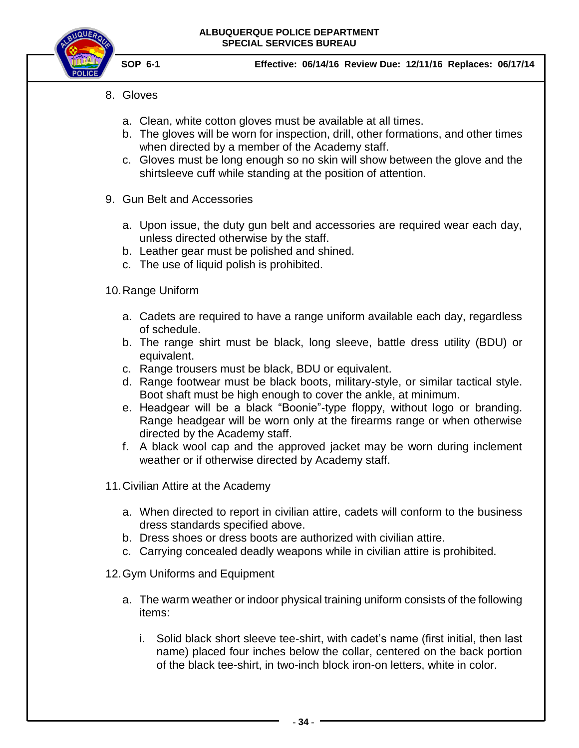8. Gloves

    a. Clean, white cotton gloves must be available at all times.
    b. The gloves will be worn for inspection, drill, other formations, and other times when directed by a member of the Academy staff.
    c. Gloves must be long enough so no skin will show between the glove and the shirtsleeve cuff while standing at the position of attention.

9. Gun Belt and Accessories

    a. Upon issue, the duty gun belt and accessories are required wear each day, unless directed otherwise by the staff.
    b. Leather gear must be polished and shined.
    c. The use of liquid polish is prohibited.

10. Range Uniform

    a. Cadets are required to have a range uniform available each day, regardless of schedule.
    b. The range shirt must be black, long sleeve, battle dress utility (BDU) or equivalent.
    c. Range trousers must be black, BDU or equivalent.
    d. Range footwear must be black boots, military-style, or similar tactical style. Boot shaft must be high enough to cover the ankle, at minimum.
    e. Headgear will be a black "Boonie"-type floppy, without logo or branding. Range headgear will be worn only at the firearms range or when otherwise directed by the Academy staff.
    f. A black wool cap and the approved jacket may be worn during inclement weather or if otherwise directed by Academy staff.

11. Civilian Attire at the Academy

    a. When directed to report in civilian attire, cadets will conform to the business dress standards specified above.
    b. Dress shoes or dress boots are authorized with civilian attire.
    c. Carrying concealed deadly weapons while in civilian attire is prohibited.

12. Gym Uniforms and Equipment

    a. The warm weather or indoor physical training uniform consists of the following items:

        i. Solid black short sleeve tee-shirt, with cadet's name (first initial, then last name) placed four inches below the collar, centered on the back portion of the black tee-shirt, in two-inch block iron-on letters, white in color.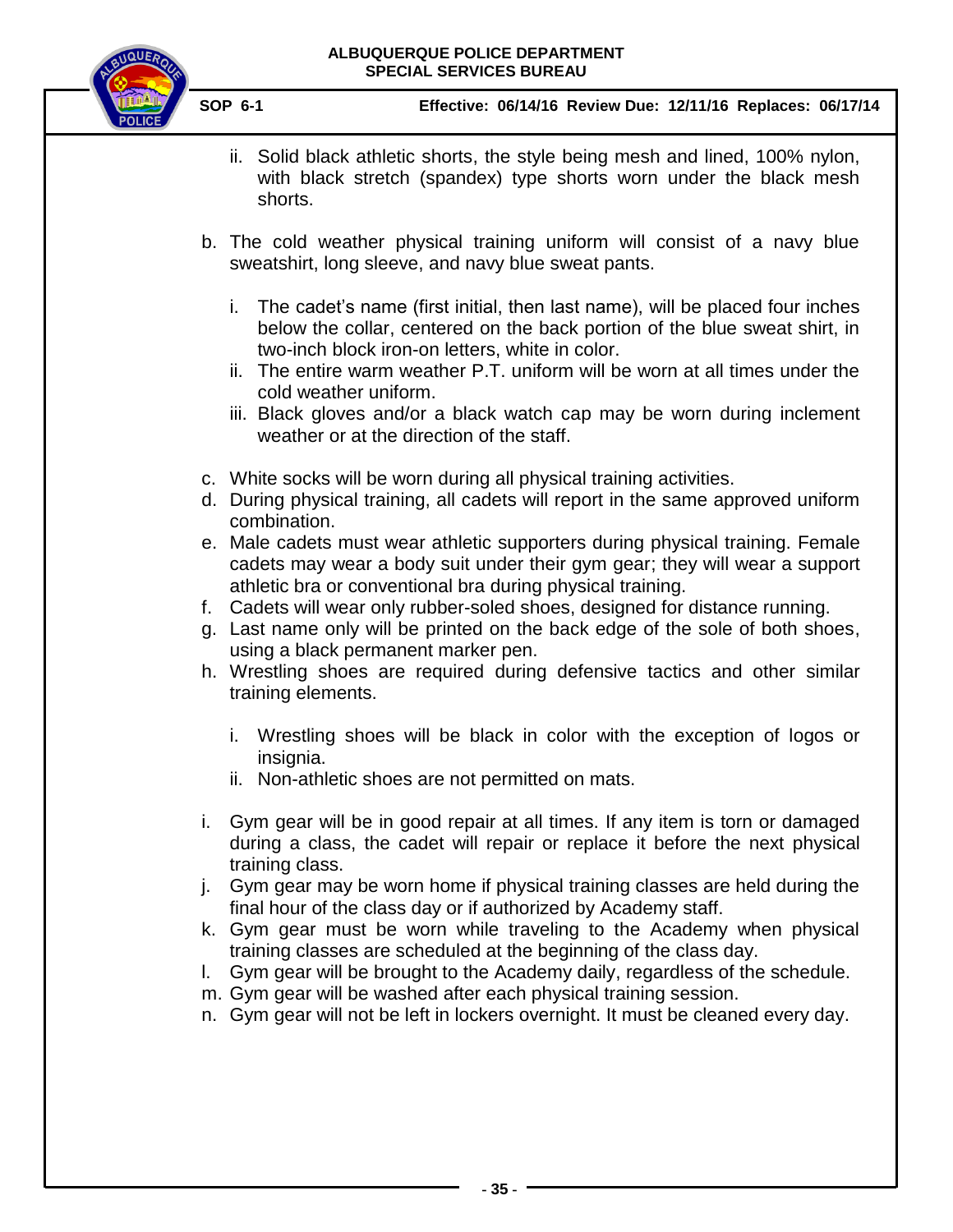ii. Solid black athletic shorts, the style being mesh and lined, 100% nylon, with black stretch (spandex) type shorts worn under the black mesh shorts.

b. The cold weather physical training uniform will consist of a navy blue sweatshirt, long sleeve, and navy blue sweat pants.

   i. The cadet's name (first initial, then last name), will be placed four inches below the collar, centered on the back portion of the blue sweat shirt, in two-inch block iron-on letters, white in color.
   ii. The entire warm weather P.T. uniform will be worn at all times under the cold weather uniform.
   iii. Black gloves and/or a black watch cap may be worn during inclement weather or at the direction of the staff.

c. White socks will be worn during all physical training activities.
d. During physical training, all cadets will report in the same approved uniform combination.
e. Male cadets must wear athletic supporters during physical training. Female cadets may wear a body suit under their gym gear; they will wear a support athletic bra or conventional bra during physical training.
f. Cadets will wear only rubber-soled shoes, designed for distance running.
g. Last name only will be printed on the back edge of the sole of both shoes, using a black permanent marker pen.
h. Wrestling shoes are required during defensive tactics and other similar training elements.

   i. Wrestling shoes will be black in color with the exception of logos or insignia.
   ii. Non-athletic shoes are not permitted on mats.

i. Gym gear will be in good repair at all times. If any item is torn or damaged during a class, the cadet will repair or replace it before the next physical training class.
j. Gym gear may be worn home if physical training classes are held during the final hour of the class day or if authorized by Academy staff.
k. Gym gear must be worn while traveling to the Academy when physical training classes are scheduled at the beginning of the class day.
l. Gym gear will be brought to the Academy daily, regardless of the schedule.
m. Gym gear will be washed after each physical training session.
n. Gym gear will not be left in lockers overnight. It must be cleaned every day.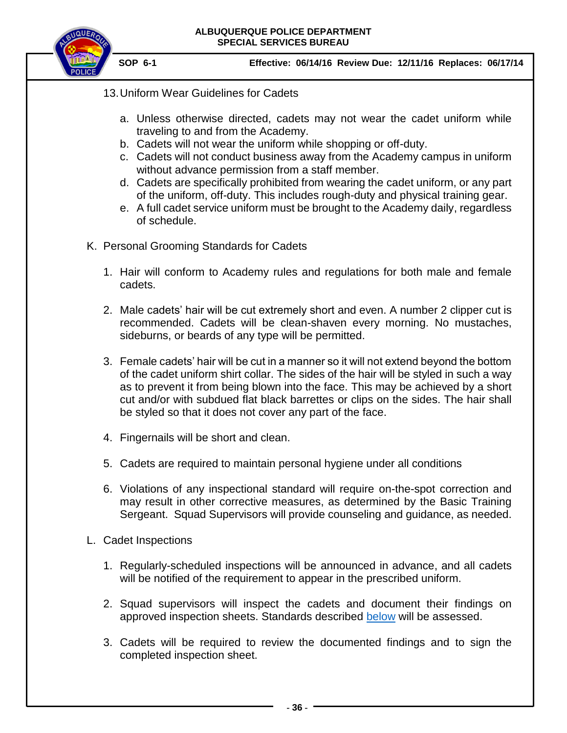13. Uniform Wear Guidelines for Cadets

    a. Unless otherwise directed, cadets may not wear the cadet uniform while traveling to and from the Academy.
    b. Cadets will not wear the uniform while shopping or off-duty.
    c. Cadets will not conduct business away from the Academy campus in uniform without advance permission from a staff member.
    d. Cadets are specifically prohibited from wearing the cadet uniform, or any part of the uniform, off-duty. This includes rough-duty and physical training gear.
    e. A full cadet service uniform must be brought to the Academy daily, regardless of schedule.

K. Personal Grooming Standards for Cadets

1. Hair will conform to Academy rules and regulations for both male and female cadets.

2. Male cadets' hair will be cut extremely short and even. A number 2 clipper cut is recommended. Cadets will be clean-shaven every morning. No mustaches, sideburns, or beards of any type will be permitted.

3. Female cadets' hair will be cut in a manner so it will not extend beyond the bottom of the cadet uniform shirt collar. The sides of the hair will be styled in such a way as to prevent it from being blown into the face. This may be achieved by a short cut and/or with subdued flat black barrettes or clips on the sides. The hair shall be styled so that it does not cover any part of the face.

4. Fingernails will be short and clean.

5. Cadets are required to maintain personal hygiene under all conditions

6. Violations of any inspectional standard will require on-the-spot correction and may result in other corrective measures, as determined by the Basic Training Sergeant. Squad Supervisors will provide counseling and guidance, as needed.

L. Cadet Inspections

1. Regularly-scheduled inspections will be announced in advance, and all cadets will be notified of the requirement to appear in the prescribed uniform.

2. Squad supervisors will inspect the cadets and document their findings on approved inspection sheets. Standards described below will be assessed.

3. Cadets will be required to review the documented findings and to sign the completed inspection sheet.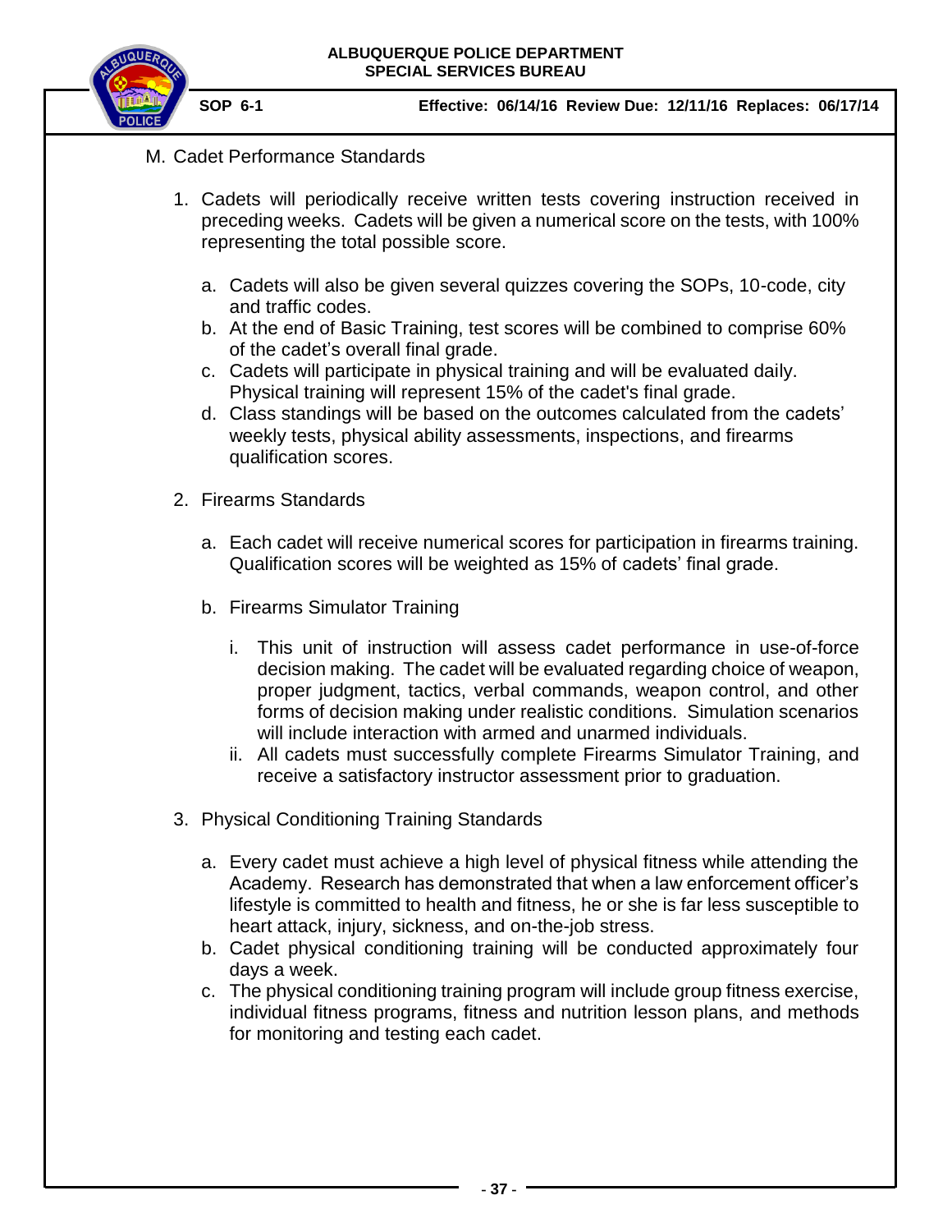M. Cadet Performance Standards

1. Cadets will periodically receive written tests covering instruction received in preceding weeks. Cadets will be given a numerical score on the tests, with 100% representing the total possible score.

   a. Cadets will also be given several quizzes covering the SOPs, 10-code, city and traffic codes.
   b. At the end of Basic Training, test scores will be combined to comprise 60% of the cadet's overall final grade.
   c. Cadets will participate in physical training and will be evaluated daily. Physical training will represent 15% of the cadet's final grade.
   d. Class standings will be based on the outcomes calculated from the cadets' weekly tests, physical ability assessments, inspections, and firearms qualification scores.

2. Firearms Standards

   a. Each cadet will receive numerical scores for participation in firearms training. Qualification scores will be weighted as 15% of cadets' final grade.

   b. Firearms Simulator Training

      i. This unit of instruction will assess cadet performance in use-of-force decision making. The cadet will be evaluated regarding choice of weapon, proper judgment, tactics, verbal commands, weapon control, and other forms of decision making under realistic conditions. Simulation scenarios will include interaction with armed and unarmed individuals.
      ii. All cadets must successfully complete Firearms Simulator Training, and receive a satisfactory instructor assessment prior to graduation.

3. Physical Conditioning Training Standards

   a. Every cadet must achieve a high level of physical fitness while attending the Academy. Research has demonstrated that when a law enforcement officer's lifestyle is committed to health and fitness, he or she is far less susceptible to heart attack, injury, sickness, and on-the-job stress.
   b. Cadet physical conditioning training will be conducted approximately four days a week.
   c. The physical conditioning training program will include group fitness exercise, individual fitness programs, fitness and nutrition lesson plans, and methods for monitoring and testing each cadet.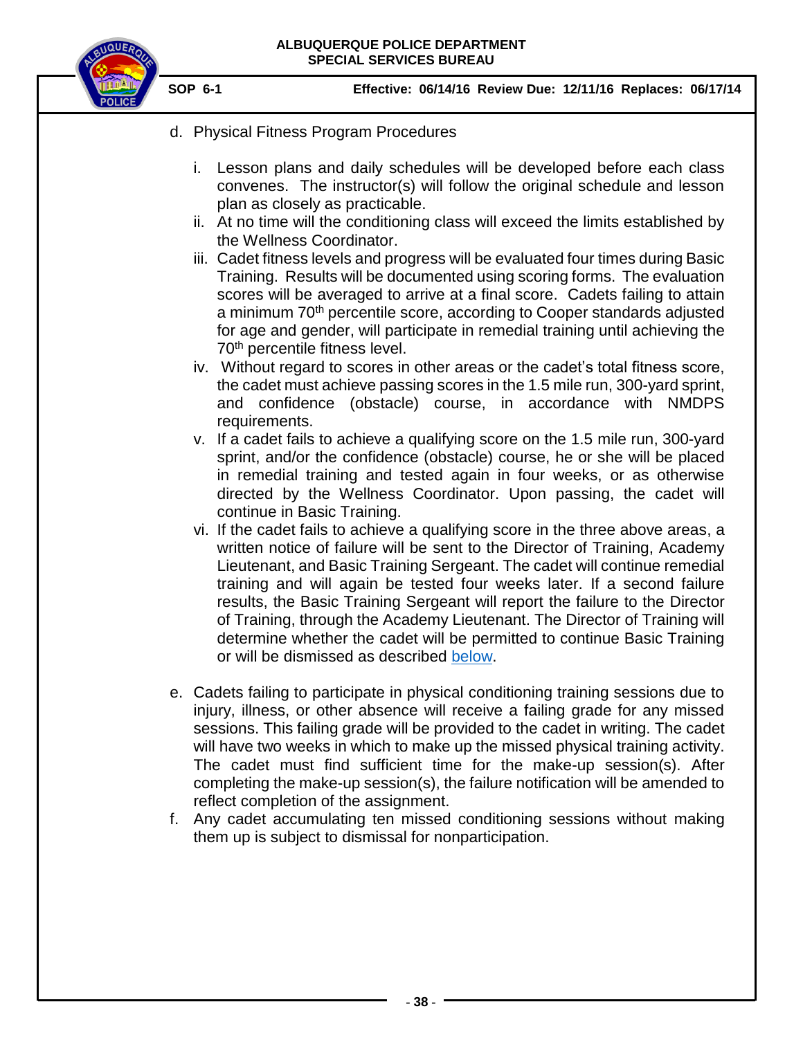d. Physical Fitness Program Procedures

   i. Lesson plans and daily schedules will be developed before each class convenes. The instructor(s) will follow the original schedule and lesson plan as closely as practicable.
   ii. At no time will the conditioning class will exceed the limits established by the Wellness Coordinator.
   iii. Cadet fitness levels and progress will be evaluated four times during Basic Training. Results will be documented using scoring forms. The evaluation scores will be averaged to arrive at a final score. Cadets failing to attain a minimum 70th percentile score, according to Cooper standards adjusted for age and gender, will participate in remedial training until achieving the 70th percentile fitness level.
   iv. Without regard to scores in other areas or the cadet's total fitness score, the cadet must achieve passing scores in the 1.5 mile run, 300-yard sprint, and confidence (obstacle) course, in accordance with NMDPS requirements.
   v. If a cadet fails to achieve a qualifying score on the 1.5 mile run, 300-yard sprint, and/or the confidence (obstacle) course, he or she will be placed in remedial training and tested again in four weeks, or as otherwise directed by the Wellness Coordinator. Upon passing, the cadet will continue in Basic Training.
   vi. If the cadet fails to achieve a qualifying score in the three above areas, a written notice of failure will be sent to the Director of Training, Academy Lieutenant, and Basic Training Sergeant. The cadet will continue remedial training and will again be tested four weeks later. If a second failure results, the Basic Training Sergeant will report the failure to the Director of Training, through the Academy Lieutenant. The Director of Training will determine whether the cadet will be permitted to continue Basic Training or will be dismissed as described below.

e. Cadets failing to participate in physical conditioning training sessions due to injury, illness, or other absence will receive a failing grade for any missed sessions. This failing grade will be provided to the cadet in writing. The cadet will have two weeks in which to make up the missed physical training activity. The cadet must find sufficient time for the make-up session(s). After completing the make-up session(s), the failure notification will be amended to reflect completion of the assignment.

f. Any cadet accumulating ten missed conditioning sessions without making them up is subject to dismissal for nonparticipation.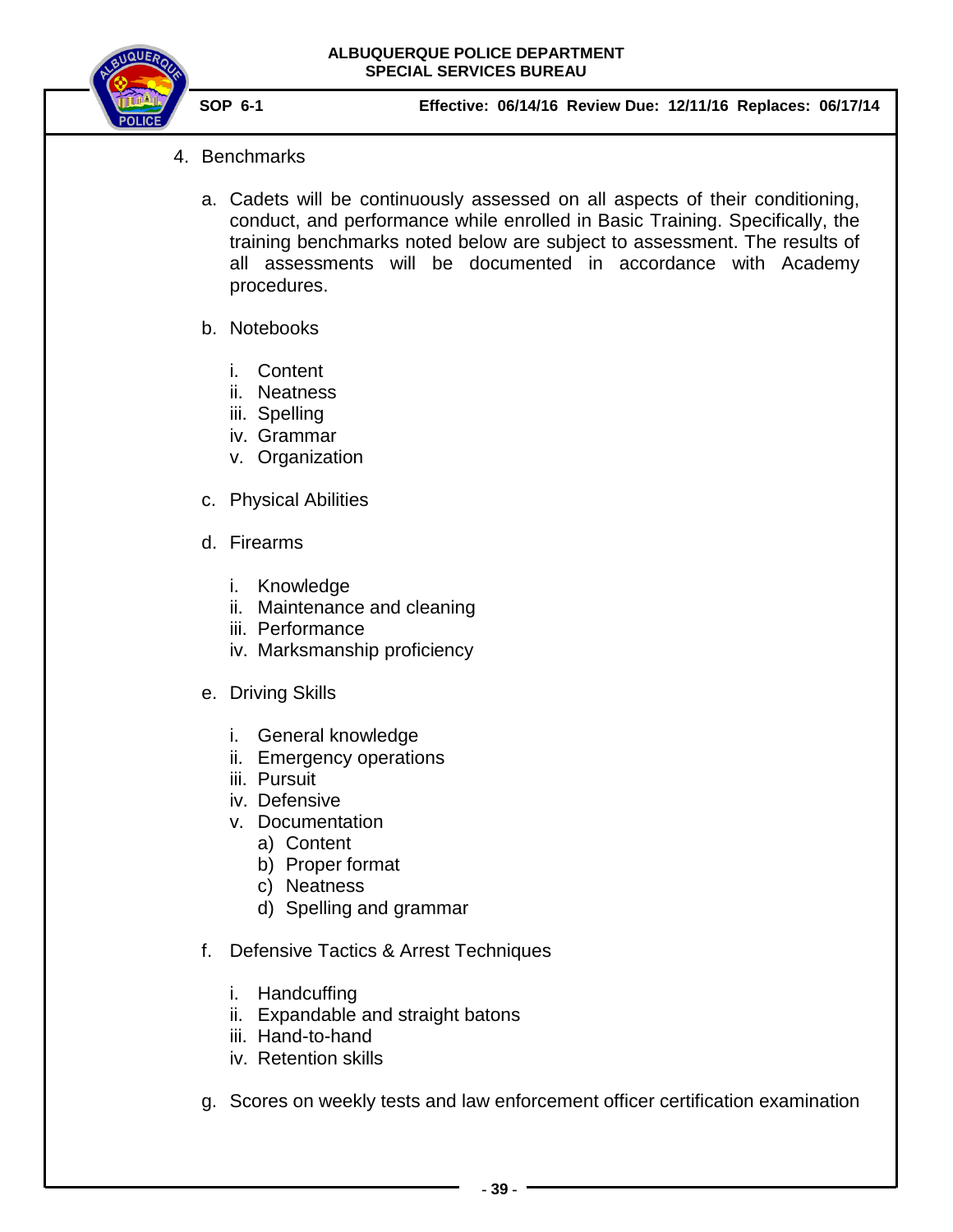4. Benchmarks

   a. Cadets will be continuously assessed on all aspects of their conditioning, conduct, and performance while enrolled in Basic Training. Specifically, the training benchmarks noted below are subject to assessment. The results of all assessments will be documented in accordance with Academy procedures.

   b. Notebooks

      i. Content
      ii. Neatness
      iii. Spelling
      iv. Grammar
      v. Organization

   c. Physical Abilities

   d. Firearms

      i. Knowledge
      ii. Maintenance and cleaning
      iii. Performance
      iv. Marksmanship proficiency

   e. Driving Skills

      i. General knowledge
      ii. Emergency operations
      iii. Pursuit
      iv. Defensive
      v. Documentation
         a) Content
         b) Proper format
         c) Neatness
         d) Spelling and grammar

   f. Defensive Tactics & Arrest Techniques

      i. Handcuffing
      ii. Expandable and straight batons
      iii. Hand-to-hand
      iv. Retention skills

   g. Scores on weekly tests and law enforcement officer certification examination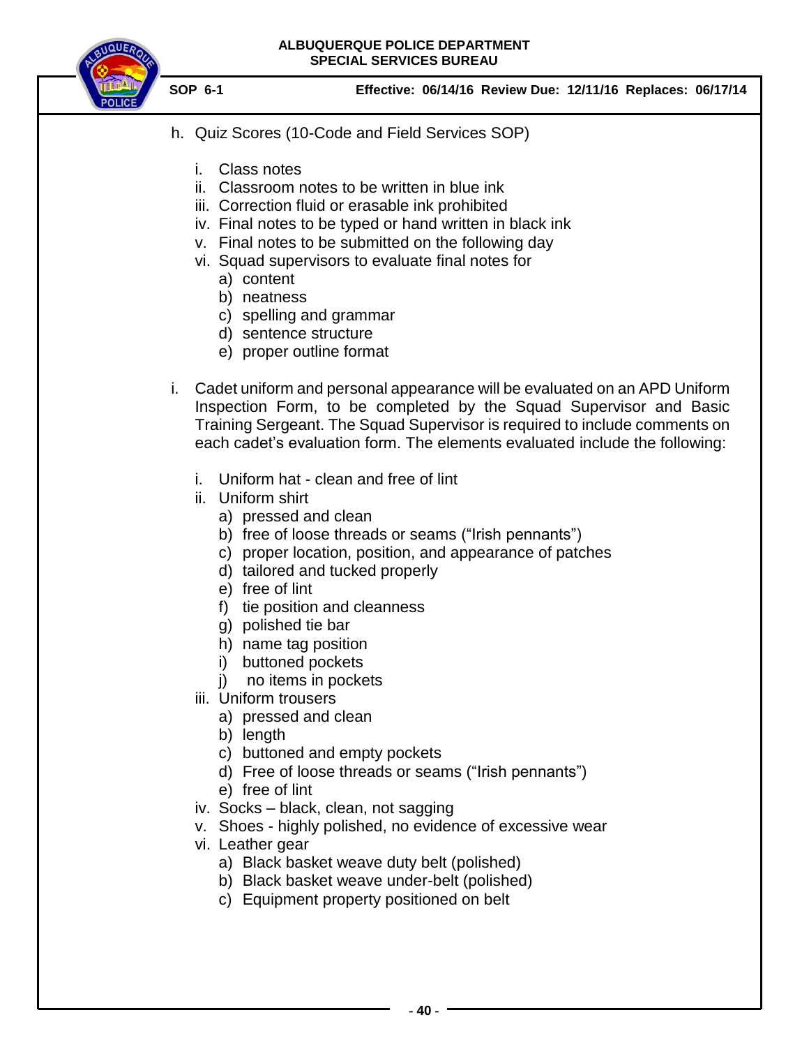h. Quiz Scores (10-Code and Field Services SOP)

   i. Class notes
   ii. Classroom notes to be written in blue ink
   iii. Correction fluid or erasable ink prohibited
   iv. Final notes to be typed or hand written in black ink
   v. Final notes to be submitted on the following day
   vi. Squad supervisors to evaluate final notes for
      a) content
      b) neatness
      c) spelling and grammar
      d) sentence structure
      e) proper outline format

i. Cadet uniform and personal appearance will be evaluated on an APD Uniform Inspection Form, to be completed by the Squad Supervisor and Basic Training Sergeant. The Squad Supervisor is required to include comments on each cadet's evaluation form. The elements evaluated include the following:

   i. Uniform hat - clean and free of lint
   ii. Uniform shirt
      a) pressed and clean
      b) free of loose threads or seams ("Irish pennants")
      c) proper location, position, and appearance of patches
      d) tailored and tucked properly
      e) free of lint
      f) tie position and cleanness
      g) polished tie bar
      h) name tag position
      i) buttoned pockets
      j) no items in pockets
   iii. Uniform trousers
      a) pressed and clean
      b) length
      c) buttoned and empty pockets
      d) Free of loose threads or seams ("Irish pennants")
      e) free of lint
   iv. Socks – black, clean, not sagging
   v. Shoes - highly polished, no evidence of excessive wear
   vi. Leather gear
      a) Black basket weave duty belt (polished)
      b) Black basket weave under-belt (polished)
      c) Equipment property positioned on belt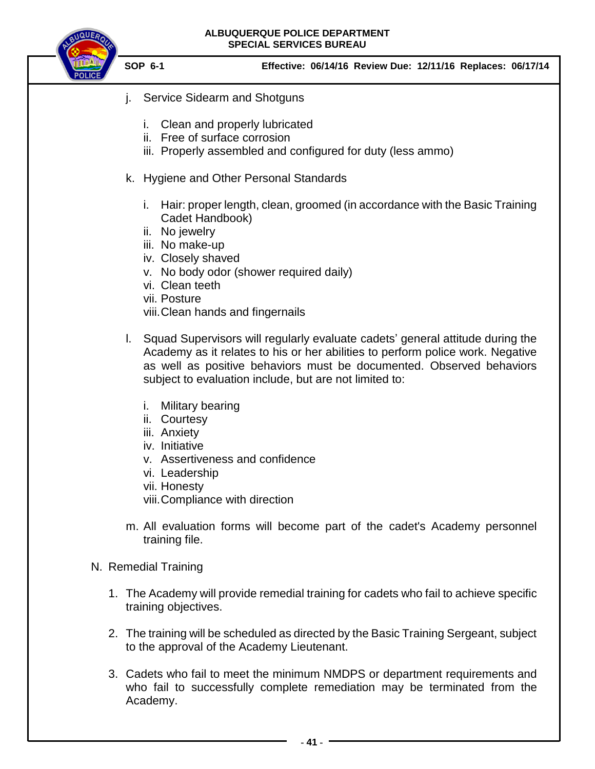j. Service Sidearm and Shotguns

   i. Clean and properly lubricated
   ii. Free of surface corrosion
   iii. Properly assembled and configured for duty (less ammo)

k. Hygiene and Other Personal Standards

   i. Hair: proper length, clean, groomed (in accordance with the Basic Training Cadet Handbook)
   ii. No jewelry
   iii. No make-up
   iv. Closely shaved
   v. No body odor (shower required daily)
   vi. Clean teeth
   vii. Posture
   viii. Clean hands and fingernails

l. Squad Supervisors will regularly evaluate cadets' general attitude during the Academy as it relates to his or her abilities to perform police work. Negative as well as positive behaviors must be documented. Observed behaviors subject to evaluation include, but are not limited to:

   i. Military bearing
   ii. Courtesy
   iii. Anxiety
   iv. Initiative
   v. Assertiveness and confidence
   vi. Leadership
   vii. Honesty
   viii. Compliance with direction

m. All evaluation forms will become part of the cadet's Academy personnel training file.

N. Remedial Training

1. The Academy will provide remedial training for cadets who fail to achieve specific training objectives.

2. The training will be scheduled as directed by the Basic Training Sergeant, subject to the approval of the Academy Lieutenant.

3. Cadets who fail to meet the minimum NMDPS or department requirements and who fail to successfully complete remediation may be terminated from the Academy.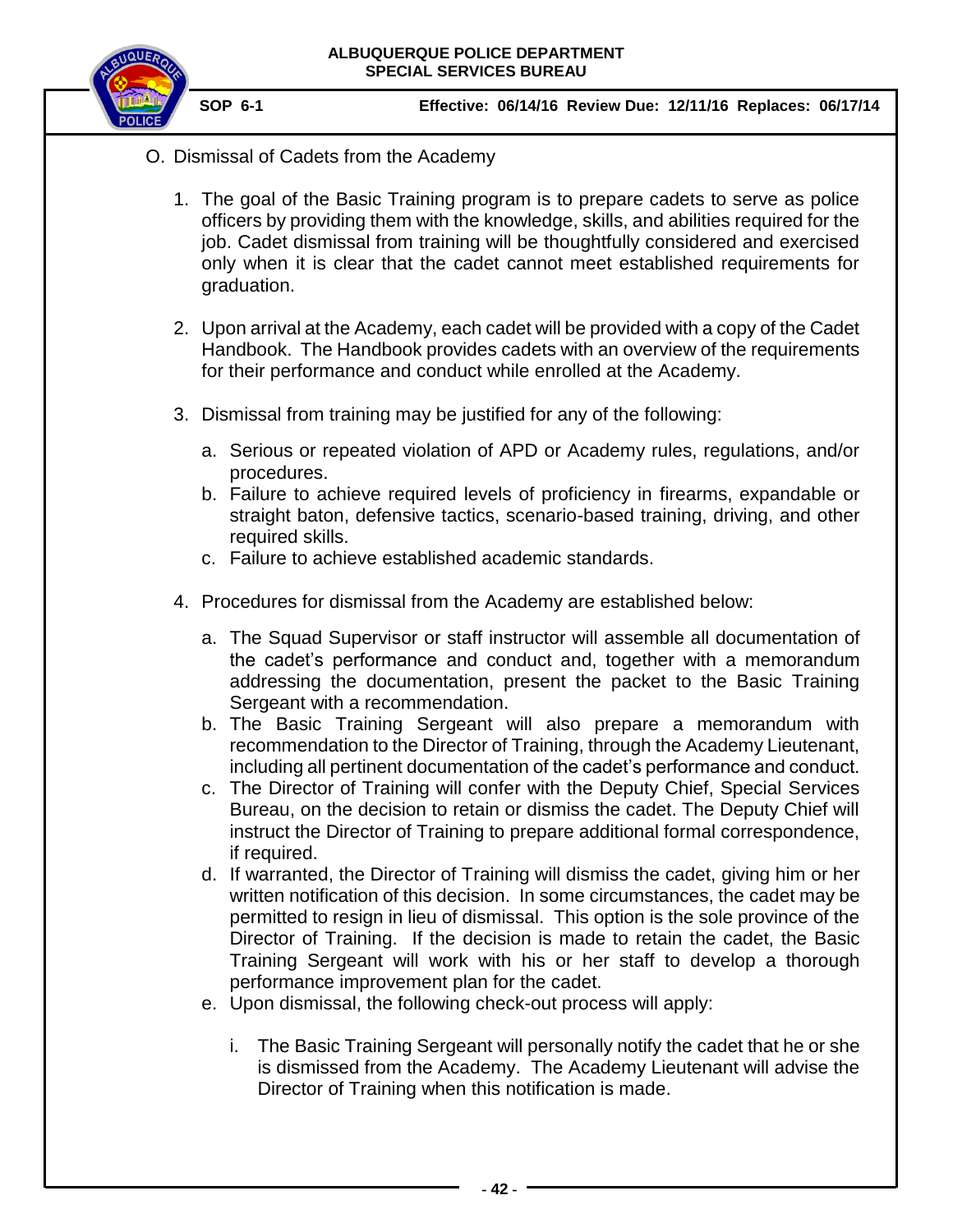O. Dismissal of Cadets from the Academy

1. The goal of the Basic Training program is to prepare cadets to serve as police officers by providing them with the knowledge, skills, and abilities required for the job. Cadet dismissal from training will be thoughtfully considered and exercised only when it is clear that the cadet cannot meet established requirements for graduation.

2. Upon arrival at the Academy, each cadet will be provided with a copy of the Cadet Handbook. The Handbook provides cadets with an overview of the requirements for their performance and conduct while enrolled at the Academy.

3. Dismissal from training may be justified for any of the following:

   a. Serious or repeated violation of APD or Academy rules, regulations, and/or procedures.
   b. Failure to achieve required levels of proficiency in firearms, expandable or straight baton, defensive tactics, scenario-based training, driving, and other required skills.
   c. Failure to achieve established academic standards.

4. Procedures for dismissal from the Academy are established below:

   a. The Squad Supervisor or staff instructor will assemble all documentation of the cadet's performance and conduct and, together with a memorandum addressing the documentation, present the packet to the Basic Training Sergeant with a recommendation.
   b. The Basic Training Sergeant will also prepare a memorandum with recommendation to the Director of Training, through the Academy Lieutenant, including all pertinent documentation of the cadet's performance and conduct.
   c. The Director of Training will confer with the Deputy Chief, Special Services Bureau, on the decision to retain or dismiss the cadet. The Deputy Chief will instruct the Director of Training to prepare additional formal correspondence, if required.
   d. If warranted, the Director of Training will dismiss the cadet, giving him or her written notification of this decision. In some circumstances, the cadet may be permitted to resign in lieu of dismissal. This option is the sole province of the Director of Training. If the decision is made to retain the cadet, the Basic Training Sergeant will work with his or her staff to develop a thorough performance improvement plan for the cadet.
   e. Upon dismissal, the following check-out process will apply:

      i. The Basic Training Sergeant will personally notify the cadet that he or she is dismissed from the Academy. The Academy Lieutenant will advise the Director of Training when this notification is made.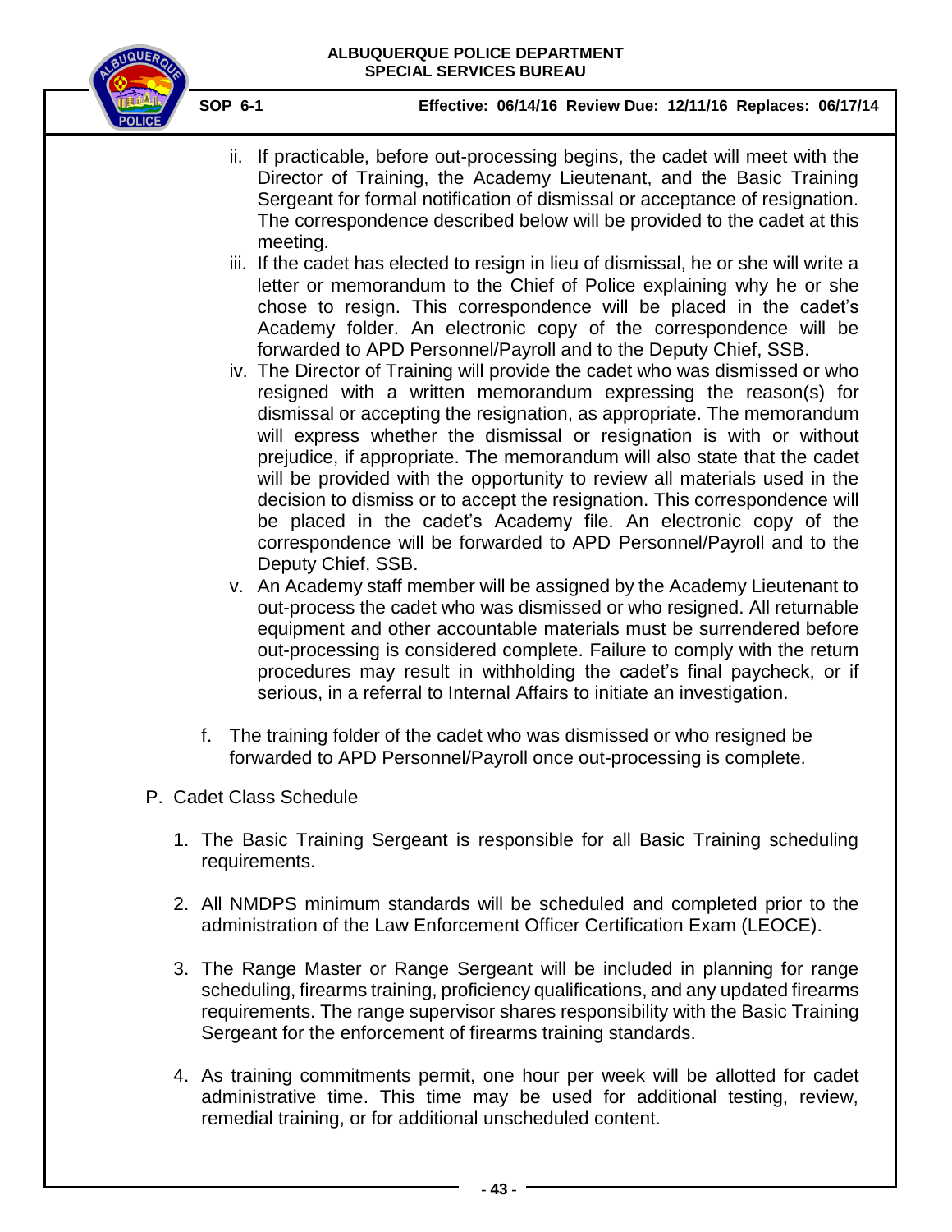ii. If practicable, before out-processing begins, the cadet will meet with the Director of Training, the Academy Lieutenant, and the Basic Training Sergeant for formal notification of dismissal or acceptance of resignation. The correspondence described below will be provided to the cadet at this meeting.

iii. If the cadet has elected to resign in lieu of dismissal, he or she will write a letter or memorandum to the Chief of Police explaining why he or she chose to resign. This correspondence will be placed in the cadet's Academy folder. An electronic copy of the correspondence will be forwarded to APD Personnel/Payroll and to the Deputy Chief, SSB.

iv. The Director of Training will provide the cadet who was dismissed or who resigned with a written memorandum expressing the reason(s) for dismissal or accepting the resignation, as appropriate. The memorandum will express whether the dismissal or resignation is with or without prejudice, if appropriate. The memorandum will also state that the cadet will be provided with the opportunity to review all materials used in the decision to dismiss or to accept the resignation. This correspondence will be placed in the cadet's Academy file. An electronic copy of the correspondence will be forwarded to APD Personnel/Payroll and to the Deputy Chief, SSB.

v. An Academy staff member will be assigned by the Academy Lieutenant to out-process the cadet who was dismissed or who resigned. All returnable equipment and other accountable materials must be surrendered before out-processing is considered complete. Failure to comply with the return procedures may result in withholding the cadet's final paycheck, or if serious, in a referral to Internal Affairs to initiate an investigation.

f. The training folder of the cadet who was dismissed or who resigned be forwarded to APD Personnel/Payroll once out-processing is complete.

P. Cadet Class Schedule

1. The Basic Training Sergeant is responsible for all Basic Training scheduling requirements.

2. All NMDPS minimum standards will be scheduled and completed prior to the administration of the Law Enforcement Officer Certification Exam (LEOCE).

3. The Range Master or Range Sergeant will be included in planning for range scheduling, firearms training, proficiency qualifications, and any updated firearms requirements. The range supervisor shares responsibility with the Basic Training Sergeant for the enforcement of firearms training standards.

4. As training commitments permit, one hour per week will be allotted for cadet administrative time. This time may be used for additional testing, review, remedial training, or for additional unscheduled content.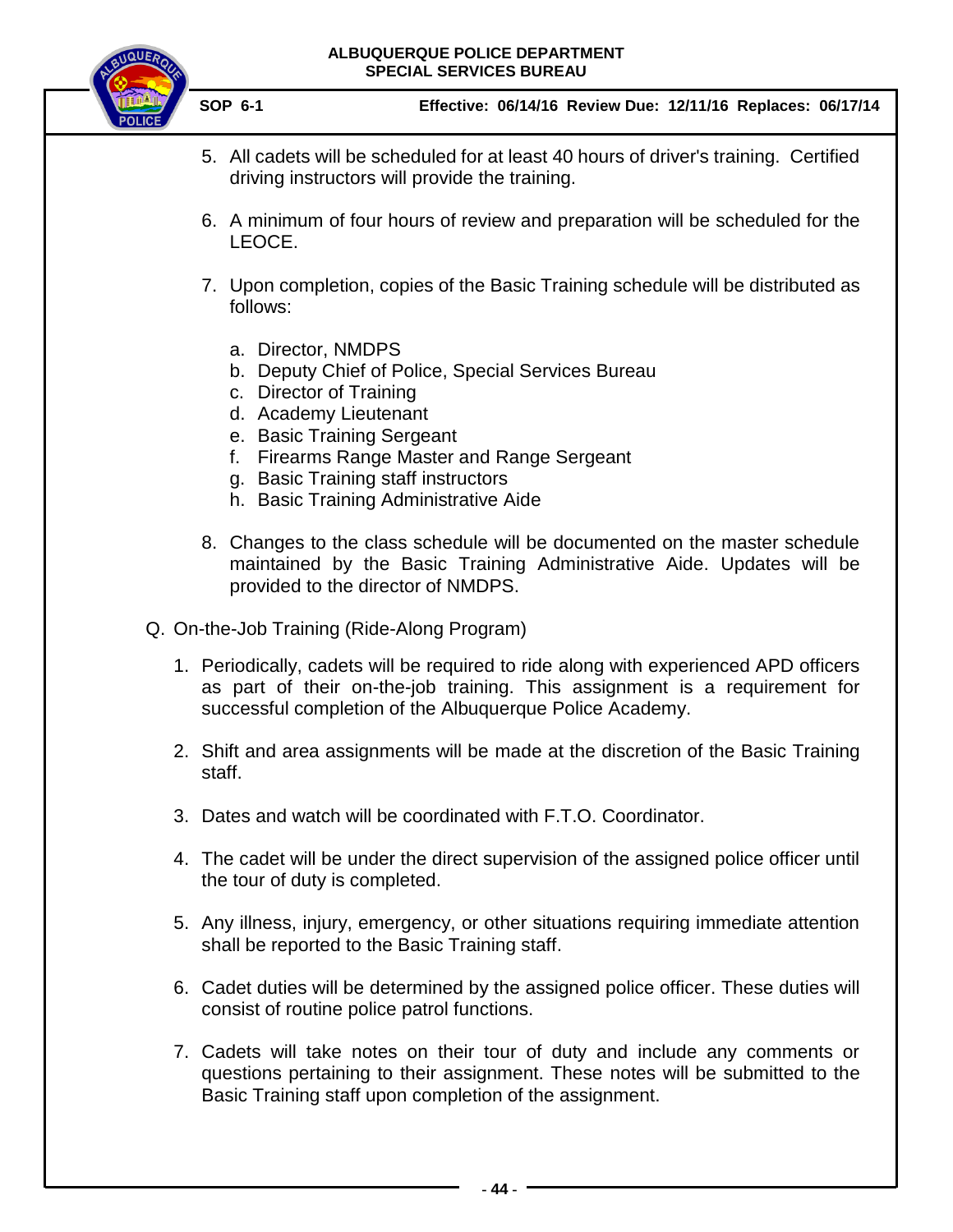5. All cadets will be scheduled for at least 40 hours of driver's training. Certified driving instructors will provide the training.

6. A minimum of four hours of review and preparation will be scheduled for the LEOCE.

7. Upon completion, copies of the Basic Training schedule will be distributed as follows:

   a. Director, NMDPS
   b. Deputy Chief of Police, Special Services Bureau
   c. Director of Training
   d. Academy Lieutenant
   e. Basic Training Sergeant
   f. Firearms Range Master and Range Sergeant
   g. Basic Training staff instructors
   h. Basic Training Administrative Aide

8. Changes to the class schedule will be documented on the master schedule maintained by the Basic Training Administrative Aide. Updates will be provided to the director of NMDPS.

Q. On-the-Job Training (Ride-Along Program)

1. Periodically, cadets will be required to ride along with experienced APD officers as part of their on-the-job training. This assignment is a requirement for successful completion of the Albuquerque Police Academy.

2. Shift and area assignments will be made at the discretion of the Basic Training staff.

3. Dates and watch will be coordinated with F.T.O. Coordinator.

4. The cadet will be under the direct supervision of the assigned police officer until the tour of duty is completed.

5. Any illness, injury, emergency, or other situations requiring immediate attention shall be reported to the Basic Training staff.

6. Cadet duties will be determined by the assigned police officer. These duties will consist of routine police patrol functions.

7. Cadets will take notes on their tour of duty and include any comments or questions pertaining to their assignment. These notes will be submitted to the Basic Training staff upon completion of the assignment.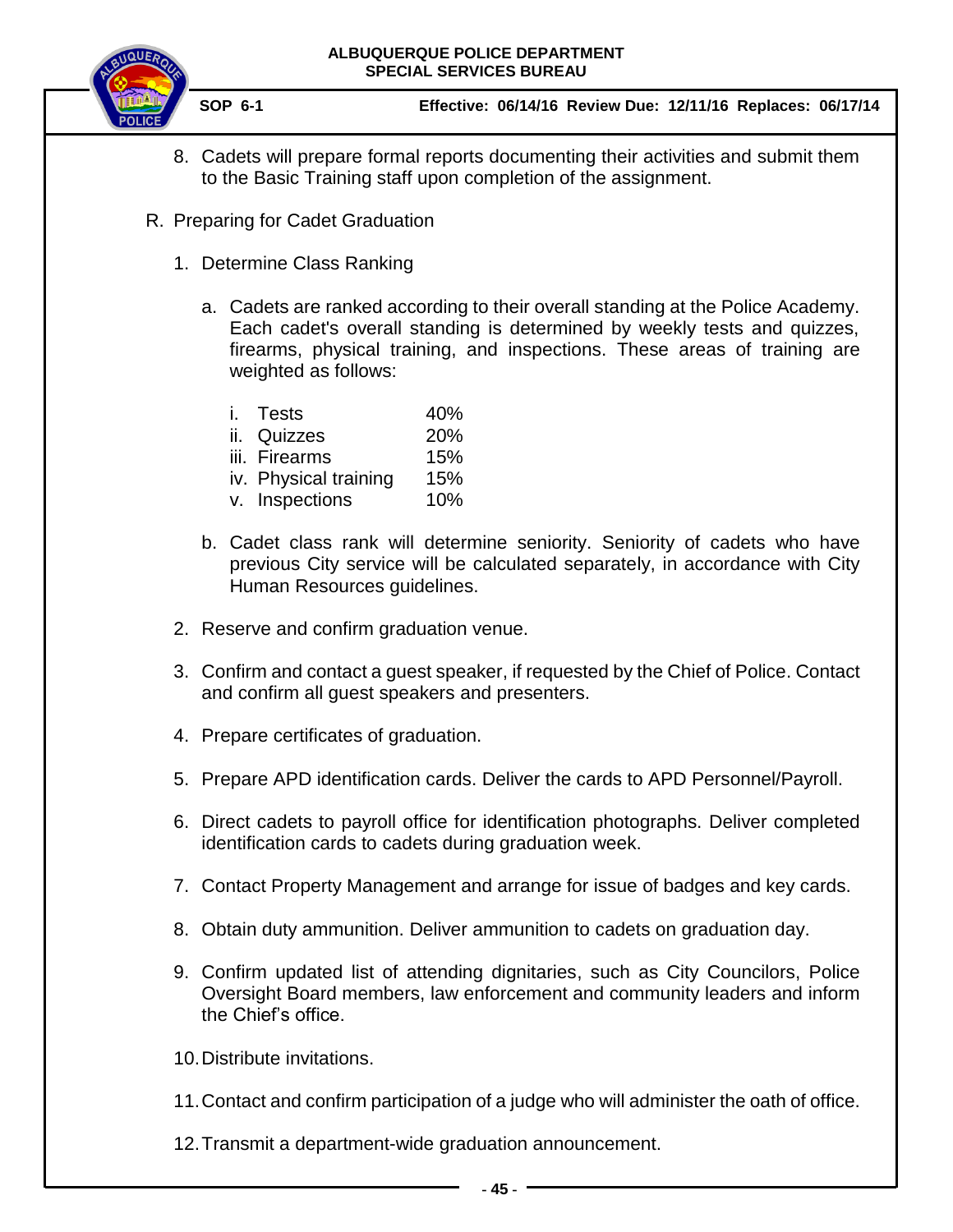8. Cadets will prepare formal reports documenting their activities and submit them to the Basic Training staff upon completion of the assignment.

R. Preparing for Cadet Graduation

1. Determine Class Ranking

   a. Cadets are ranked according to their overall standing at the Police Academy. Each cadet's overall standing is determined by weekly tests and quizzes, firearms, physical training, and inspections. These areas of training are weighted as follows:

      i. Tests 40%
      ii. Quizzes 20%
      iii. Firearms 15%
      iv. Physical training 15%
      v. Inspections 10%

   b. Cadet class rank will determine seniority. Seniority of cadets who have previous City service will be calculated separately, in accordance with City Human Resources guidelines.

2. Reserve and confirm graduation venue.

3. Confirm and contact a guest speaker, if requested by the Chief of Police. Contact and confirm all guest speakers and presenters.

4. Prepare certificates of graduation.

5. Prepare APD identification cards. Deliver the cards to APD Personnel/Payroll.

6. Direct cadets to payroll office for identification photographs. Deliver completed identification cards to cadets during graduation week.

7. Contact Property Management and arrange for issue of badges and key cards.

8. Obtain duty ammunition. Deliver ammunition to cadets on graduation day.

9. Confirm updated list of attending dignitaries, such as City Councilors, Police Oversight Board members, law enforcement and community leaders and inform the Chief's office.

10. Distribute invitations.

11. Contact and confirm participation of a judge who will administer the oath of office.

12. Transmit a department-wide graduation announcement.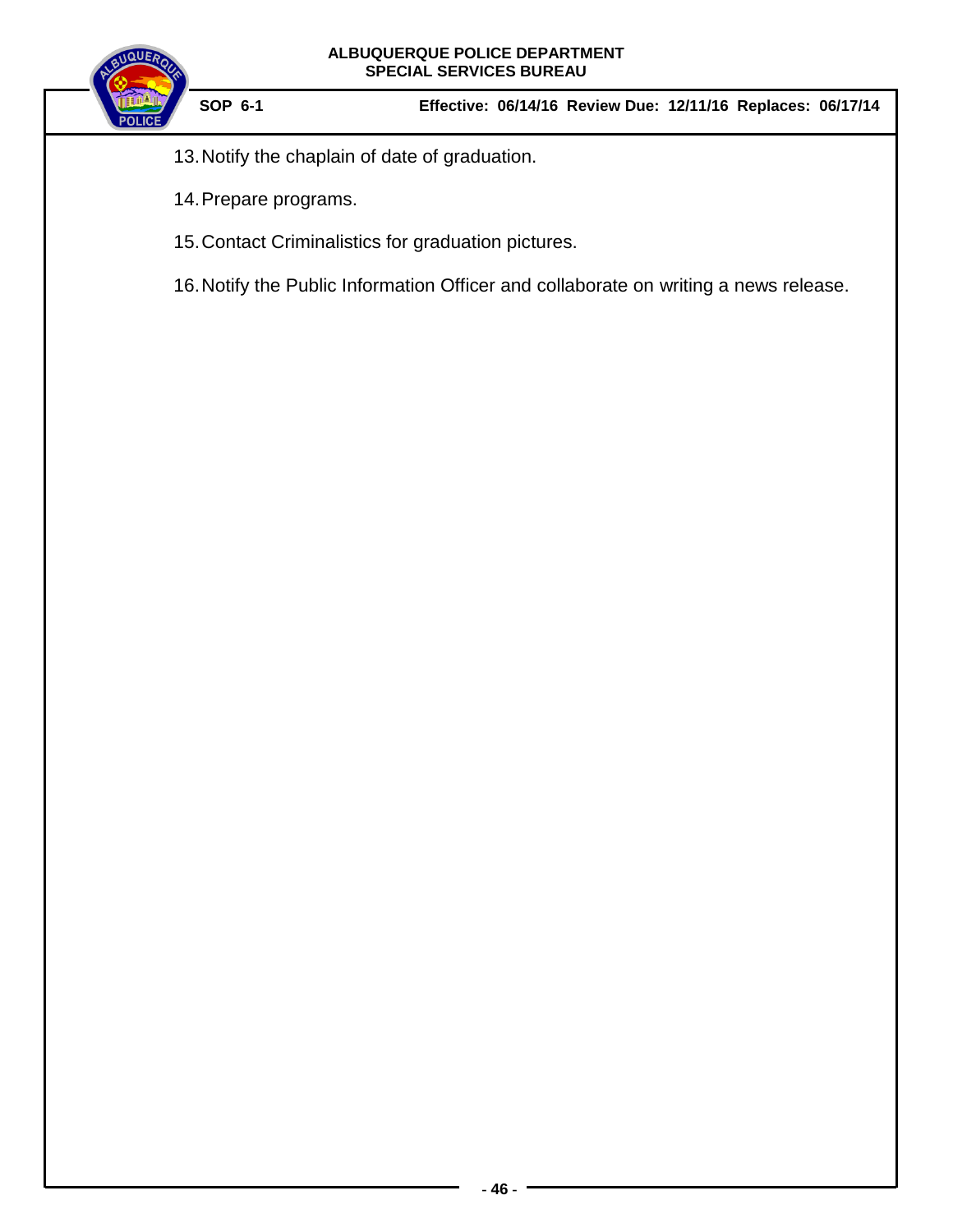13. Notify the chaplain of date of graduation.

14. Prepare programs.

15. Contact Criminalistics for graduation pictures.

16. Notify the Public Information Officer and collaborate on writing a news release.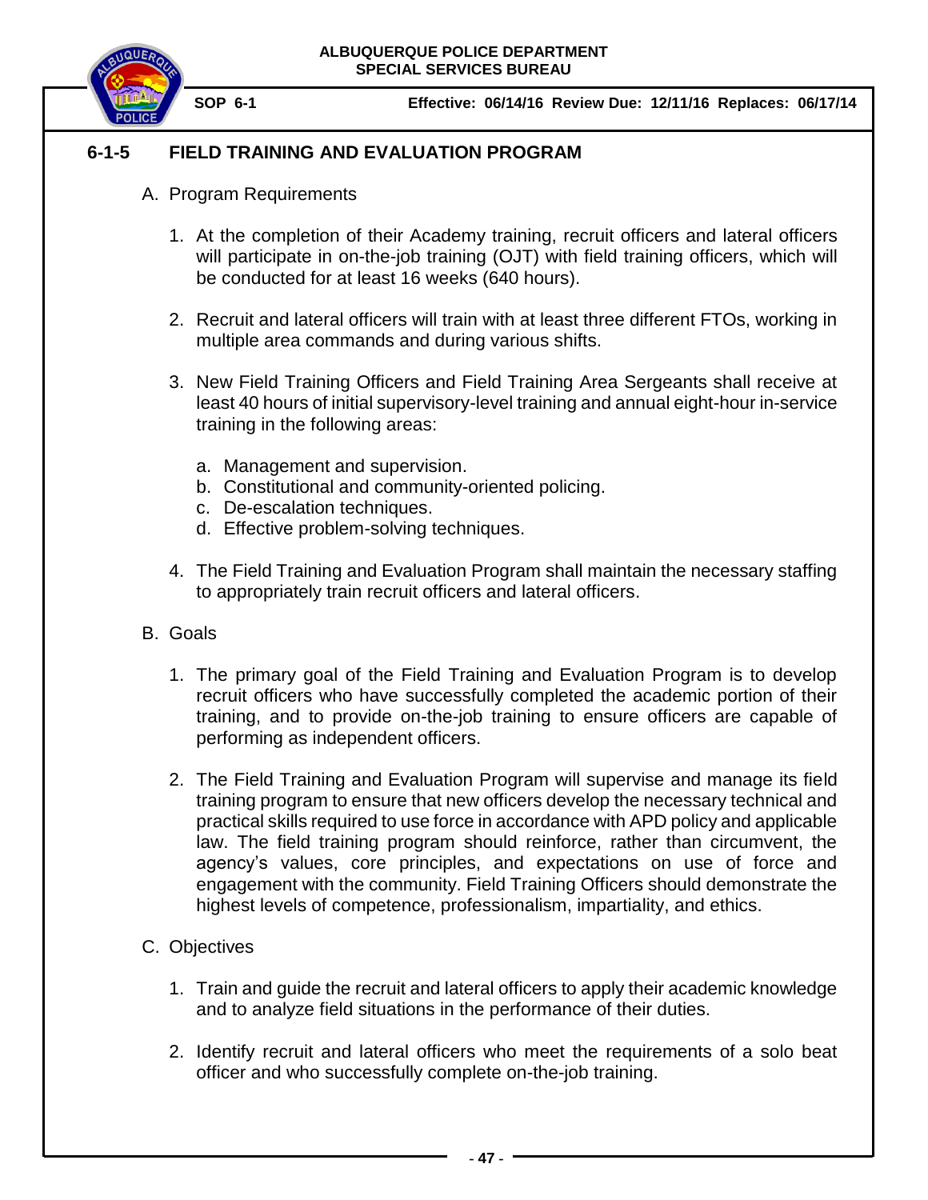## 6-1-5 FIELD TRAINING AND EVALUATION PROGRAM

A. Program Requirements

1. At the completion of their Academy training, recruit officers and lateral officers will participate in on-the-job training (OJT) with field training officers, which will be conducted for at least 16 weeks (640 hours).

2. Recruit and lateral officers will train with at least three different FTOs, working in multiple area commands and during various shifts.

3. New Field Training Officers and Field Training Area Sergeants shall receive at least 40 hours of initial supervisory-level training and annual eight-hour in-service training in the following areas:

   a. Management and supervision.
   b. Constitutional and community-oriented policing.
   c. De-escalation techniques.
   d. Effective problem-solving techniques.

4. The Field Training and Evaluation Program shall maintain the necessary staffing to appropriately train recruit officers and lateral officers.

B. Goals

1. The primary goal of the Field Training and Evaluation Program is to develop recruit officers who have successfully completed the academic portion of their training, and to provide on-the-job training to ensure officers are capable of performing as independent officers.

2. The Field Training and Evaluation Program will supervise and manage its field training program to ensure that new officers develop the necessary technical and practical skills required to use force in accordance with APD policy and applicable law. The field training program should reinforce, rather than circumvent, the agency's values, core principles, and expectations on use of force and engagement with the community. Field Training Officers should demonstrate the highest levels of competence, professionalism, impartiality, and ethics.

C. Objectives

1. Train and guide the recruit and lateral officers to apply their academic knowledge and to analyze field situations in the performance of their duties.

2. Identify recruit and lateral officers who meet the requirements of a solo beat officer and who successfully complete on-the-job training.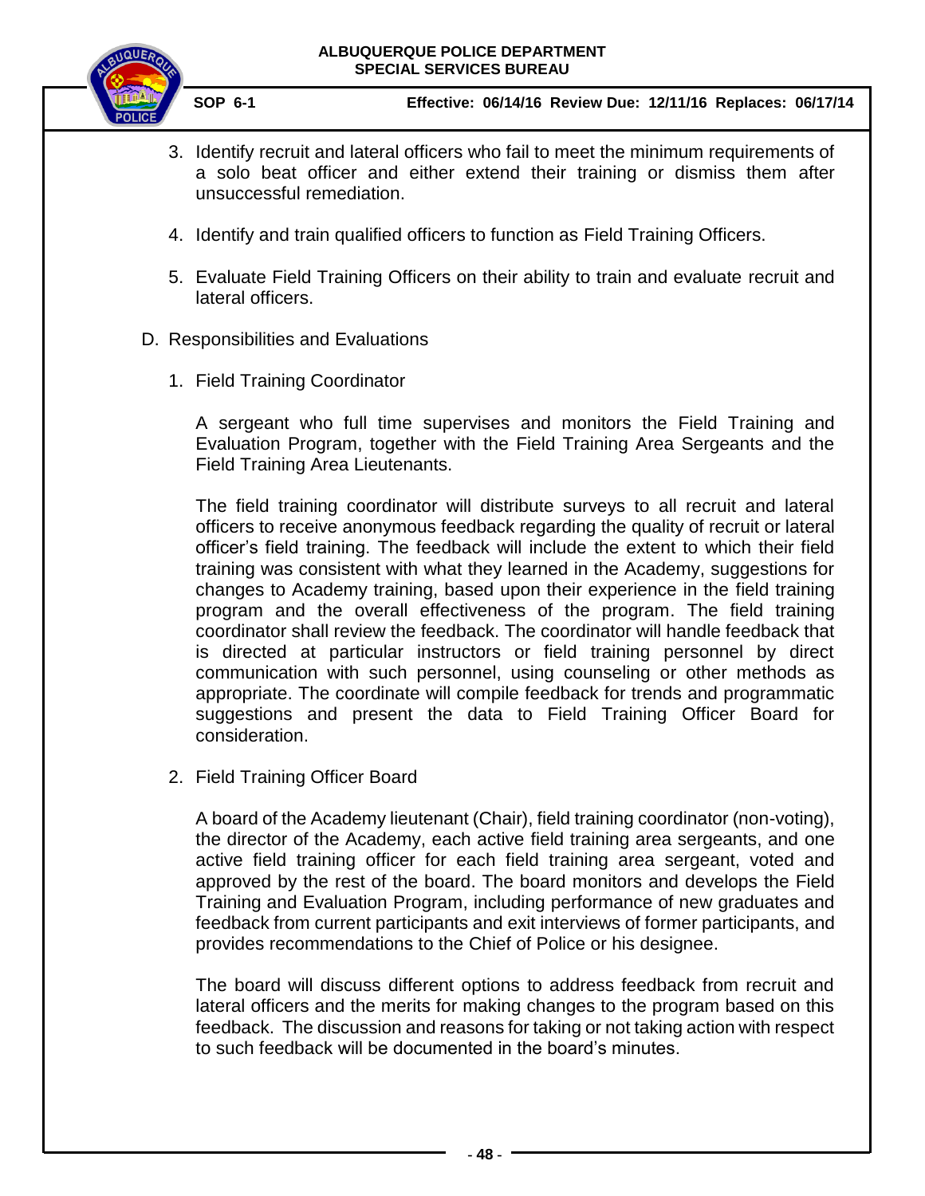3. Identify recruit and lateral officers who fail to meet the minimum requirements of a solo beat officer and either extend their training or dismiss them after unsuccessful remediation.

4. Identify and train qualified officers to function as Field Training Officers.

5. Evaluate Field Training Officers on their ability to train and evaluate recruit and lateral officers.

D. Responsibilities and Evaluations

1. Field Training Coordinator

   A sergeant who full time supervises and monitors the Field Training and Evaluation Program, together with the Field Training Area Sergeants and the Field Training Area Lieutenants.

   The field training coordinator will distribute surveys to all recruit and lateral officers to receive anonymous feedback regarding the quality of recruit or lateral officer's field training. The feedback will include the extent to which their field training was consistent with what they learned in the Academy, suggestions for changes to Academy training, based upon their experience in the field training program and the overall effectiveness of the program. The field training coordinator shall review the feedback. The coordinator will handle feedback that is directed at particular instructors or field training personnel by direct communication with such personnel, using counseling or other methods as appropriate. The coordinate will compile feedback for trends and programmatic suggestions and present the data to Field Training Officer Board for consideration.

2. Field Training Officer Board

   A board of the Academy lieutenant (Chair), field training coordinator (non-voting), the director of the Academy, each active field training area sergeants, and one active field training officer for each field training area sergeant, voted and approved by the rest of the board. The board monitors and develops the Field Training and Evaluation Program, including performance of new graduates and feedback from current participants and exit interviews of former participants, and provides recommendations to the Chief of Police or his designee.

   The board will discuss different options to address feedback from recruit and lateral officers and the merits for making changes to the program based on this feedback. The discussion and reasons for taking or not taking action with respect to such feedback will be documented in the board's minutes.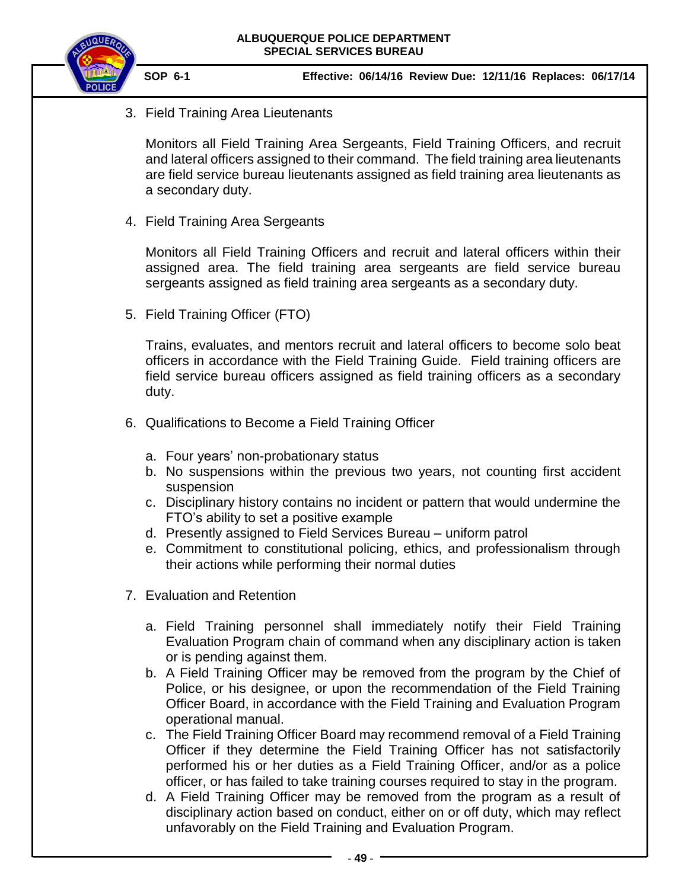3. Field Training Area Lieutenants

   Monitors all Field Training Area Sergeants, Field Training Officers, and recruit and lateral officers assigned to their command. The field training area lieutenants are field service bureau lieutenants assigned as field training area lieutenants as a secondary duty.

4. Field Training Area Sergeants

   Monitors all Field Training Officers and recruit and lateral officers within their assigned area. The field training area sergeants are field service bureau sergeants assigned as field training area sergeants as a secondary duty.

5. Field Training Officer (FTO)

   Trains, evaluates, and mentors recruit and lateral officers to become solo beat officers in accordance with the Field Training Guide. Field training officers are field service bureau officers assigned as field training officers as a secondary duty.

6. Qualifications to Become a Field Training Officer

   a. Four years' non-probationary status
   b. No suspensions within the previous two years, not counting first accident suspension
   c. Disciplinary history contains no incident or pattern that would undermine the FTO's ability to set a positive example
   d. Presently assigned to Field Services Bureau – uniform patrol
   e. Commitment to constitutional policing, ethics, and professionalism through their actions while performing their normal duties

7. Evaluation and Retention

   a. Field Training personnel shall immediately notify their Field Training Evaluation Program chain of command when any disciplinary action is taken or is pending against them.
   b. A Field Training Officer may be removed from the program by the Chief of Police, or his designee, or upon the recommendation of the Field Training Officer Board, in accordance with the Field Training and Evaluation Program operational manual.
   c. The Field Training Officer Board may recommend removal of a Field Training Officer if they determine the Field Training Officer has not satisfactorily performed his or her duties as a Field Training Officer, and/or as a police officer, or has failed to take training courses required to stay in the program.
   d. A Field Training Officer may be removed from the program as a result of disciplinary action based on conduct, either on or off duty, which may reflect unfavorably on the Field Training and Evaluation Program.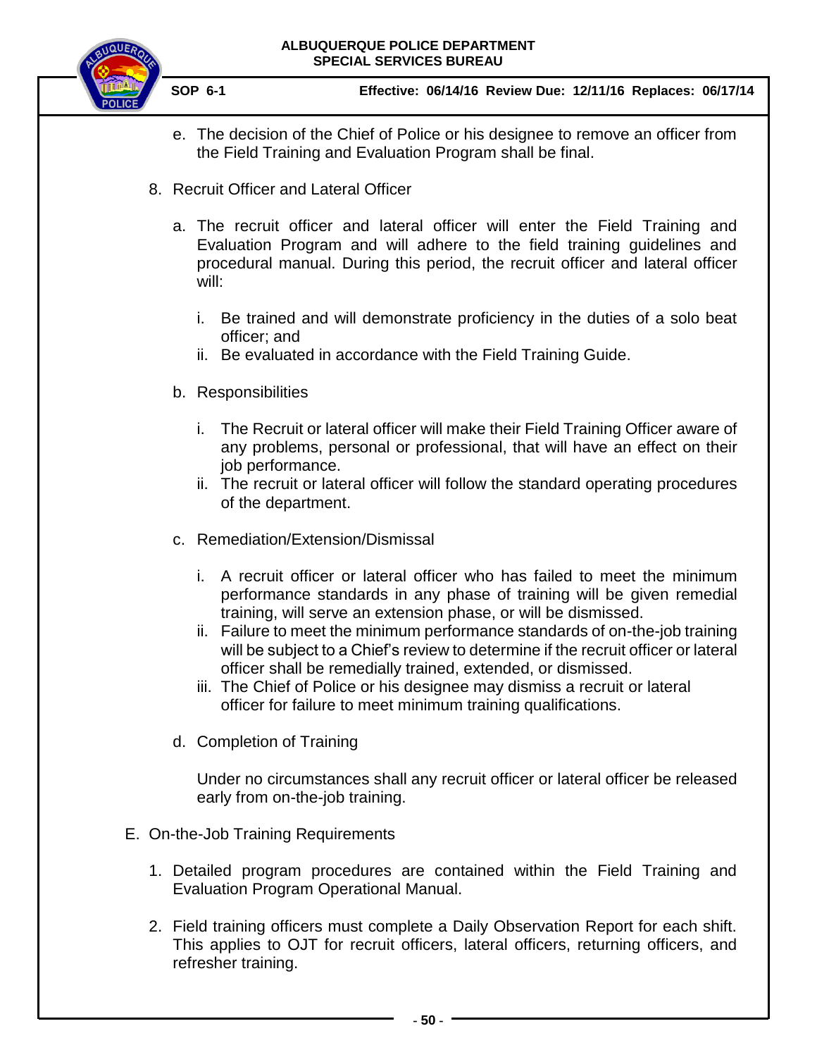e. The decision of the Chief of Police or his designee to remove an officer from the Field Training and Evaluation Program shall be final.

8. Recruit Officer and Lateral Officer

   a. The recruit officer and lateral officer will enter the Field Training and Evaluation Program and will adhere to the field training guidelines and procedural manual. During this period, the recruit officer and lateral officer will:

      i. Be trained and will demonstrate proficiency in the duties of a solo beat officer; and
      ii. Be evaluated in accordance with the Field Training Guide.

   b. Responsibilities

      i. The Recruit or lateral officer will make their Field Training Officer aware of any problems, personal or professional, that will have an effect on their job performance.
      ii. The recruit or lateral officer will follow the standard operating procedures of the department.

   c. Remediation/Extension/Dismissal

      i. A recruit officer or lateral officer who has failed to meet the minimum performance standards in any phase of training will be given remedial training, will serve an extension phase, or will be dismissed.
      ii. Failure to meet the minimum performance standards of on-the-job training will be subject to a Chief's review to determine if the recruit officer or lateral officer shall be remedially trained, extended, or dismissed.
      iii. The Chief of Police or his designee may dismiss a recruit or lateral officer for failure to meet minimum training qualifications.

   d. Completion of Training

      Under no circumstances shall any recruit officer or lateral officer be released early from on-the-job training.

E. On-the-Job Training Requirements

   1. Detailed program procedures are contained within the Field Training and Evaluation Program Operational Manual.

   2. Field training officers must complete a Daily Observation Report for each shift. This applies to OJT for recruit officers, lateral officers, returning officers, and refresher training.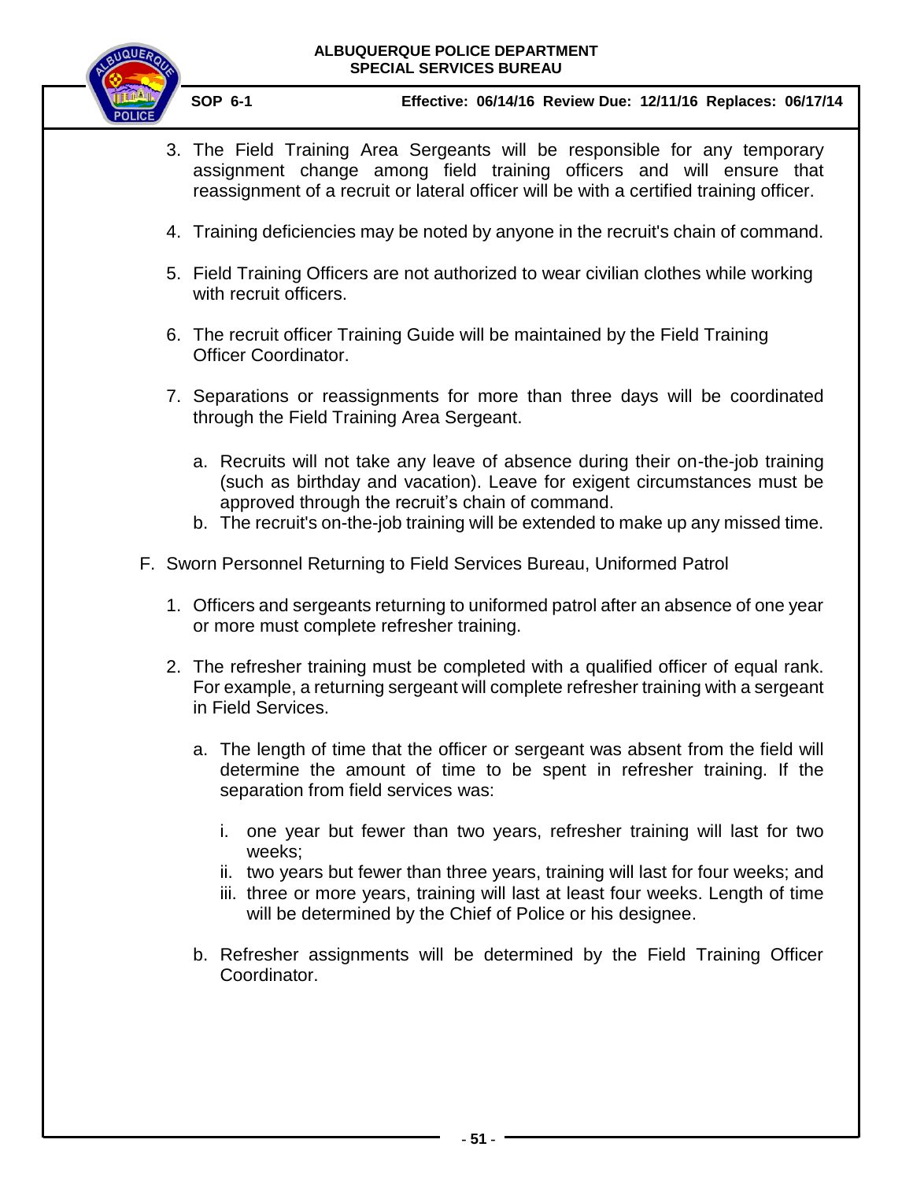3. The Field Training Area Sergeants will be responsible for any temporary assignment change among field training officers and will ensure that reassignment of a recruit or lateral officer will be with a certified training officer.

4. Training deficiencies may be noted by anyone in the recruit's chain of command.

5. Field Training Officers are not authorized to wear civilian clothes while working with recruit officers.

6. The recruit officer Training Guide will be maintained by the Field Training Officer Coordinator.

7. Separations or reassignments for more than three days will be coordinated through the Field Training Area Sergeant.

   a. Recruits will not take any leave of absence during their on-the-job training (such as birthday and vacation). Leave for exigent circumstances must be approved through the recruit's chain of command.
   b. The recruit's on-the-job training will be extended to make up any missed time.

F. Sworn Personnel Returning to Field Services Bureau, Uniformed Patrol

1. Officers and sergeants returning to uniformed patrol after an absence of one year or more must complete refresher training.

2. The refresher training must be completed with a qualified officer of equal rank. For example, a returning sergeant will complete refresher training with a sergeant in Field Services.

   a. The length of time that the officer or sergeant was absent from the field will determine the amount of time to be spent in refresher training. If the separation from field services was:

      i. one year but fewer than two years, refresher training will last for two weeks;
      ii. two years but fewer than three years, training will last for four weeks; and
      iii. three or more years, training will last at least four weeks. Length of time will be determined by the Chief of Police or his designee.

   b. Refresher assignments will be determined by the Field Training Officer Coordinator.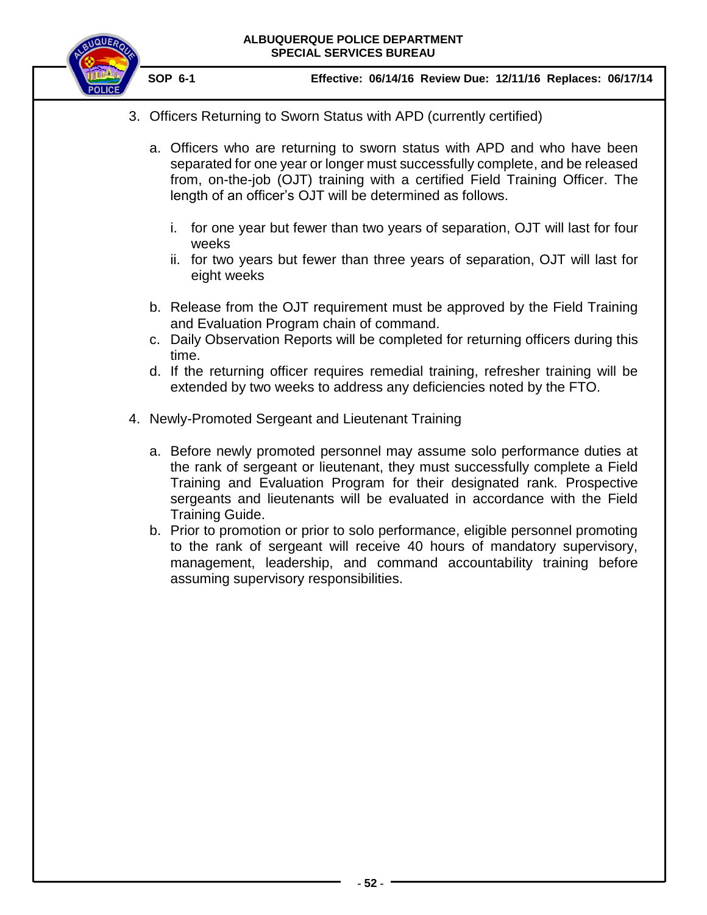3. Officers Returning to Sworn Status with APD (currently certified)

   a. Officers who are returning to sworn status with APD and who have been separated for one year or longer must successfully complete, and be released from, on-the-job (OJT) training with a certified Field Training Officer. The length of an officer's OJT will be determined as follows.

      i. for one year but fewer than two years of separation, OJT will last for four weeks
      ii. for two years but fewer than three years of separation, OJT will last for eight weeks

   b. Release from the OJT requirement must be approved by the Field Training and Evaluation Program chain of command.
   c. Daily Observation Reports will be completed for returning officers during this time.
   d. If the returning officer requires remedial training, refresher training will be extended by two weeks to address any deficiencies noted by the FTO.

4. Newly-Promoted Sergeant and Lieutenant Training

   a. Before newly promoted personnel may assume solo performance duties at the rank of sergeant or lieutenant, they must successfully complete a Field Training and Evaluation Program for their designated rank. Prospective sergeants and lieutenants will be evaluated in accordance with the Field Training Guide.
   b. Prior to promotion or prior to solo performance, eligible personnel promoting to the rank of sergeant will receive 40 hours of mandatory supervisory, management, leadership, and command accountability training before assuming supervisory responsibilities.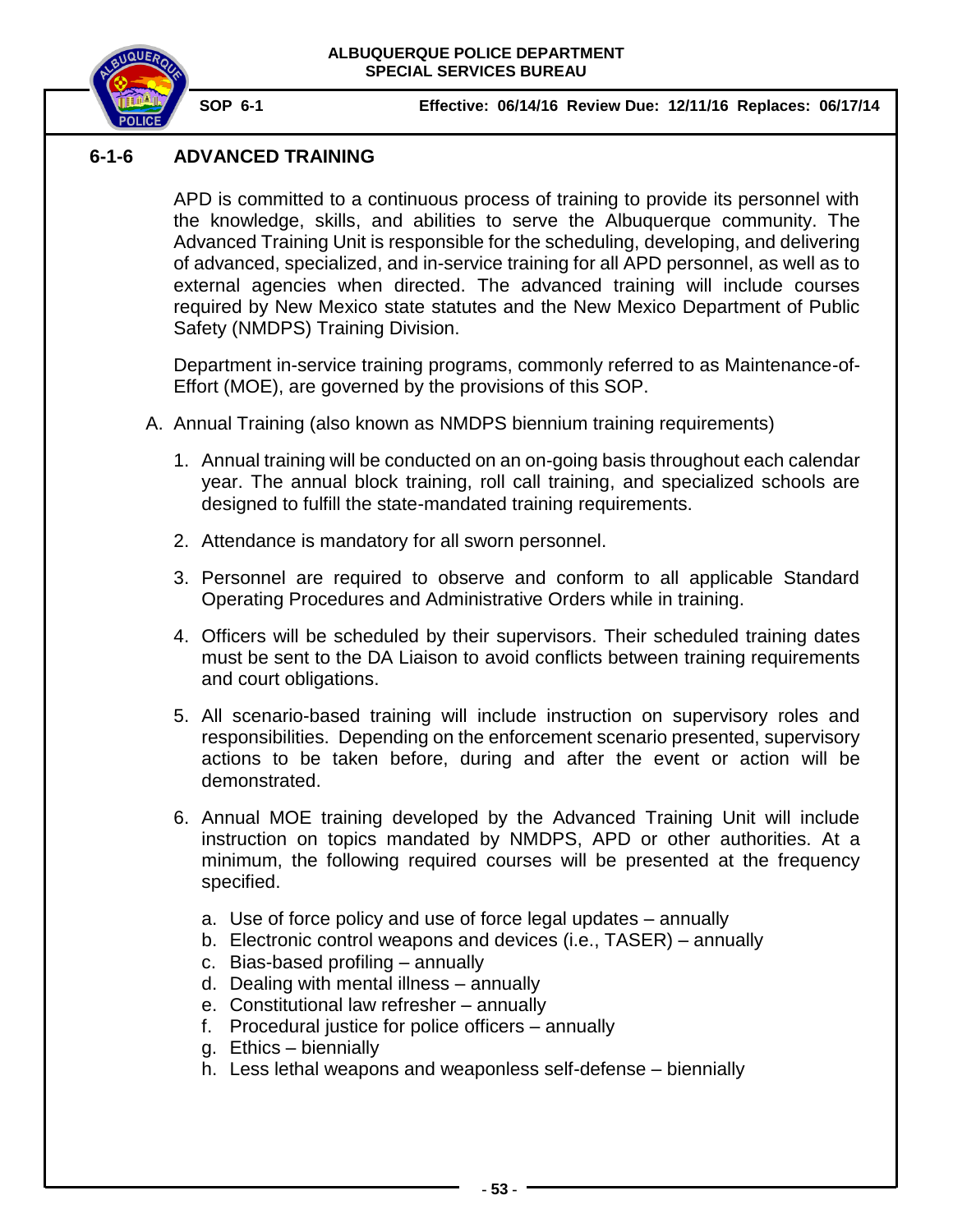## 6-1-6 ADVANCED TRAINING

APD is committed to a continuous process of training to provide its personnel with the knowledge, skills, and abilities to serve the Albuquerque community. The Advanced Training Unit is responsible for the scheduling, developing, and delivering of advanced, specialized, and in-service training for all APD personnel, as well as to external agencies when directed. The advanced training will include courses required by New Mexico state statutes and the New Mexico Department of Public Safety (NMDPS) Training Division.

Department in-service training programs, commonly referred to as Maintenance-of-Effort (MOE), are governed by the provisions of this SOP.

A. Annual Training (also known as NMDPS biennium training requirements)

1. Annual training will be conducted on an on-going basis throughout each calendar year. The annual block training, roll call training, and specialized schools are designed to fulfill the state-mandated training requirements.
2. Attendance is mandatory for all sworn personnel.
3. Personnel are required to observe and conform to all applicable Standard Operating Procedures and Administrative Orders while in training.
4. Officers will be scheduled by their supervisors. Their scheduled training dates must be sent to the DA Liaison to avoid conflicts between training requirements and court obligations.
5. All scenario-based training will include instruction on supervisory roles and responsibilities. Depending on the enforcement scenario presented, supervisory actions to be taken before, during and after the event or action will be demonstrated.
6. Annual MOE training developed by the Advanced Training Unit will include instruction on topics mandated by NMDPS, APD or other authorities. At a minimum, the following required courses will be presented at the frequency specified.
   a. Use of force policy and use of force legal updates – annually
   b. Electronic control weapons and devices (i.e., TASER) – annually
   c. Bias-based profiling – annually
   d. Dealing with mental illness – annually
   e. Constitutional law refresher – annually
   f. Procedural justice for police officers – annually
   g. Ethics – biennially
   h. Less lethal weapons and weaponless self-defense – biennially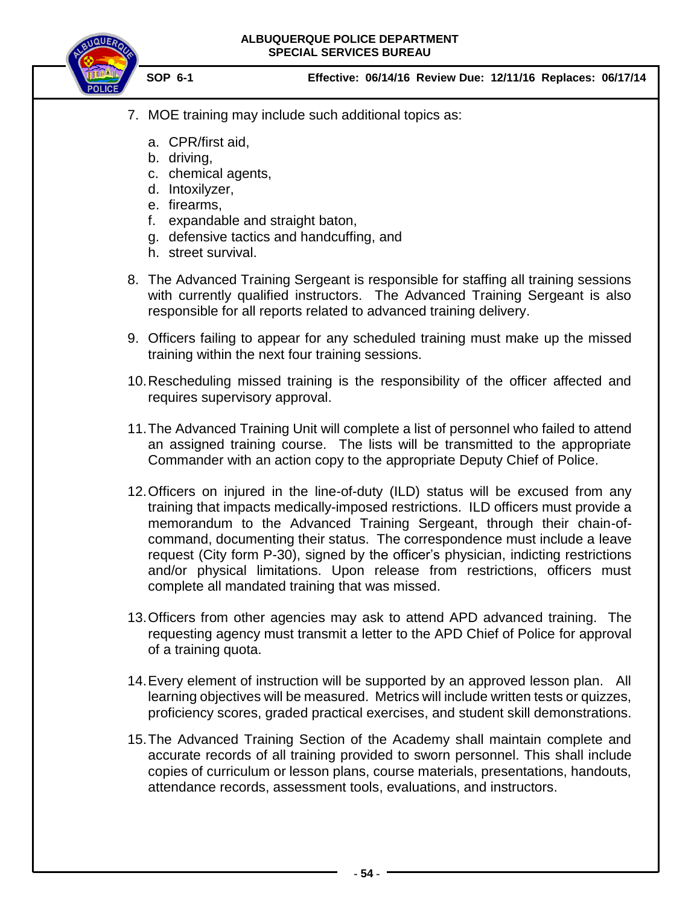7. MOE training may include such additional topics as:

   a. CPR/first aid,
   b. driving,
   c. chemical agents,
   d. Intoxilyzer,
   e. firearms,
   f. expandable and straight baton,
   g. defensive tactics and handcuffing, and
   h. street survival.

8. The Advanced Training Sergeant is responsible for staffing all training sessions with currently qualified instructors. The Advanced Training Sergeant is also responsible for all reports related to advanced training delivery.

9. Officers failing to appear for any scheduled training must make up the missed training within the next four training sessions.

10. Rescheduling missed training is the responsibility of the officer affected and requires supervisory approval.

11. The Advanced Training Unit will complete a list of personnel who failed to attend an assigned training course. The lists will be transmitted to the appropriate Commander with an action copy to the appropriate Deputy Chief of Police.

12. Officers on injured in the line-of-duty (ILD) status will be excused from any training that impacts medically-imposed restrictions. ILD officers must provide a memorandum to the Advanced Training Sergeant, through their chain-of-command, documenting their status. The correspondence must include a leave request (City form P-30), signed by the officer's physician, indicting restrictions and/or physical limitations. Upon release from restrictions, officers must complete all mandated training that was missed.

13. Officers from other agencies may ask to attend APD advanced training. The requesting agency must transmit a letter to the APD Chief of Police for approval of a training quota.

14. Every element of instruction will be supported by an approved lesson plan. All learning objectives will be measured. Metrics will include written tests or quizzes, proficiency scores, graded practical exercises, and student skill demonstrations.

15. The Advanced Training Section of the Academy shall maintain complete and accurate records of all training provided to sworn personnel. This shall include copies of curriculum or lesson plans, course materials, presentations, handouts, attendance records, assessment tools, evaluations, and instructors.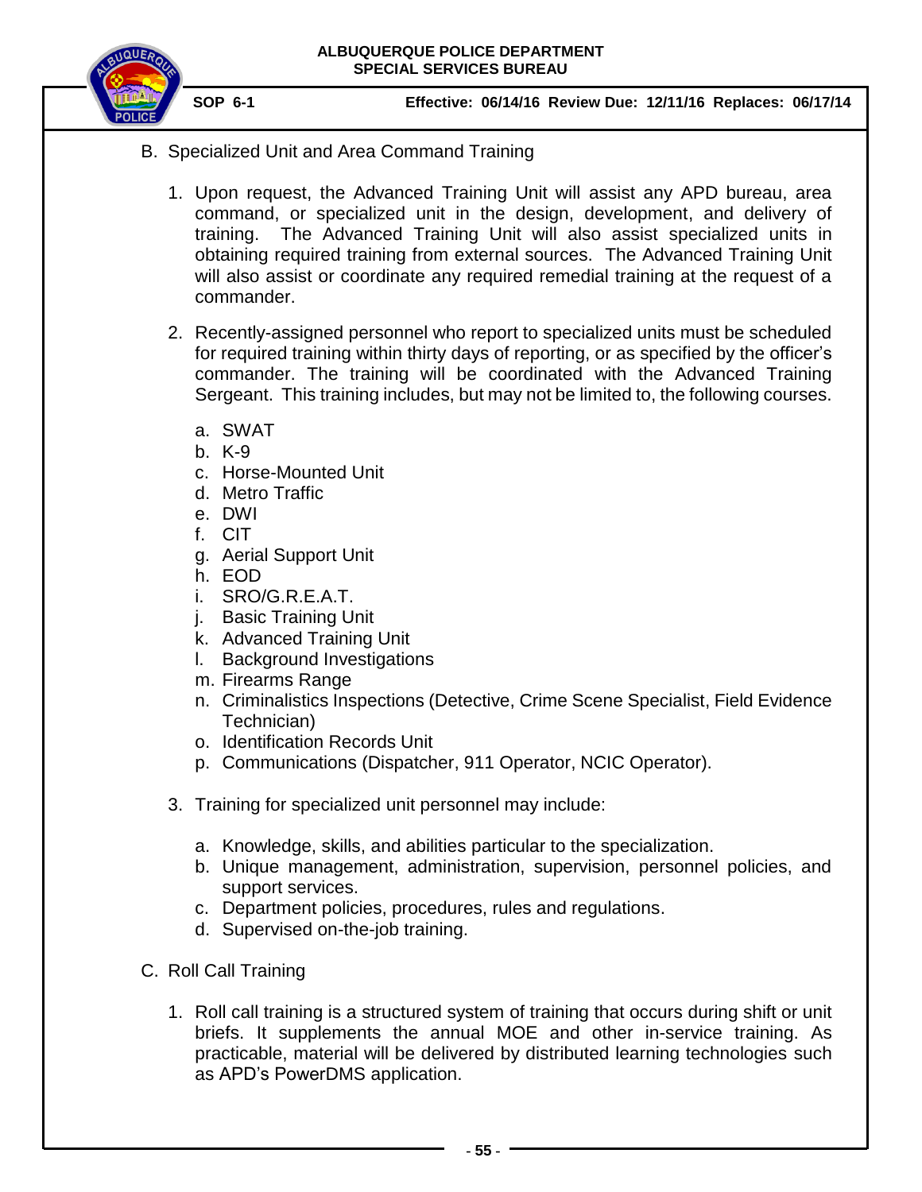B. Specialized Unit and Area Command Training

1. Upon request, the Advanced Training Unit will assist any APD bureau, area command, or specialized unit in the design, development, and delivery of training. The Advanced Training Unit will also assist specialized units in obtaining required training from external sources. The Advanced Training Unit will also assist or coordinate any required remedial training at the request of a commander.

2. Recently-assigned personnel who report to specialized units must be scheduled for required training within thirty days of reporting, or as specified by the officer's commander. The training will be coordinated with the Advanced Training Sergeant. This training includes, but may not be limited to, the following courses.

   a. SWAT
   b. K-9
   c. Horse-Mounted Unit
   d. Metro Traffic
   e. DWI
   f. CIT
   g. Aerial Support Unit
   h. EOD
   i. SRO/G.R.E.A.T.
   j. Basic Training Unit
   k. Advanced Training Unit
   l. Background Investigations
   m. Firearms Range
   n. Criminalistics Inspections (Detective, Crime Scene Specialist, Field Evidence Technician)
   o. Identification Records Unit
   p. Communications (Dispatcher, 911 Operator, NCIC Operator).

3. Training for specialized unit personnel may include:

   a. Knowledge, skills, and abilities particular to the specialization.
   b. Unique management, administration, supervision, personnel policies, and support services.
   c. Department policies, procedures, rules and regulations.
   d. Supervised on-the-job training.

C. Roll Call Training

1. Roll call training is a structured system of training that occurs during shift or unit briefs. It supplements the annual MOE and other in-service training. As practicable, material will be delivered by distributed learning technologies such as APD's PowerDMS application.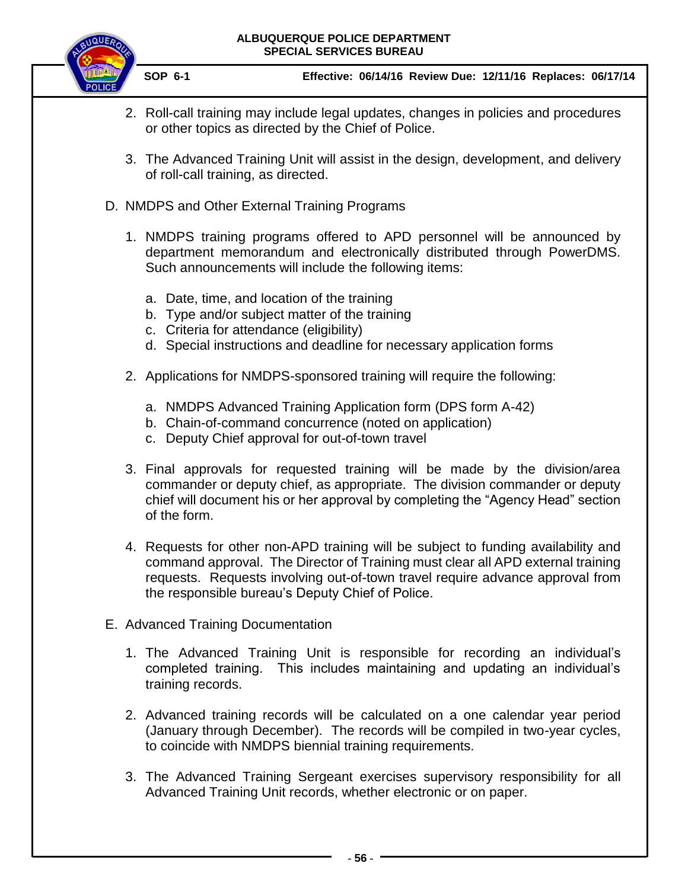2. Roll-call training may include legal updates, changes in policies and procedures or other topics as directed by the Chief of Police.

3. The Advanced Training Unit will assist in the design, development, and delivery of roll-call training, as directed.

D. NMDPS and Other External Training Programs

   1. NMDPS training programs offered to APD personnel will be announced by department memorandum and electronically distributed through PowerDMS. Such announcements will include the following items:

      a. Date, time, and location of the training
      b. Type and/or subject matter of the training
      c. Criteria for attendance (eligibility)
      d. Special instructions and deadline for necessary application forms

   2. Applications for NMDPS-sponsored training will require the following:

      a. NMDPS Advanced Training Application form (DPS form A-42)
      b. Chain-of-command concurrence (noted on application)
      c. Deputy Chief approval for out-of-town travel

   3. Final approvals for requested training will be made by the division/area commander or deputy chief, as appropriate. The division commander or deputy chief will document his or her approval by completing the "Agency Head" section of the form.

   4. Requests for other non-APD training will be subject to funding availability and command approval. The Director of Training must clear all APD external training requests. Requests involving out-of-town travel require advance approval from the responsible bureau's Deputy Chief of Police.

E. Advanced Training Documentation

   1. The Advanced Training Unit is responsible for recording an individual's completed training. This includes maintaining and updating an individual's training records.

   2. Advanced training records will be calculated on a one calendar year period (January through December). The records will be compiled in two-year cycles, to coincide with NMDPS biennial training requirements.

   3. The Advanced Training Sergeant exercises supervisory responsibility for all Advanced Training Unit records, whether electronic or on paper.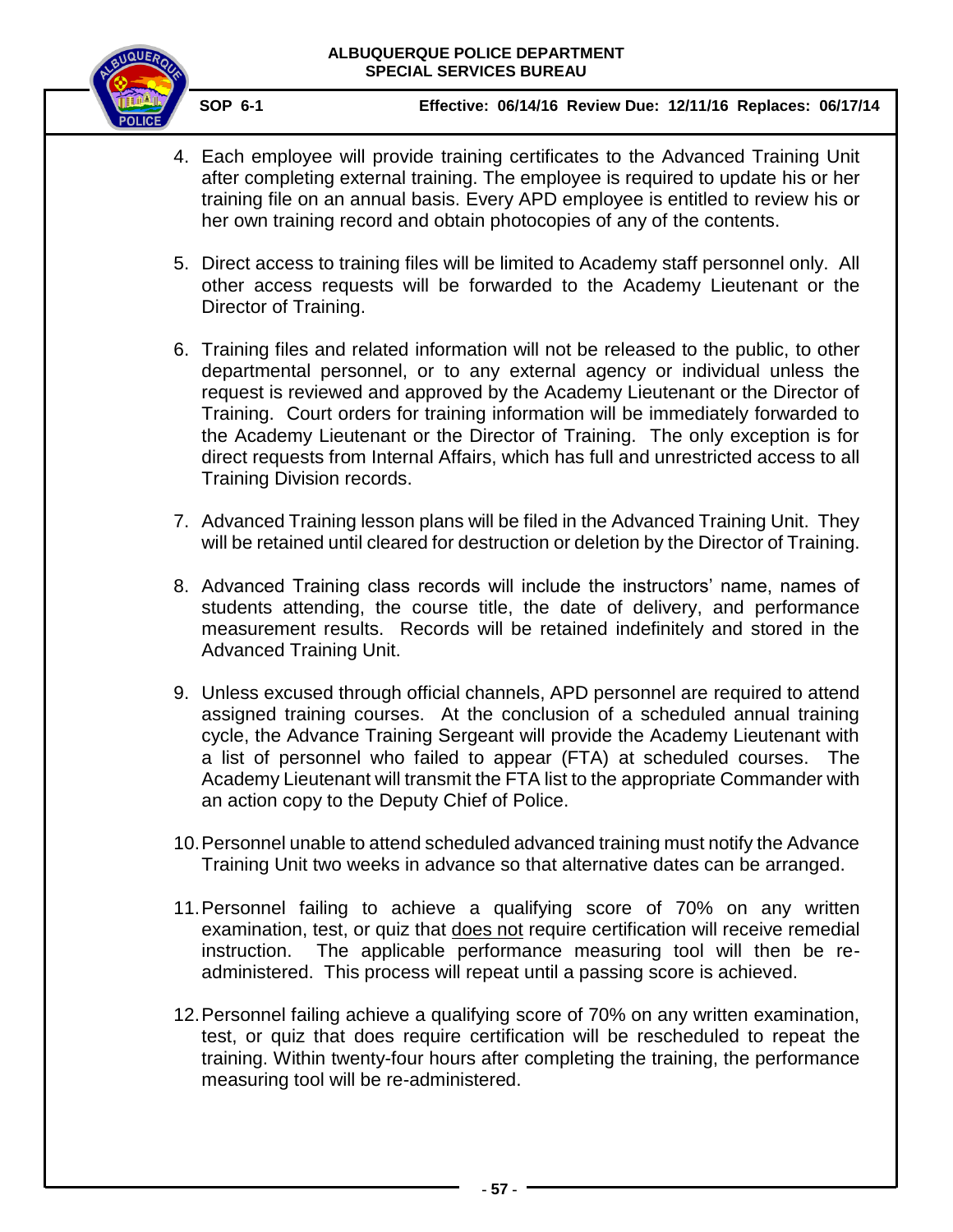4. Each employee will provide training certificates to the Advanced Training Unit after completing external training. The employee is required to update his or her training file on an annual basis. Every APD employee is entitled to review his or her own training record and obtain photocopies of any of the contents.

5. Direct access to training files will be limited to Academy staff personnel only. All other access requests will be forwarded to the Academy Lieutenant or the Director of Training.

6. Training files and related information will not be released to the public, to other departmental personnel, or to any external agency or individual unless the request is reviewed and approved by the Academy Lieutenant or the Director of Training. Court orders for training information will be immediately forwarded to the Academy Lieutenant or the Director of Training. The only exception is for direct requests from Internal Affairs, which has full and unrestricted access to all Training Division records.

7. Advanced Training lesson plans will be filed in the Advanced Training Unit. They will be retained until cleared for destruction or deletion by the Director of Training.

8. Advanced Training class records will include the instructors' name, names of students attending, the course title, the date of delivery, and performance measurement results. Records will be retained indefinitely and stored in the Advanced Training Unit.

9. Unless excused through official channels, APD personnel are required to attend assigned training courses. At the conclusion of a scheduled annual training cycle, the Advance Training Sergeant will provide the Academy Lieutenant with a list of personnel who failed to appear (FTA) at scheduled courses. The Academy Lieutenant will transmit the FTA list to the appropriate Commander with an action copy to the Deputy Chief of Police.

10. Personnel unable to attend scheduled advanced training must notify the Advance Training Unit two weeks in advance so that alternative dates can be arranged.

11. Personnel failing to achieve a qualifying score of 70% on any written examination, test, or quiz that <u>does not</u> require certification will receive remedial instruction. The applicable performance measuring tool will then be re-administered. This process will repeat until a passing score is achieved.

12. Personnel failing achieve a qualifying score of 70% on any written examination, test, or quiz that does require certification will be rescheduled to repeat the training. Within twenty-four hours after completing the training, the performance measuring tool will be re-administered.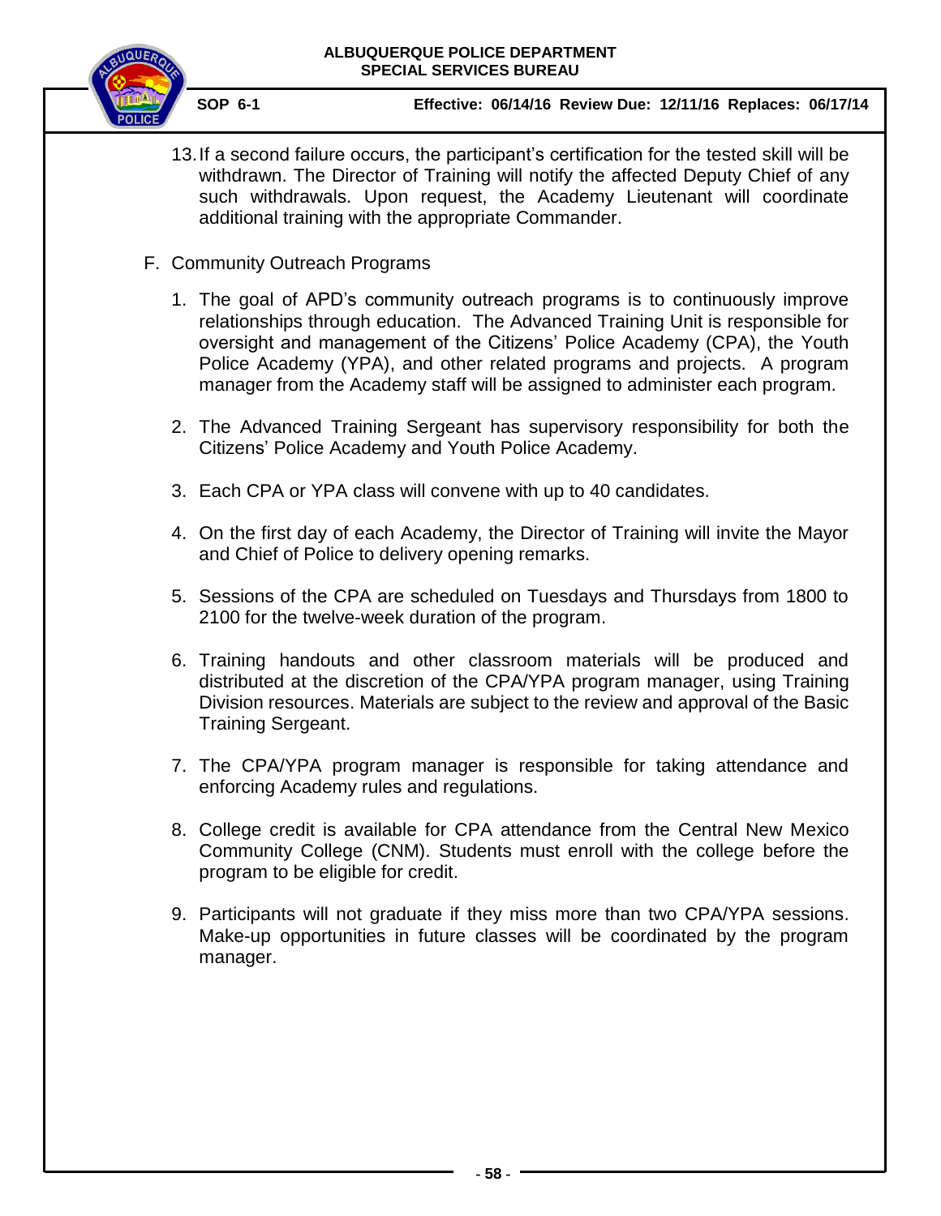13. If a second failure occurs, the participant's certification for the tested skill will be withdrawn. The Director of Training will notify the affected Deputy Chief of any such withdrawals. Upon request, the Academy Lieutenant will coordinate additional training with the appropriate Commander.

F. Community Outreach Programs

1. The goal of APD's community outreach programs is to continuously improve relationships through education. The Advanced Training Unit is responsible for oversight and management of the Citizens' Police Academy (CPA), the Youth Police Academy (YPA), and other related programs and projects. A program manager from the Academy staff will be assigned to administer each program.

2. The Advanced Training Sergeant has supervisory responsibility for both the Citizens' Police Academy and Youth Police Academy.

3. Each CPA or YPA class will convene with up to 40 candidates.

4. On the first day of each Academy, the Director of Training will invite the Mayor and Chief of Police to delivery opening remarks.

5. Sessions of the CPA are scheduled on Tuesdays and Thursdays from 1800 to 2100 for the twelve-week duration of the program.

6. Training handouts and other classroom materials will be produced and distributed at the discretion of the CPA/YPA program manager, using Training Division resources. Materials are subject to the review and approval of the Basic Training Sergeant.

7. The CPA/YPA program manager is responsible for taking attendance and enforcing Academy rules and regulations.

8. College credit is available for CPA attendance from the Central New Mexico Community College (CNM). Students must enroll with the college before the program to be eligible for credit.

9. Participants will not graduate if they miss more than two CPA/YPA sessions. Make-up opportunities in future classes will be coordinated by the program manager.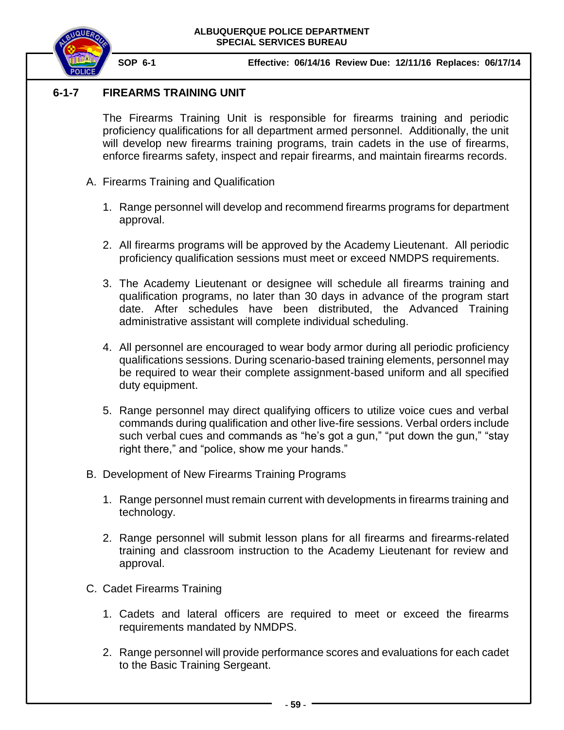## 6-1-7 FIREARMS TRAINING UNIT

The Firearms Training Unit is responsible for firearms training and periodic proficiency qualifications for all department armed personnel. Additionally, the unit will develop new firearms training programs, train cadets in the use of firearms, enforce firearms safety, inspect and repair firearms, and maintain firearms records.

A. Firearms Training and Qualification

1. Range personnel will develop and recommend firearms programs for department approval.

2. All firearms programs will be approved by the Academy Lieutenant. All periodic proficiency qualification sessions must meet or exceed NMDPS requirements.

3. The Academy Lieutenant or designee will schedule all firearms training and qualification programs, no later than 30 days in advance of the program start date. After schedules have been distributed, the Advanced Training administrative assistant will complete individual scheduling.

4. All personnel are encouraged to wear body armor during all periodic proficiency qualifications sessions. During scenario-based training elements, personnel may be required to wear their complete assignment-based uniform and all specified duty equipment.

5. Range personnel may direct qualifying officers to utilize voice cues and verbal commands during qualification and other live-fire sessions. Verbal orders include such verbal cues and commands as "he's got a gun," "put down the gun," "stay right there," and "police, show me your hands."

B. Development of New Firearms Training Programs

1. Range personnel must remain current with developments in firearms training and technology.

2. Range personnel will submit lesson plans for all firearms and firearms-related training and classroom instruction to the Academy Lieutenant for review and approval.

C. Cadet Firearms Training

1. Cadets and lateral officers are required to meet or exceed the firearms requirements mandated by NMDPS.

2. Range personnel will provide performance scores and evaluations for each cadet to the Basic Training Sergeant.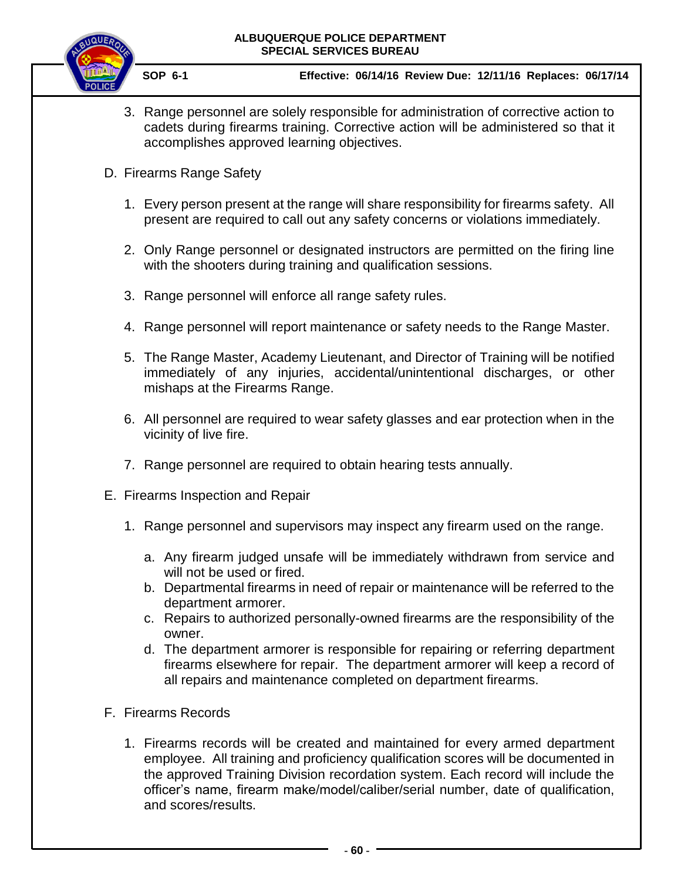3. Range personnel are solely responsible for administration of corrective action to cadets during firearms training. Corrective action will be administered so that it accomplishes approved learning objectives.

D. Firearms Range Safety

1. Every person present at the range will share responsibility for firearms safety. All present are required to call out any safety concerns or violations immediately.

2. Only Range personnel or designated instructors are permitted on the firing line with the shooters during training and qualification sessions.

3. Range personnel will enforce all range safety rules.

4. Range personnel will report maintenance or safety needs to the Range Master.

5. The Range Master, Academy Lieutenant, and Director of Training will be notified immediately of any injuries, accidental/unintentional discharges, or other mishaps at the Firearms Range.

6. All personnel are required to wear safety glasses and ear protection when in the vicinity of live fire.

7. Range personnel are required to obtain hearing tests annually.

E. Firearms Inspection and Repair

1. Range personnel and supervisors may inspect any firearm used on the range.

   a. Any firearm judged unsafe will be immediately withdrawn from service and will not be used or fired.
   b. Departmental firearms in need of repair or maintenance will be referred to the department armorer.
   c. Repairs to authorized personally-owned firearms are the responsibility of the owner.
   d. The department armorer is responsible for repairing or referring department firearms elsewhere for repair. The department armorer will keep a record of all repairs and maintenance completed on department firearms.

F. Firearms Records

1. Firearms records will be created and maintained for every armed department employee. All training and proficiency qualification scores will be documented in the approved Training Division recordation system. Each record will include the officer's name, firearm make/model/caliber/serial number, date of qualification, and scores/results.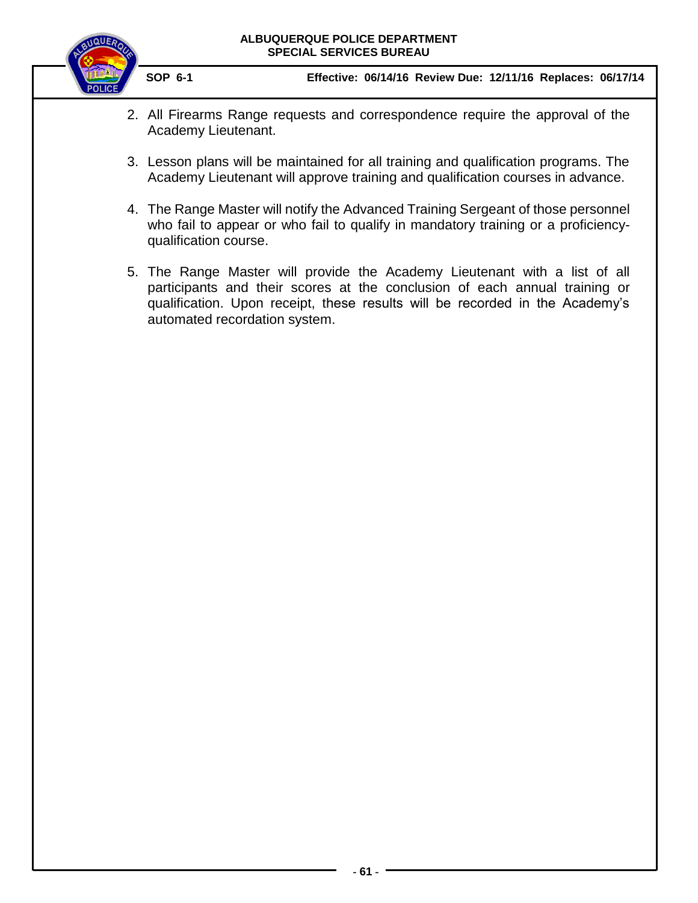2. All Firearms Range requests and correspondence require the approval of the Academy Lieutenant.

3. Lesson plans will be maintained for all training and qualification programs. The Academy Lieutenant will approve training and qualification courses in advance.

4. The Range Master will notify the Advanced Training Sergeant of those personnel who fail to appear or who fail to qualify in mandatory training or a proficiency-qualification course.

5. The Range Master will provide the Academy Lieutenant with a list of all participants and their scores at the conclusion of each annual training or qualification. Upon receipt, these results will be recorded in the Academy's automated recordation system.